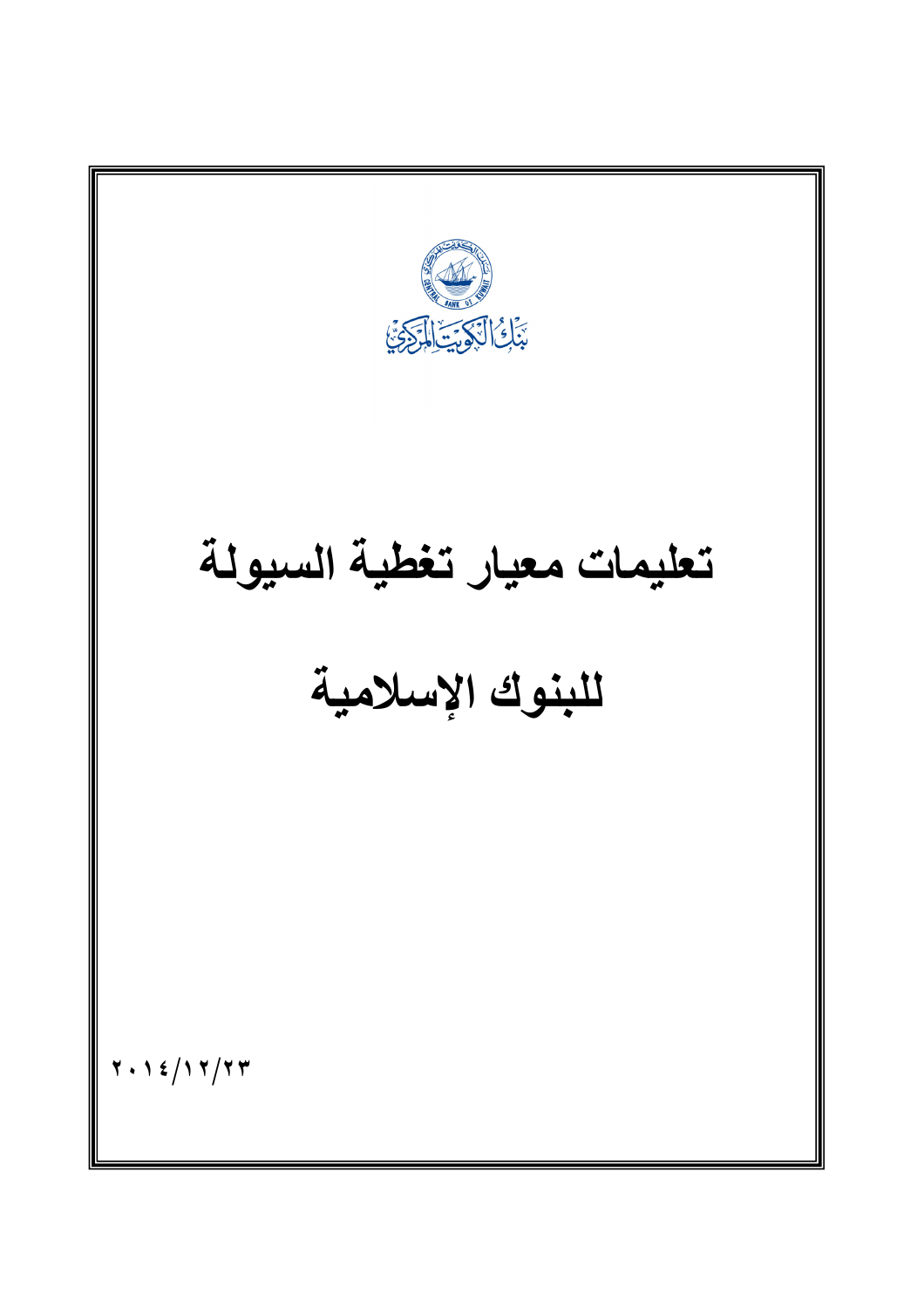بنك الكويت المركزي

# تعليمات معيار تغطية السيولة

# للبنوك الإسلامية

٢٠١٤/١٢/٢٣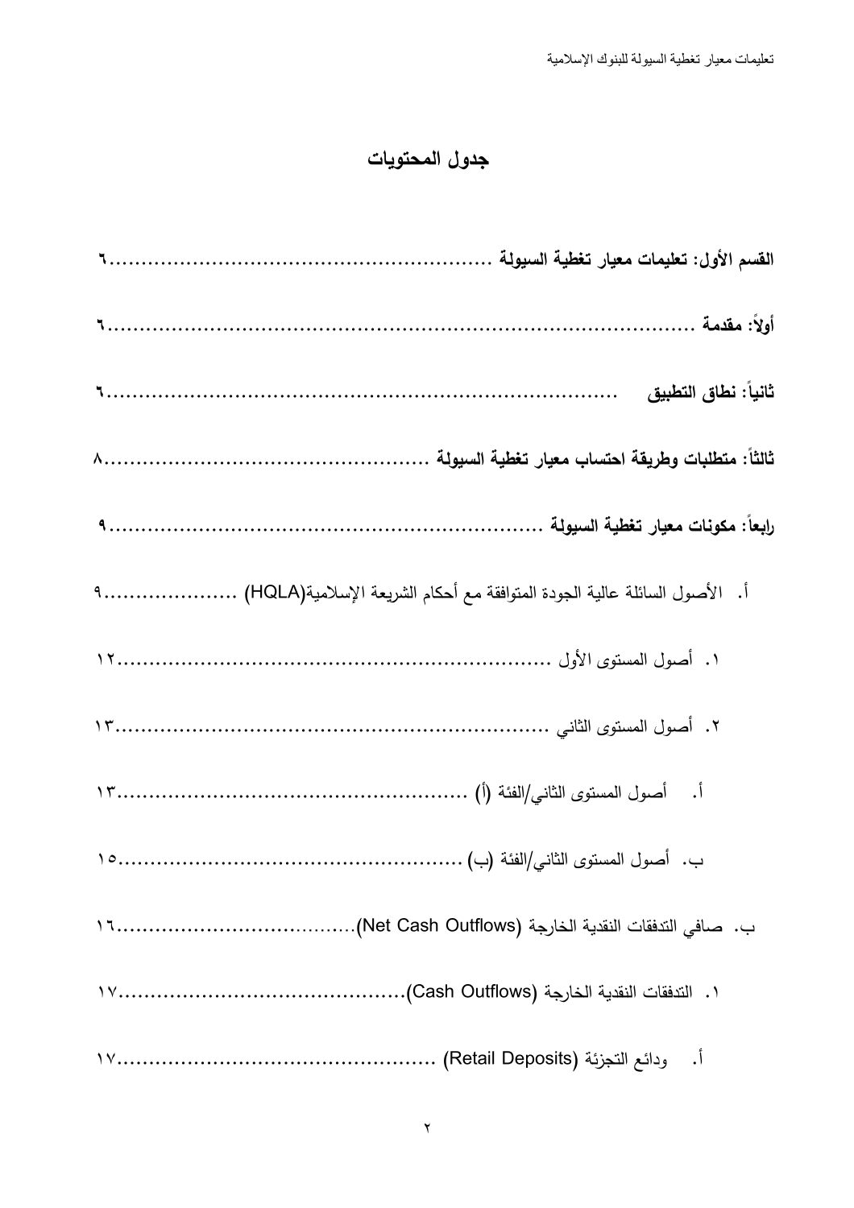# جدول المحتويات

**القسم الأول: تعليمات معيار تغطية السيولة** ............................................................ ٦

**أولاً: مقدمة** ........................................................................................... ٦

**ثانياً: نطاق التطبيق** ........................................................................... ٦

**ثالثاً: متطلبات وطريقة احتساب معيار تغطية السيولة** ................................................... ٨

**رابعاً: مكونات معيار تغطية السيولة** ................................................................... ٩

أ. الأصول السائلة عالية الجودة المتوافقة مع أحكام الشريعة الإسلامية(HQLA) ...................... ٩

١. أصول المستوى الأول ..................................................................... ١٢

٢. أصول المستوى الثاني ................................................................... ١٣

أ. أصول المستوى الثاني/الفئة (أ) ....................................................... ١٣

ب. أصول المستوى الثاني/الفئة (ب) ..................................................... ١٥

ب. صافي التدفقات النقدية الخارجة (Net Cash Outflows)...................................... ١٦

١. التدفقات النقدية الخارجة (Cash Outflows)............................................. ١٧

أ. ودائع التجزئة (Retail Deposits) .................................................. ١٧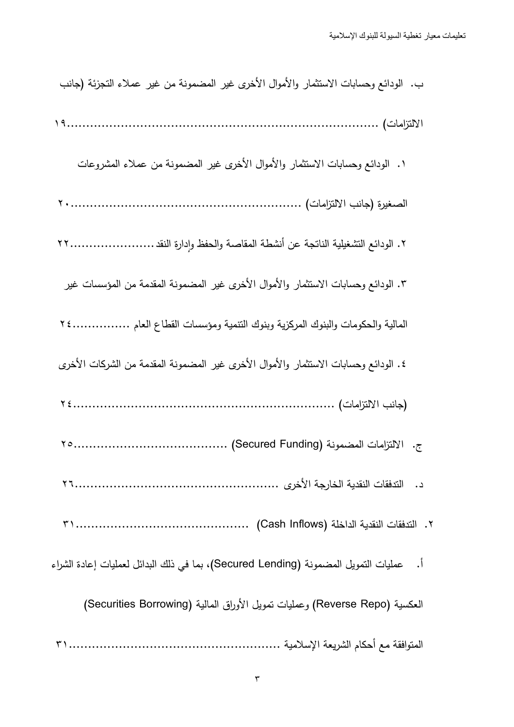ب. الودائع وحسابات الاستثمار والأموال الأخرى غير المضمونة من غير عملاء التجزئة (جانب الالتزامات) ........................................................................ ١٩

١. الودائع وحسابات الاستثمار والأموال الأخرى غير المضمونة من عملاء المشروعات الصغيرة (جانب الالتزامات) ........................................................ ٢٠

٢. الودائع التشغيلية الناتجة عن أنشطة المقاصة والحفظ وإدارة النقد ...................... ٢٢

٣. الودائع وحسابات الاستثمار والأموال الأخرى غير المضمونة المقدمة من المؤسسات غير المالية والحكومات والبنوك المركزية وبنوك التنمية ومؤسسات القطاع العام ............... ٢٤

٤. الودائع وحسابات الاستثمار والأموال الأخرى غير المضمونة المقدمة من الشركات الأخرى (جانب الالتزامات) ............................................................... ٢٤

ج. الالتزامات المضمونة (Secured Funding) ...................................... ٢٥

د. التدفقات النقدية الخارجة الأخرى ................................................... ٢٦

٢. التدفقات النقدية الداخلة (Cash Inflows) ........................................... ٣١

أ. عمليات التمويل المضمونة (Secured Lending)، بما في ذلك البدائل لعمليات إعادة الشراء العكسية (Reverse Repo) وعمليات تمويل الأوراق المالية (Securities Borrowing) المتوافقة مع أحكام الشريعة الإسلامية ................................................... ٣١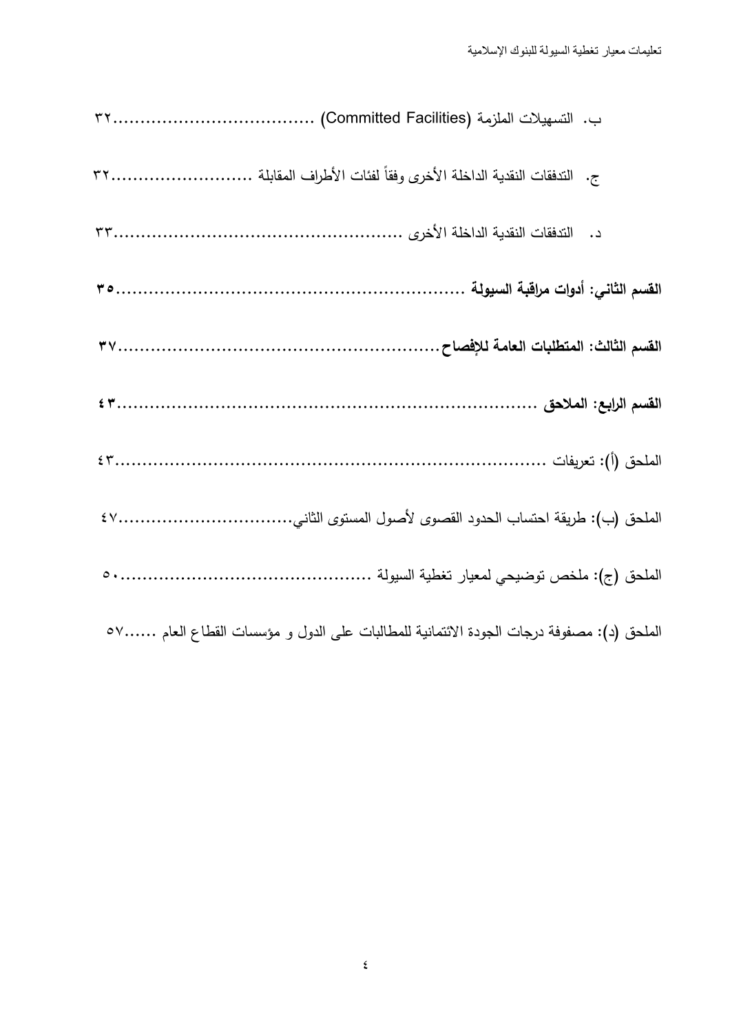ب. التسهيلات الملزمة (Committed Facilities) ....................................٣٢

ج. التدفقات النقدية الداخلة الأخرى وفقاً لفئات الأطراف المقابلة ..........................٣٢

د. التدفقات النقدية الداخلة الأخرى ....................................................٣٣

**القسم الثاني: أدوات مراقبة السيولة ...............................................................٣٥**

**القسم الثالث: المتطلبات العامة للإفصاح..........................................................٣٧**

**القسم الرابع: الملاحق ............................................................................٤٣**

الملحق (أ): تعريفات ...............................................................................٤٣

الملحق (ب): طريقة احتساب الحدود القصوى لأصول المستوى الثاني................................٤٧

الملحق (ج): ملخص توضيحي لمعيار تغطية السيولة ..............................................٥٠

الملحق (د): مصفوفة درجات الجودة الائتمانية للمطالبات على الدول و مؤسسات القطاع العام ......٥٧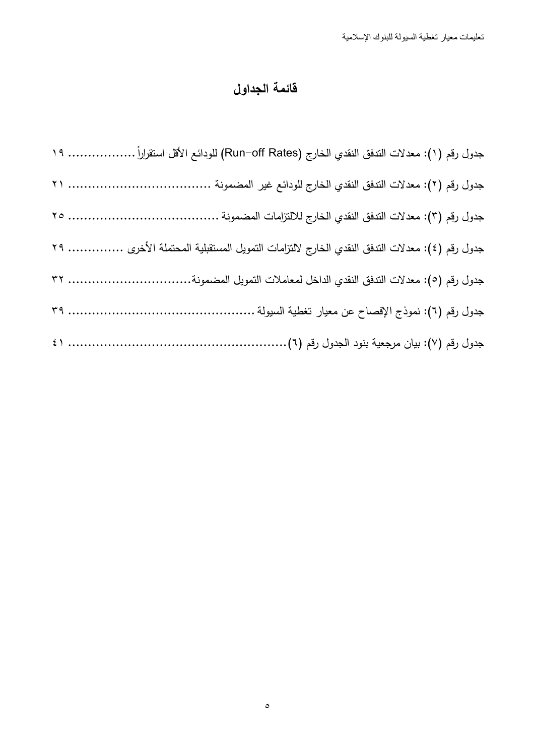# قائمة الجداول

جدول رقم (١): معدلات التدفق النقدي الخارج (Run-off Rates) للودائع الأقل استقراراً ................. ١٩

جدول رقم (٢): معدلات التدفق النقدي الخارج للودائع غير المضمونة ................................... ٢١

جدول رقم (٣): معدلات التدفق النقدي الخارج للالتزامات المضمونة ..................................... ٢٥

جدول رقم (٤): معدلات التدفق النقدي الخارج لالتزامات التمويل المستقبلية المحتملة الأخرى ............. ٢٩

جدول رقم (٥): معدلات التدفق النقدي الداخل لمعاملات التمويل المضمونة............................... ٣٢

جدول رقم (٦): نموذج الإفصاح عن معيار تغطية السيولة ................................................ ٣٩

جدول رقم (٧): بيان مرجعية بنود الجدول رقم (٦)........................................................ ٤١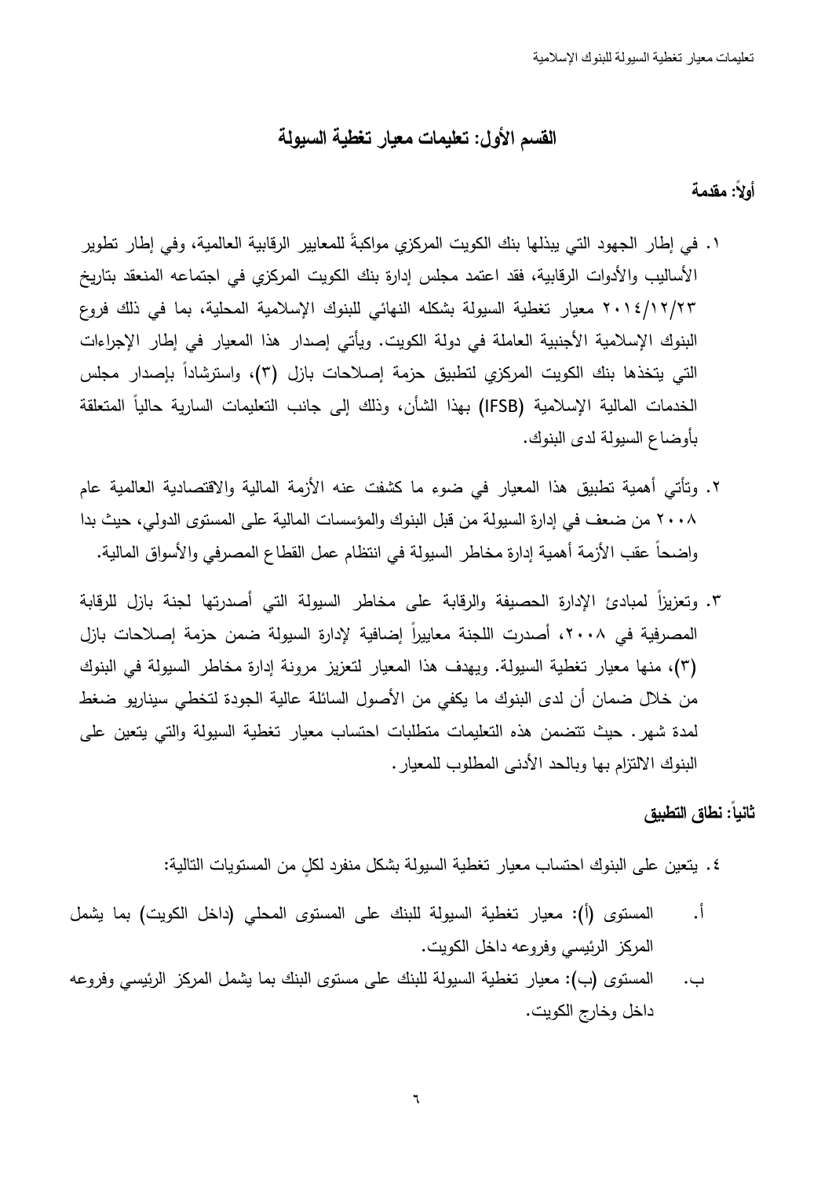## القسم الأول: تعليمات معيار تغطية السيولة

### أولاً: مقدمة

١. في إطار الجهود التي يبذلها بنك الكويت المركزي مواكبةً للمعايير الرقابية العالمية، وفي إطار تطوير الأساليب والأدوات الرقابية، فقد اعتمد مجلس إدارة بنك الكويت المركزي في اجتماعه المنعقد بتاريخ ٢٠١٤/١٢/٢٣ معيار تغطية السيولة بشكله النهائي للبنوك الإسلامية المحلية، بما في ذلك فروع البنوك الإسلامية الأجنبية العاملة في دولة الكويت. ويأتي إصدار هذا المعيار في إطار الإجراءات التي يتخذها بنك الكويت المركزي لتطبيق حزمة إصلاحات بازل (٣)، واسترشاداً بإصدار مجلس الخدمات المالية الإسلامية (IFSB) بهذا الشأن، وذلك إلى جانب التعليمات السارية حالياً المتعلقة بأوضاع السيولة لدى البنوك.

٢. وتأتي أهمية تطبيق هذا المعيار في ضوء ما كشفت عنه الأزمة المالية والاقتصادية العالمية عام ٢٠٠٨ من ضعف في إدارة السيولة من قبل البنوك والمؤسسات المالية على المستوى الدولي، حيث بدا واضحاً عقب الأزمة أهمية إدارة مخاطر السيولة في انتظام عمل القطاع المصرفي والأسواق المالية.

٣. وتعزيزاً لمبادئ الإدارة الحصيفة والرقابة على مخاطر السيولة التي أصدرتها لجنة بازل للرقابة المصرفية في ٢٠٠٨، أصدرت اللجنة معاييراً إضافية لإدارة السيولة ضمن حزمة إصلاحات بازل (٣)، منها معيار تغطية السيولة. ويهدف هذا المعيار لتعزيز مرونة إدارة مخاطر السيولة في البنوك من خلال ضمان أن لدى البنوك ما يكفي من الأصول السائلة عالية الجودة لتخطي سيناريو ضغط لمدة شهر. حيث تتضمن هذه التعليمات متطلبات احتساب معيار تغطية السيولة والتي يتعين على البنوك الالتزام بها وبالحد الأدنى المطلوب للمعيار.

### ثانياً: نطاق التطبيق

٤. يتعين على البنوك احتساب معيار تغطية السيولة بشكل منفرد لكلٍ من المستويات التالية:

أ. المستوى (أ): معيار تغطية السيولة للبنك على المستوى المحلي (داخل الكويت) بما يشمل المركز الرئيسي وفروعه داخل الكويت.

ب. المستوى (ب): معيار تغطية السيولة للبنك على مستوى البنك بما يشمل المركز الرئيسي وفروعه داخل وخارج الكويت.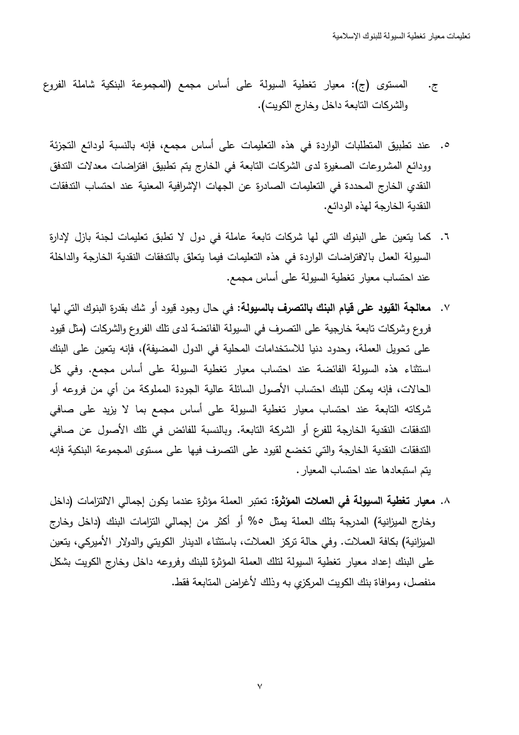ج. المستوى (ج): معيار تغطية السيولة على أساس مجمع (المجموعة البنكية شاملة الفروع والشركات التابعة داخل وخارج الكويت).

٥. عند تطبيق المتطلبات الواردة في هذه التعليمات على أساس مجمع، فإنه بالنسبة لودائع التجزئة وودائع المشروعات الصغيرة لدى الشركات التابعة في الخارج يتم تطبيق افتراضات معدلات التدفق النقدي الخارج المحددة في التعليمات الصادرة عن الجهات الإشرافية المعنية عند احتساب التدفقات النقدية الخارجة لهذه الودائع.

٦. كما يتعين على البنوك التي لها شركات تابعة عاملة في دول لا تطبق تعليمات لجنة بازل لإدارة السيولة العمل بالافتراضات الواردة في هذه التعليمات فيما يتعلق بالتدفقات النقدية الخارجة والداخلة عند احتساب معيار تغطية السيولة على أساس مجمع.

٧. **معالجة القيود على قيام البنك بالتصرف بالسيولة:** في حال وجود قيود أو شك بقدرة البنوك التي لها فروع وشركات تابعة خارجية على التصرف في السيولة الفائضة لدى تلك الفروع والشركات (مثل قيود على تحويل العملة، وحدود دنيا للاستخدامات المحلية في الدول المضيفة)، فإنه يتعين على البنك استثناء هذه السيولة الفائضة عند احتساب معيار تغطية السيولة على أساس مجمع. وفي كل الحالات، فإنه يمكن للبنك احتساب الأصول السائلة عالية الجودة المملوكة من أي من فروعه أو شركاته التابعة عند احتساب معيار تغطية السيولة على أساس مجمع بما لا يزيد على صافي التدفقات النقدية الخارجة للفرع أو الشركة التابعة. وبالنسبة للفائض في تلك الأصول عن صافي التدفقات النقدية الخارجة والتي تخضع لقيود على التصرف فيها على مستوى المجموعة البنكية فإنه يتم استبعادها عند احتساب المعيار.

٨. **معيار تغطية السيولة في العملات المؤثرة:** تعتبر العملة مؤثرة عندما يكون إجمالي الالتزامات (داخل وخارج الميزانية) المدرجة بتلك العملة يمثل ٥% أو أكثر من إجمالي التزامات البنك (داخل وخارج الميزانية) بكافة العملات. وفي حالة تركز العملات، باستثناء الدينار الكويتي والدولار الأميركي، يتعين على البنك إعداد معيار تغطية السيولة لتلك العملة المؤثرة للبنك وفروعه داخل وخارج الكويت بشكل منفصل، وموافاة بنك الكويت المركزي به وذلك لأغراض المتابعة فقط.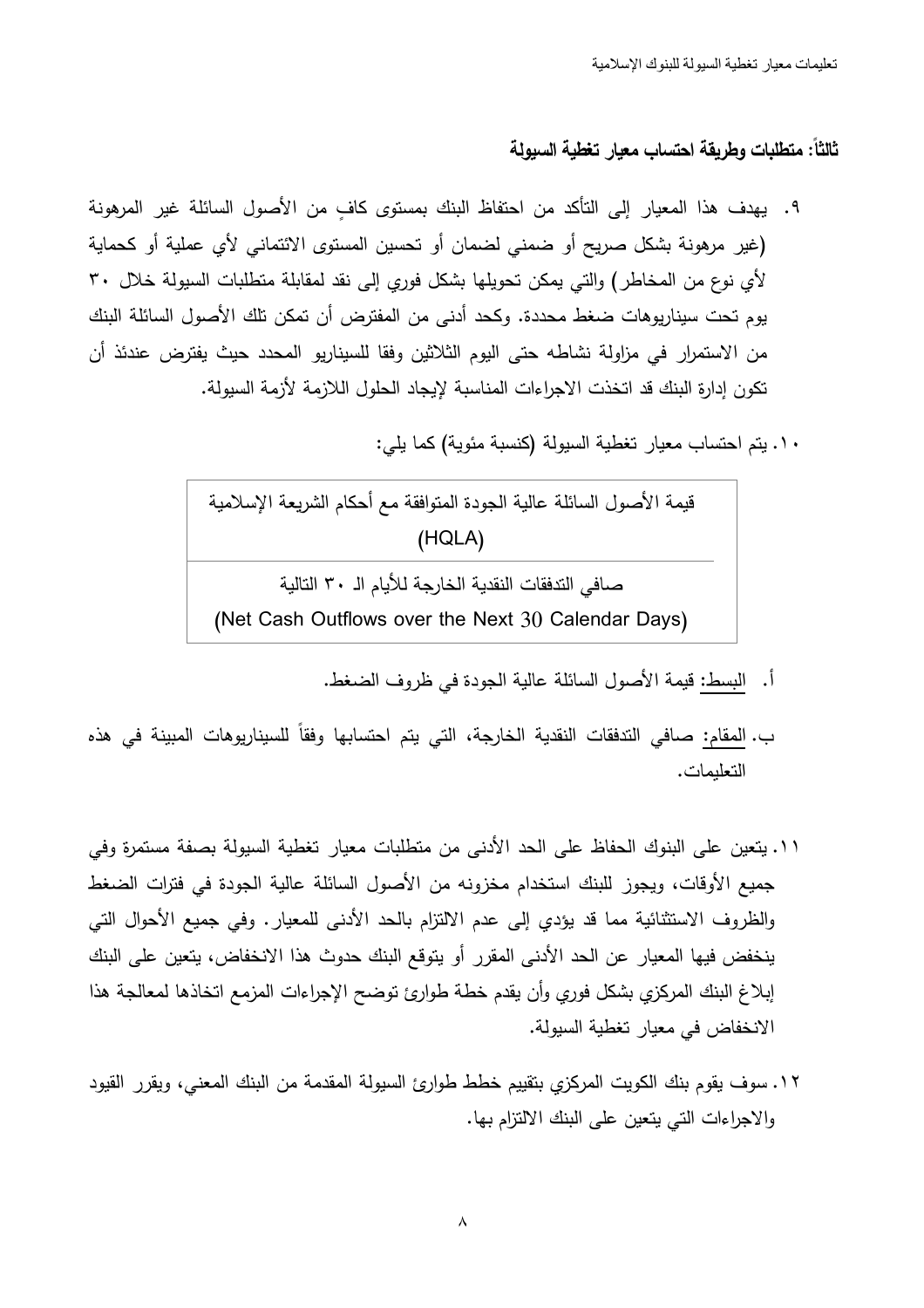### ثالثاً: متطلبات وطريقة احتساب معيار تغطية السيولة

٩. يهدف هذا المعيار إلى التأكد من احتفاظ البنك بمستوى كافٍ من الأصول السائلة غير المرهونة (غير مرهونة بشكل صريح أو ضمني لضمان أو تحسين المستوى الائتماني لأي عملية أو كحماية لأي نوع من المخاطر) والتي يمكن تحويلها بشكل فوري إلى نقد لمقابلة متطلبات السيولة خلال ٣٠ يوم تحت سيناريوهات ضغط محددة. وكحد أدنى من المفترض أن تمكن تلك الأصول السائلة البنك من الاستمرار في مزاولة نشاطه حتى اليوم الثلاثين وفقا للسيناريو المحدد حيث يفترض عندئذ أن تكون إدارة البنك قد اتخذت الاجراءات المناسبة لإيجاد الحلول اللازمة لأزمة السيولة.

١٠. يتم احتساب معيار تغطية السيولة (كنسبة مئوية) كما يلي:

$$\frac{\text{قيمة الأصول السائلة عالية الجودة المتوافقة مع أحكام الشريعة الإسلامية (HQLA)}}{\text{صافي التدفقات النقدية الخارجة للأيام الـ ٣٠ التالية (Net Cash Outflows over the Next 30 Calendar Days)}}$$

أ. البسط: قيمة الأصول السائلة عالية الجودة في ظروف الضغط.

ب. المقام: صافي التدفقات النقدية الخارجة، التي يتم احتسابها وفقاً للسيناريوهات المبينة في هذه التعليمات.

١١. يتعين على البنوك الحفاظ على الحد الأدنى من متطلبات معيار تغطية السيولة بصفة مستمرة وفي جميع الأوقات، ويجوز للبنك استخدام مخزونه من الأصول السائلة عالية الجودة في فترات الضغط والظروف الاستثنائية مما قد يؤدي إلى عدم الالتزام بالحد الأدنى للمعيار. وفي جميع الأحوال التي ينخفض فيها المعيار عن الحد الأدنى المقرر أو يتوقع البنك حدوث هذا الانخفاض، يتعين على البنك إبلاغ البنك المركزي بشكل فوري وأن يقدم خطة طوارئ توضح الإجراءات المزمع اتخاذها لمعالجة هذا الانخفاض في معيار تغطية السيولة.

١٢. سوف يقوم بنك الكويت المركزي بتقييم خطط طوارئ السيولة المقدمة من البنك المعني، ويقرر القيود والاجراءات التي يتعين على البنك الالتزام بها.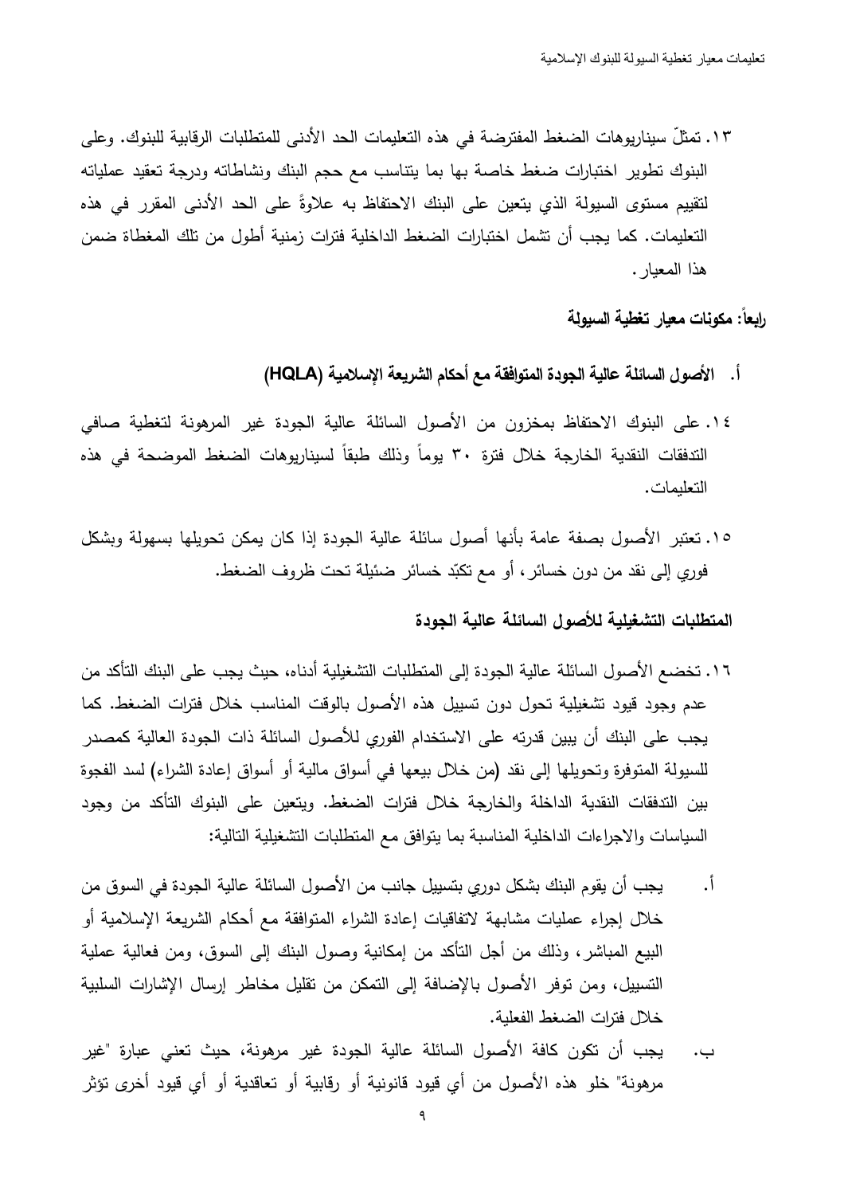١٣. تمثّل سيناريوهات الضغط المفترضة في هذه التعليمات الحد الأدنى للمتطلبات الرقابية للبنوك. وعلى البنوك تطوير اختبارات ضغط خاصة بها بما يتناسب مع حجم البنك ونشاطاته ودرجة تعقيد عملياته لتقييم مستوى السيولة الذي يتعين على البنك الاحتفاظ به علاوةً على الحد الأدنى المقرر في هذه التعليمات. كما يجب أن تشمل اختبارات الضغط الداخلية فترات زمنية أطول من تلك المغطاة ضمن هذا المعيار.

## رابعاً: مكونات معيار تغطية السيولة

### أ. الأصول السائلة عالية الجودة المتوافقة مع أحكام الشريعة الإسلامية (HQLA)

١٤. على البنوك الاحتفاظ بمخزون من الأصول السائلة عالية الجودة غير المرهونة لتغطية صافي التدفقات النقدية الخارجة خلال فترة ٣٠ يوماً وذلك طبقاً لسيناريوهات الضغط الموضحة في هذه التعليمات.

١٥. تعتبر الأصول بصفة عامة بأنها أصول سائلة عالية الجودة إذا كان يمكن تحويلها بسهولة وبشكل فوري إلى نقد من دون خسائر، أو مع تكبّد خسائر ضئيلة تحت ظروف الضغط.

### المتطلبات التشغيلية للأصول السائلة عالية الجودة

١٦. تخضع الأصول السائلة عالية الجودة إلى المتطلبات التشغيلية أدناه، حيث يجب على البنك التأكد من عدم وجود قيود تشغيلية تحول دون تسييل هذه الأصول بالوقت المناسب خلال فترات الضغط. كما يجب على البنك أن يبين قدرته على الاستخدام الفوري للأصول السائلة ذات الجودة العالية كمصدر للسيولة المتوفرة وتحويلها إلى نقد (من خلال بيعها في أسواق مالية أو أسواق إعادة الشراء) لسد الفجوة بين التدفقات النقدية الداخلة والخارجة خلال فترات الضغط. ويتعين على البنوك التأكد من وجود السياسات والاجراءات الداخلية المناسبة بما يتوافق مع المتطلبات التشغيلية التالية:

أ. يجب أن يقوم البنك بشكل دوري بتسييل جانب من الأصول السائلة عالية الجودة في السوق من خلال إجراء عمليات مشابهة لاتفاقيات إعادة الشراء المتوافقة مع أحكام الشريعة الإسلامية أو البيع المباشر، وذلك من أجل التأكد من إمكانية وصول البنك إلى السوق، ومن فعالية عملية التسييل، ومن توفر الأصول بالإضافة إلى التمكن من تقليل مخاطر إرسال الإشارات السلبية خلال فترات الضغط الفعلية.

ب. يجب أن تكون كافة الأصول السائلة عالية الجودة غير مرهونة، حيث تعني عبارة "غير مرهونة" خلو هذه الأصول من أي قيود قانونية أو رقابية أو تعاقدية أو أي قيود أخرى تؤثر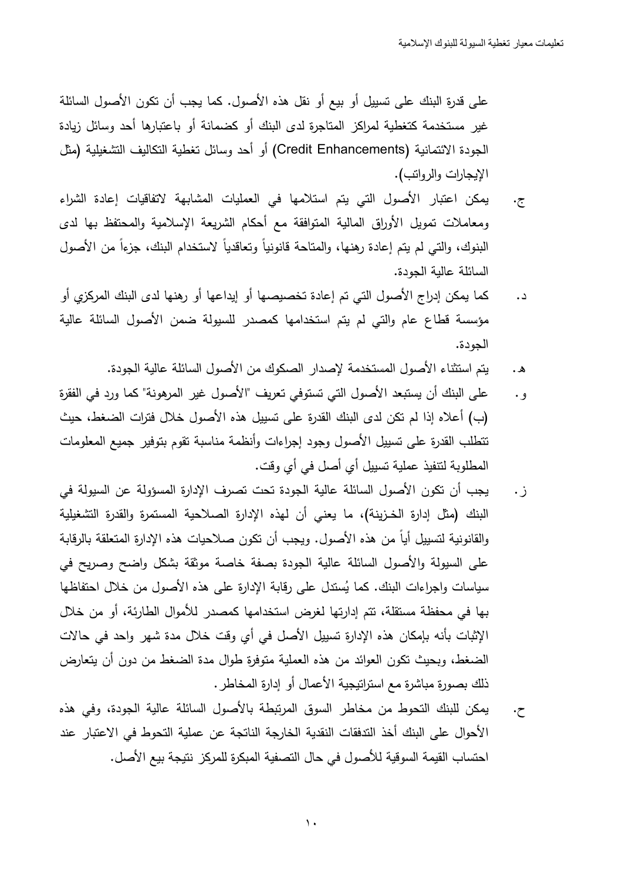على قدرة البنك على تسييل أو بيع أو نقل هذه الأصول. كما يجب أن تكون الأصول السائلة غير مستخدمة كتغطية لمراكز المتاجرة لدى البنك أو كضمانة أو باعتبارها أحد وسائل زيادة الجودة الائتمانية (Credit Enhancements) أو أحد وسائل تغطية التكاليف التشغيلية (مثل الإيجارات والرواتب).

ج. يمكن اعتبار الأصول التي يتم استلامها في العمليات المشابهة لاتفاقيات إعادة الشراء ومعاملات تمويل الأوراق المالية المتوافقة مع أحكام الشريعة الإسلامية والمحتفظ بها لدى البنوك، والتي لم يتم إعادة رهنها، والمتاحة قانونياً وتعاقدياً لاستخدام البنك، جزءاً من الأصول السائلة عالية الجودة.

د. كما يمكن إدراج الأصول التي تم إعادة تخصيصها أو إيداعها أو رهنها لدى البنك المركزي أو مؤسسة قطاع عام والتي لم يتم استخدامها كمصدر للسيولة ضمن الأصول السائلة عالية الجودة.

هـ. يتم استثناء الأصول المستخدمة لإصدار الصكوك من الأصول السائلة عالية الجودة.

و. على البنك أن يستبعد الأصول التي تستوفي تعريف "الأصول غير المرهونة" كما ورد في الفقرة (ب) أعلاه إذا لم تكن لدى البنك القدرة على تسييل هذه الأصول خلال فترات الضغط، حيث تتطلب القدرة على تسييل الأصول وجود إجراءات وأنظمة مناسبة تقوم بتوفير جميع المعلومات المطلوبة لتنفيذ عملية تسييل أي أصل في أي وقت.

ز. يجب أن تكون الأصول السائلة عالية الجودة تحت تصرف الإدارة المسؤولة عن السيولة في البنك (مثل إدارة الخزينة)، ما يعني أن لهذه الإدارة الصلاحية المستمرة والقدرة التشغيلية والقانونية لتسييل أياً من هذه الأصول. ويجب أن تكون صلاحيات هذه الإدارة المتعلقة بالرقابة على السيولة والأصول السائلة عالية الجودة بصفة خاصة موثقة بشكل واضح وصريح في سياسات واجراءات البنك. كما يُستدل على رقابة الإدارة على هذه الأصول من خلال احتفاظها بها في محفظة مستقلة، تتم إدارتها لغرض استخدامها كمصدر للأموال الطارئة، أو من خلال الإثبات بأنه بإمكان هذه الإدارة تسييل الأصل في أي وقت خلال مدة شهر واحد في حالات الضغط، وبحيث تكون العوائد من هذه العملية متوفرة طوال مدة الضغط من دون أن يتعارض ذلك بصورة مباشرة مع استراتيجية الأعمال أو إدارة المخاطر.

ح. يمكن للبنك التحوط من مخاطر السوق المرتبطة بالأصول السائلة عالية الجودة، وفي هذه الأحوال على البنك أخذ التدفقات النقدية الخارجة الناتجة عن عملية التحوط في الاعتبار عند احتساب القيمة السوقية للأصول في حال التصفية المبكرة للمركز نتيجة بيع الأصل.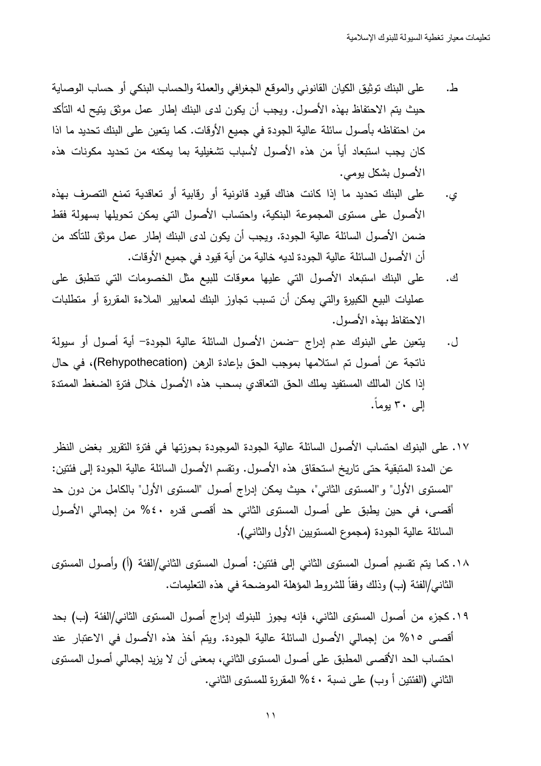ط. على البنك توثيق الكيان القانوني والموقع الجغرافي والعملة والحساب البنكي أو حساب الوصاية حيث يتم الاحتفاظ بهذه الأصول. ويجب أن يكون لدى البنك إطار عمل موثق يتيح له التأكد من احتفاظه بأصول سائلة عالية الجودة في جميع الأوقات. كما يتعين على البنك تحديد ما اذا كان يجب استبعاد أياً من هذه الأصول لأسباب تشغيلية بما يمكنه من تحديد مكونات هذه الأصول بشكل يومي.

ي. على البنك تحديد ما إذا كانت هناك قيود قانونية أو رقابية أو تعاقدية تمنع التصرف بهذه الأصول على مستوى المجموعة البنكية، واحتساب الأصول التي يمكن تحويلها بسهولة فقط ضمن الأصول السائلة عالية الجودة. ويجب أن يكون لدى البنك إطار عمل موثق للتأكد من أن الأصول السائلة عالية الجودة لديه خالية من أية قيود في جميع الأوقات.

ك. على البنك استبعاد الأصول التي عليها معوقات للبيع مثل الخصومات التي تنطبق على عمليات البيع الكبيرة والتي يمكن أن تسبب تجاوز البنك لمعايير الملاءة المقررة أو متطلبات الاحتفاظ بهذه الأصول.

ل. يتعين على البنوك عدم إدراج –ضمن الأصول السائلة عالية الجودة– أية أصول أو سيولة ناتجة عن أصول تم استلامها بموجب الحق بإعادة الرهن (Rehypothecation)، في حال إذا كان المالك المستفيد يملك الحق التعاقدي بسحب هذه الأصول خلال فترة الضغط الممتدة إلى ٣٠ يوماً.

١٧. على البنوك احتساب الأصول السائلة عالية الجودة الموجودة بحوزتها في فترة التقرير بغض النظر عن المدة المتبقية حتى تاريخ استحقاق هذه الأصول. وتقسم الأصول السائلة عالية الجودة إلى فئتين: "المستوى الأول" و"المستوى الثاني"، حيث يمكن إدراج أصول "المستوى الأول" بالكامل من دون حد أقصى، في حين يطبق على أصول المستوى الثاني حد أقصى قدره ٤٠% من إجمالي الأصول السائلة عالية الجودة (مجموع المستويين الأول والثاني).

١٨. كما يتم تقسيم أصول المستوى الثاني إلى فئتين: أصول المستوى الثاني/الفئة (أ) وأصول المستوى الثاني/الفئة (ب) وذلك وفقاً للشروط المؤهلة الموضحة في هذه التعليمات.

١٩. كجزء من أصول المستوى الثاني، فإنه يجوز للبنوك إدراج أصول المستوى الثاني/الفئة (ب) بحد أقصى ١٥% من إجمالي الأصول السائلة عالية الجودة. ويتم أخذ هذه الأصول في الاعتبار عند احتساب الحد الأقصى المطبق على أصول المستوى الثاني، بمعنى أن لا يزيد إجمالي أصول المستوى الثاني (الفئتين أ وب) على نسبة ٤٠% المقررة للمستوى الثاني.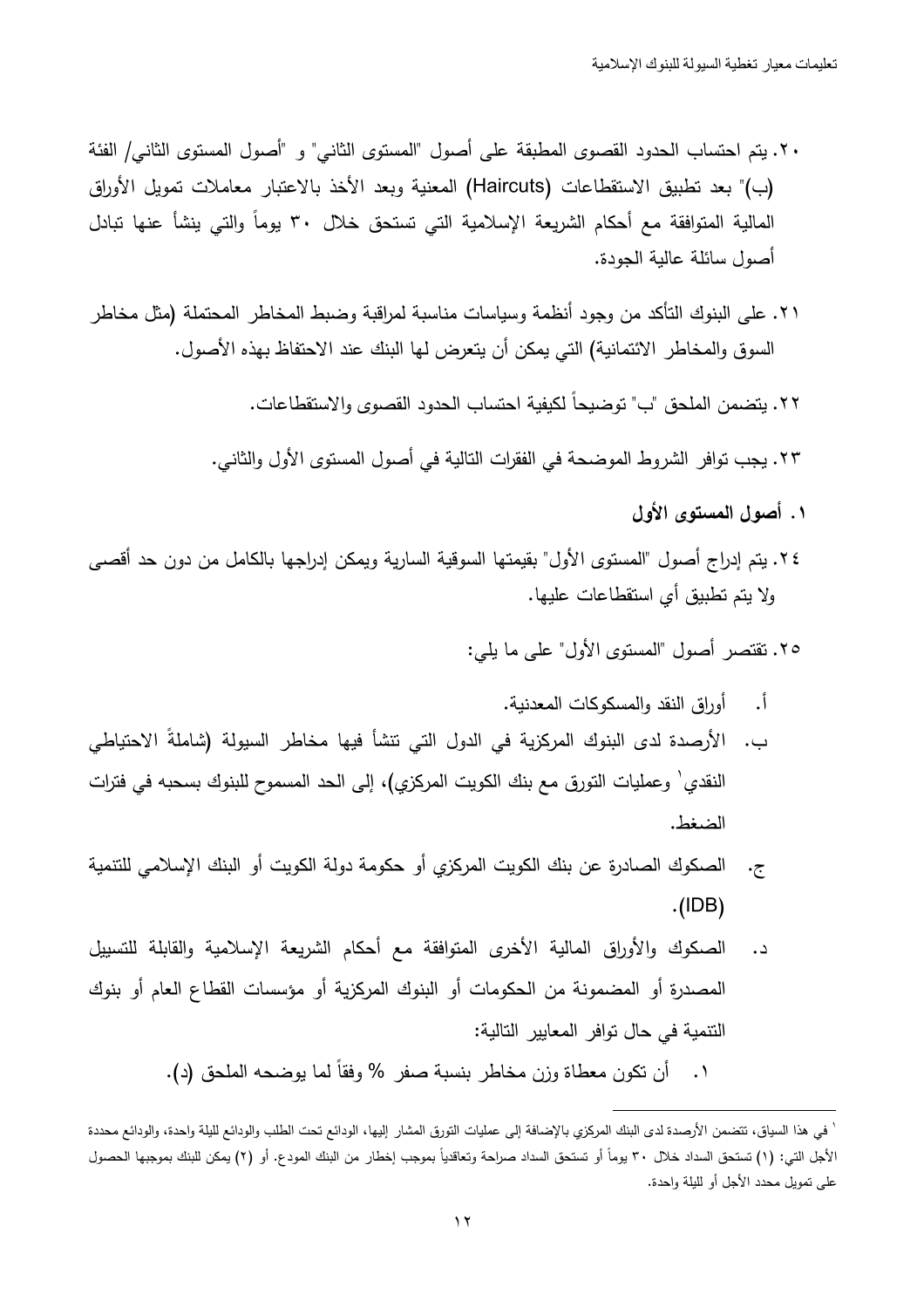٢٠. يتم احتساب الحدود القصوى المطبقة على أصول "المستوى الثاني" و "أصول المستوى الثاني/ الفئة (ب)" بعد تطبيق الاستقطاعات (Haircuts) المعنية وبعد الأخذ بالاعتبار معاملات تمويل الأوراق المالية المتوافقة مع أحكام الشريعة الإسلامية التي تستحق خلال ٣٠ يوماً والتي ينشأ عنها تبادل أصول سائلة عالية الجودة.

٢١. على البنوك التأكد من وجود أنظمة وسياسات مناسبة لمراقبة وضبط المخاطر المحتملة (مثل مخاطر السوق والمخاطر الائتمانية) التي يمكن أن يتعرض لها البنك عند الاحتفاظ بهذه الأصول.

٢٢. يتضمن الملحق "ب" توضيحاً لكيفية احتساب الحدود القصوى والاستقطاعات.

٢٣. يجب توافر الشروط الموضحة في الفقرات التالية في أصول المستوى الأول والثاني.

### ١. أصول المستوى الأول

٢٤. يتم إدراج أصول "المستوى الأول" بقيمتها السوقية السارية ويمكن إدراجها بالكامل من دون حد أقصى ولا يتم تطبيق أي استقطاعات عليها.

٢٥. تقتصر أصول "المستوى الأول" على ما يلي:

أ. أوراق النقد والمسكوكات المعدنية.

ب. الأرصدة لدى البنوك المركزية في الدول التي تنشأ فيها مخاطر السيولة (شاملةً الاحتياطي النقدي[1] وعمليات التورق مع بنك الكويت المركزي)، إلى الحد المسموح للبنوك بسحبه في فترات الضغط.

ج. الصكوك الصادرة عن بنك الكويت المركزي أو حكومة دولة الكويت أو البنك الإسلامي للتنمية (IDB).

د. الصكوك والأوراق المالية الأخرى المتوافقة مع أحكام الشريعة الإسلامية والقابلة للتسييل المصدرة أو المضمونة من الحكومات أو البنوك المركزية أو مؤسسات القطاع العام أو بنوك التنمية في حال توافر المعايير التالية:

١. أن تكون معطاة وزن مخاطر بنسبة صفر % وفقاً لما يوضحه الملحق (د).

---

[1] في هذا السياق، تتضمن الأرصدة لدى البنك المركزي بالإضافة إلى عمليات التورق المشار إليها، الودائع تحت الطلب والودائع لليلة واحدة، والودائع محددة الأجل التي: (١) تستحق السداد خلال ٣٠ يوماً أو تستحق السداد صراحة وتعاقدياً بموجب إخطار من البنك المودع. أو (٢) يمكن للبنك بموجبها الحصول على تمويل محدد الأجل أو لليلة واحدة.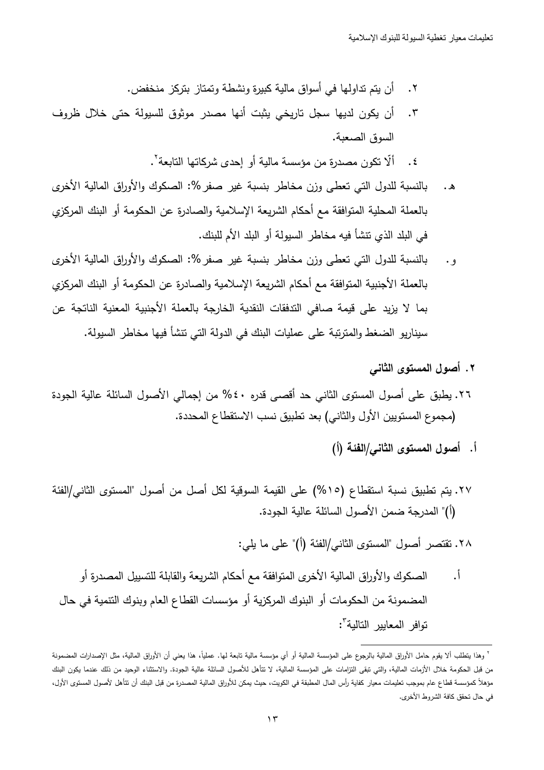٢. أن يتم تداولها في أسواق مالية كبيرة ونشطة وتمتاز بتركز منخفض.

٣. أن يكون لديها سجل تاريخي يثبت أنها مصدر موثوق للسيولة حتى خلال ظروف السوق الصعبة.

٤. ألّا تكون مصدرة من مؤسسة مالية أو إحدى شركاتها التابعة[٢].

هـ. بالنسبة للدول التي تعطى وزن مخاطر بنسبة غير صفر%: الصكوك والأوراق المالية الأخرى بالعملة المحلية المتوافقة مع أحكام الشريعة الإسلامية والصادرة عن الحكومة أو البنك المركزي في البلد الذي تنشأ فيه مخاطر السيولة أو البلد الأم للبنك.

و. بالنسبة للدول التي تعطى وزن مخاطر بنسبة غير صفر%: الصكوك والأوراق المالية الأخرى بالعملة الأجنبية المتوافقة مع أحكام الشريعة الإسلامية والصادرة عن الحكومة أو البنك المركزي بما لا يزيد على قيمة صافي التدفقات النقدية الخارجة بالعملة الأجنبية المعنية الناتجة عن سيناريو الضغط والمترتبة على عمليات البنك في الدولة التي تنشأ فيها مخاطر السيولة.

## ٢. أصول المستوى الثاني

٢٦. يطبق على أصول المستوى الثاني حد أقصى قدره ٤٠% من إجمالي الأصول السائلة عالية الجودة (مجموع المستويين الأول والثاني) بعد تطبيق نسب الاستقطاع المحددة.

### أ. أصول المستوى الثاني/الفئة (أ)

٢٧. يتم تطبيق نسبة استقطاع (١٥%) على القيمة السوقية لكل أصل من أصول "المستوى الثاني/الفئة (أ)" المدرجة ضمن الأصول السائلة عالية الجودة.

٢٨. تقتصر أصول "المستوى الثاني/الفئة (أ)" على ما يلي:

أ. الصكوك والأوراق المالية الأخرى المتوافقة مع أحكام الشريعة والقابلة للتسييل المصدرة أو المضمونة من الحكومات أو البنوك المركزية أو مؤسسات القطاع العام وبنوك التنمية في حال توافر المعايير التالية[٣]:

---

[٢] وهذا يتطلب ألا يقوم حامل الأوراق المالية بالرجوع على المؤسسة المالية أو أي مؤسسة مالية تابعة لها. عملياً، هذا يعني أن الأوراق المالية، مثل الإصدارات المضمونة من قبل الحكومة خلال الأزمات المالية، والتي تبقى التزامات على المؤسسة المالية، لا تتأهل للأصول السائلة عالية الجودة. والاستثناء الوحيد من ذلك عندما يكون البنك مؤهلاً كمؤسسة قطاع عام بموجب تعليمات معيار كفاية رأس المال المطبقة في الكويت، حيث يمكن للأوراق المالية المصدرة من قبل البنك أن تتأهل لأصول المستوى الأول، في حال تحقق كافة الشروط الأخرى.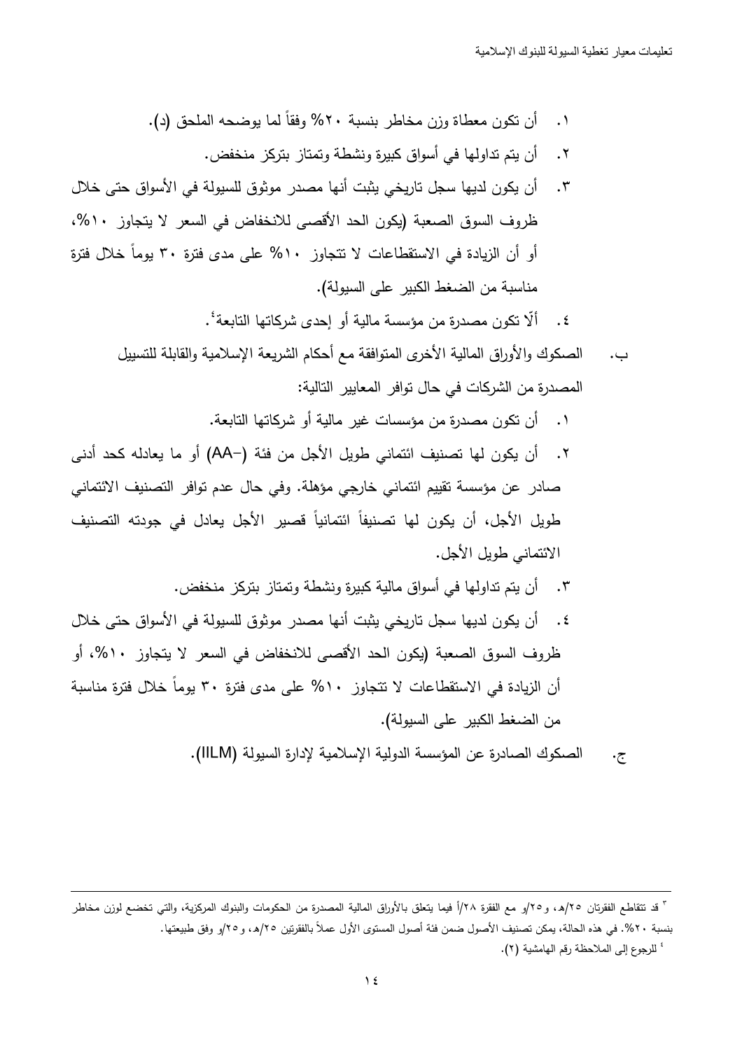١. أن تكون معطاة وزن مخاطر بنسبة ٢٠% وفقاً لما يوضحه الملحق (د).

٢. أن يتم تداولها في أسواق كبيرة ونشطة وتمتاز بتركز منخفض.

٣. أن يكون لديها سجل تاريخي يثبت أنها مصدر موثوق للسيولة في الأسواق حتى خلال ظروف السوق الصعبة (يكون الحد الأقصى للانخفاض في السعر لا يتجاوز ١٠%، أو أن الزيادة في الاستقطاعات لا تتجاوز ١٠% على مدى فترة ٣٠ يوماً خلال فترة مناسبة من الضغط الكبير على السيولة).

٤. ألّا تكون مصدرة من مؤسسة مالية أو إحدى شركاتها التابعة[٤].

ب. الصكوك والأوراق المالية الأخرى المتوافقة مع أحكام الشريعة الإسلامية والقابلة للتسييل المصدرة من الشركات في حال توافر المعايير التالية:

١. أن تكون مصدرة من مؤسسات غير مالية أو شركاتها التابعة.

٢. أن يكون لها تصنيف ائتماني طويل الأجل من فئة (AA-) أو ما يعادله كحد أدنى صادر عن مؤسسة تقييم ائتماني خارجي مؤهلة. وفي حال عدم توافر التصنيف الائتماني طويل الأجل، أن يكون لها تصنيفاً ائتمانياً قصير الأجل يعادل في جودته التصنيف الائتماني طويل الأجل.

٣. أن يتم تداولها في أسواق مالية كبيرة ونشطة وتمتاز بتركز منخفض.

٤. أن يكون لديها سجل تاريخي يثبت أنها مصدر موثوق للسيولة في الأسواق حتى خلال ظروف السوق الصعبة (يكون الحد الأقصى للانخفاض في السعر لا يتجاوز ١٠%، أو أن الزيادة في الاستقطاعات لا تتجاوز ١٠% على مدى فترة ٣٠ يوماً خلال فترة مناسبة من الضغط الكبير على السيولة).

ج. الصكوك الصادرة عن المؤسسة الدولية الإسلامية لإدارة السيولة (IILM).

---

[٣] قد تتقاطع الفقرتان ٢٥/هـ، و٢٥/و مع الفقرة ٢٨/أ فيما يتعلق بالأوراق المالية المصدرة من الحكومات والبنوك المركزية، والتي تخضع لوزن مخاطر بنسبة ٢٠%. في هذه الحالة، يمكن تصنيف الأصول ضمن فئة أصول المستوى الأول عملاً بالفقرتين ٢٥/هـ، و٢٥/و وفق طبيعتها.

[٤] للرجوع إلى الملاحظة رقم الهامشية (٢).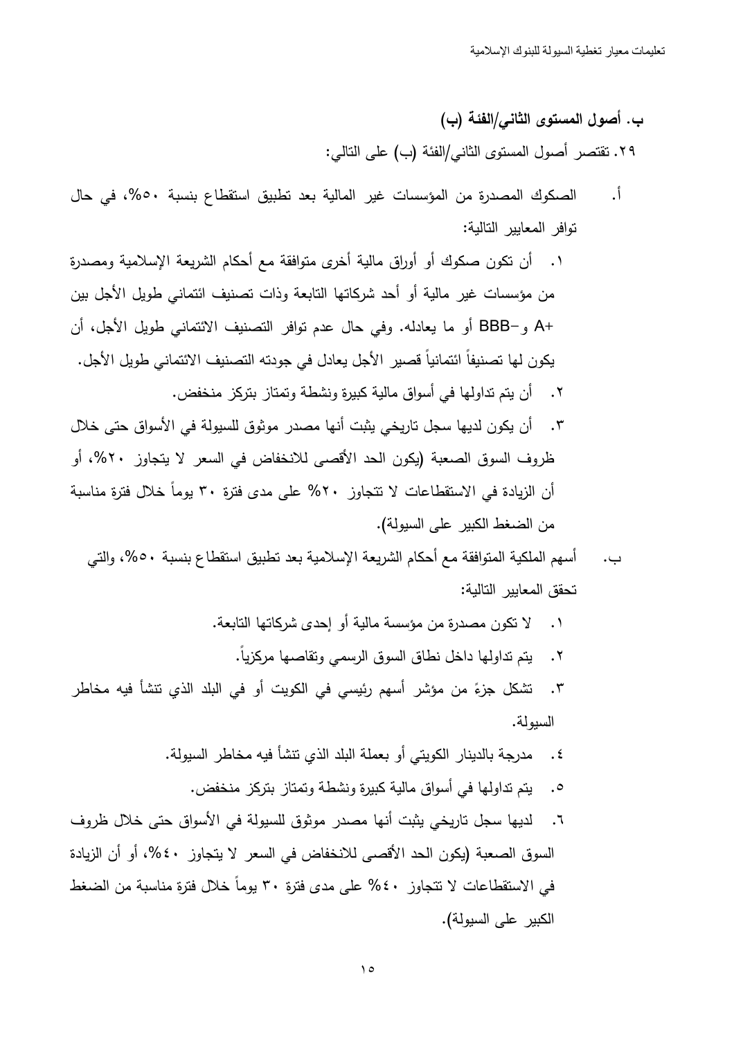### ب. أصول المستوى الثاني/الفئة (ب)

٢٩. تقتصر أصول المستوى الثاني/الفئة (ب) على التالي:

أ. الصكوك المصدرة من المؤسسات غير المالية بعد تطبيق استقطاع بنسبة ٥٠%، في حال توافر المعايير التالية:

١. أن تكون صكوك أو أوراق مالية أخرى متوافقة مع أحكام الشريعة الإسلامية ومصدرة من مؤسسات غير مالية أو أحد شركاتها التابعة وذات تصنيف ائتماني طويل الأجل بين A+ و BBB- أو ما يعادله. وفي حال عدم توافر التصنيف الائتماني طويل الأجل، أن يكون لها تصنيفاً ائتمانياً قصير الأجل يعادل في جودته التصنيف الائتماني طويل الأجل.

٢. أن يتم تداولها في أسواق مالية كبيرة ونشطة وتمتاز بتركز منخفض.

٣. أن يكون لديها سجل تاريخي يثبت أنها مصدر موثوق للسيولة في الأسواق حتى خلال ظروف السوق الصعبة (يكون الحد الأقصى للانخفاض في السعر لا يتجاوز ٢٠%، أو أن الزيادة في الاستقطاعات لا تتجاوز ٢٠% على مدى فترة ٣٠ يوماً خلال فترة مناسبة من الضغط الكبير على السيولة).

ب. أسهم الملكية المتوافقة مع أحكام الشريعة الإسلامية بعد تطبيق استقطاع بنسبة ٥٠%، والتي تحقق المعايير التالية:

١. لا تكون مصدرة من مؤسسة مالية أو إحدى شركاتها التابعة.

٢. يتم تداولها داخل نطاق السوق الرسمي وتقاصها مركزياً.

٣. تشكل جزءً من مؤشر أسهم رئيسي في الكويت أو في البلد الذي تنشأ فيه مخاطر السيولة.

٤. مدرجة بالدينار الكويتي أو بعملة البلد الذي تنشأ فيه مخاطر السيولة.

٥. يتم تداولها في أسواق مالية كبيرة ونشطة وتمتاز بتركز منخفض.

٦. لديها سجل تاريخي يثبت أنها مصدر موثوق للسيولة في الأسواق حتى خلال ظروف السوق الصعبة (يكون الحد الأقصى للانخفاض في السعر لا يتجاوز ٤٠%، أو أن الزيادة في الاستقطاعات لا تتجاوز ٤٠% على مدى فترة ٣٠ يوماً خلال فترة مناسبة من الضغط الكبير على السيولة).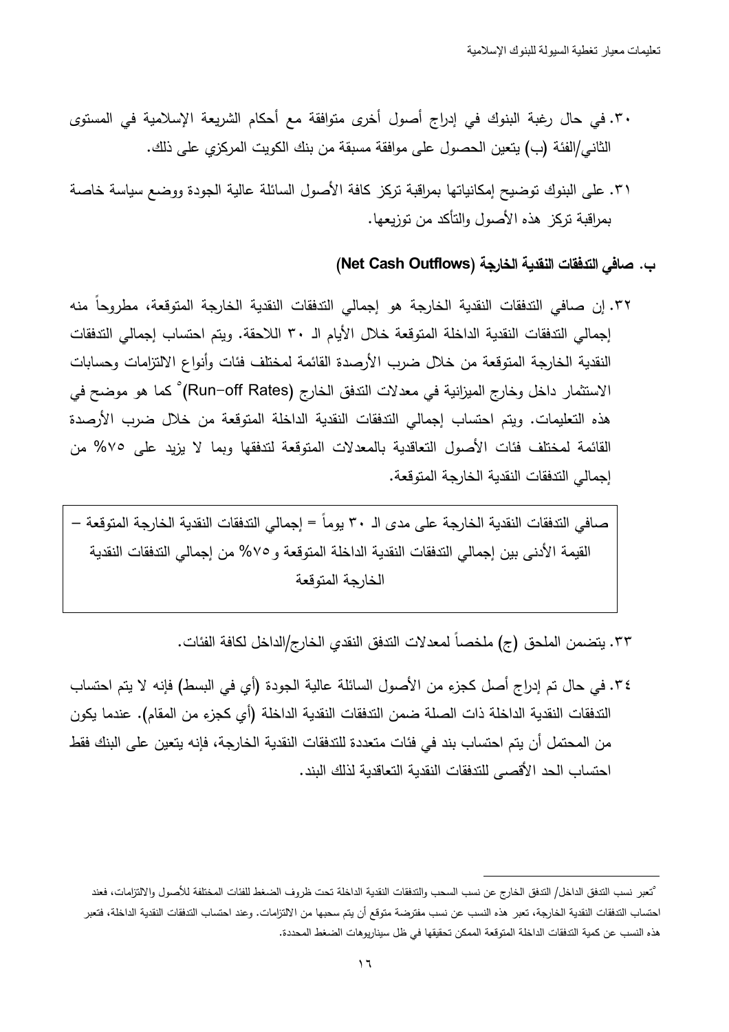٣٠. في حال رغبة البنوك في إدراج أصول أخرى متوافقة مع أحكام الشريعة الإسلامية في المستوى الثاني/الفئة (ب) يتعين الحصول على موافقة مسبقة من بنك الكويت المركزي على ذلك.

٣١. على البنوك توضيح إمكانياتها بمراقبة تركز كافة الأصول السائلة عالية الجودة ووضع سياسة خاصة بمراقبة تركز هذه الأصول والتأكد من توزيعها.

### ب. صافي التدفقات النقدية الخارجة (Net Cash Outflows)

٣٢. إن صافي التدفقات النقدية الخارجة هو إجمالي التدفقات النقدية الخارجة المتوقعة، مطروحاً منه إجمالي التدفقات النقدية الداخلة المتوقعة خلال الأيام الـ ٣٠ اللاحقة. ويتم احتساب إجمالي التدفقات النقدية الخارجة المتوقعة من خلال ضرب الأرصدة القائمة لمختلف فئات وأنواع الالتزامات وحسابات الاستثمار داخل وخارج الميزانية في معدلات التدفق الخارج (Run-off Rates)[٥] كما هو موضح في هذه التعليمات. ويتم احتساب إجمالي التدفقات النقدية الداخلة المتوقعة من خلال ضرب الأرصدة القائمة لمختلف فئات الأصول التعاقدية بالمعدلات المتوقعة لتدفقها وبما لا يزيد على ٧٥% من إجمالي التدفقات النقدية الخارجة المتوقعة.

| صافي التدفقات النقدية الخارجة على مدى الـ ٣٠ يوماً = إجمالي التدفقات النقدية الخارجة المتوقعة – القيمة الأدنى بين إجمالي التدفقات النقدية الداخلة المتوقعة و٧٥% من إجمالي التدفقات النقدية الخارجة المتوقعة |
|---|

٣٣. يتضمن الملحق (ج) ملخصاً لمعدلات التدفق النقدي الخارج/الداخل لكافة الفئات.

٣٤. في حال تم إدراج أصل كجزء من الأصول السائلة عالية الجودة (أي في البسط) فإنه لا يتم احتساب التدفقات النقدية الداخلة ذات الصلة ضمن التدفقات النقدية الداخلة (أي كجزء من المقام). عندما يكون من المحتمل أن يتم احتساب بند في فئات متعددة للتدفقات النقدية الخارجة، فإنه يتعين على البنك فقط احتساب الحد الأقصى للتدفقات النقدية التعاقدية لذلك البند.

---

[٥] تعبر نسب التدفق الداخل/ التدفق الخارج عن نسب السحب والتدفقات النقدية الداخلة تحت ظروف الضغط للفئات المختلفة للأصول والالتزامات، فعند احتساب التدفقات النقدية الخارجة، تعبر هذه النسب عن نسب مفترضة متوقع أن يتم سحبها من الالتزامات. وعند احتساب التدفقات النقدية الداخلة، فتعبر هذه النسب عن كمية التدفقات الداخلة المتوقعة الممكن تحقيقها في ظل سيناريوهات الضغط المحددة.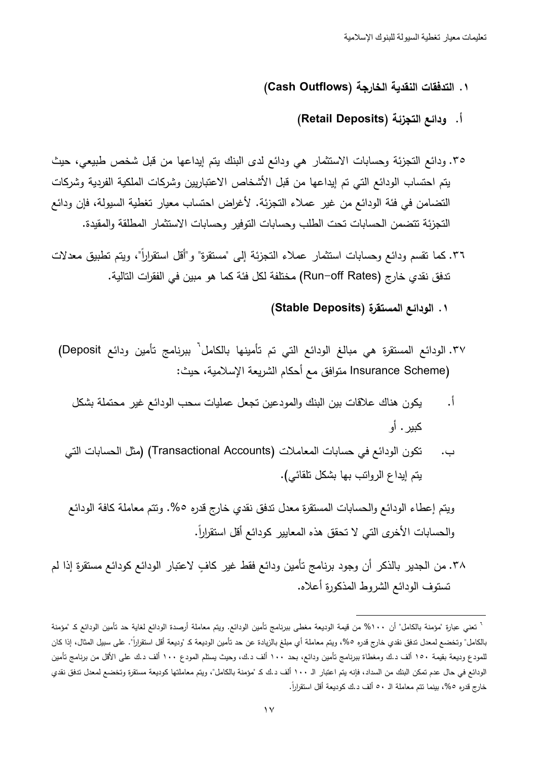## ١. التدفقات النقدية الخارجة (Cash Outflows)

### أ. ودائع التجزئة (Retail Deposits)

٣٥. ودائع التجزئة وحسابات الاستثمار هي ودائع لدى البنك يتم إيداعها من قبل شخص طبيعي، حيث يتم احتساب الودائع التي تم إيداعها من قبل الأشخاص الاعتباريين وشركات الملكية الفردية وشركات التضامن في فئة الودائع من غير عملاء التجزئة. لأغراض احتساب معيار تغطية السيولة، فإن ودائع التجزئة تتضمن الحسابات تحت الطلب وحسابات التوفير وحسابات الاستثمار المطلقة والمقيدة.

٣٦. كما تقسم ودائع وحسابات استثمار عملاء التجزئة إلى "مستقرة" و"أقل استقراراً"، ويتم تطبيق معدلات تدفق نقدي خارج (Run-off Rates) مختلفة لكل فئة كما هو مبين في الفقرات التالية.

#### ١. الودائع المستقرة (Stable Deposits)

٣٧. الودائع المستقرة هي مبالغ الودائع التي تم تأمينها بالكامل[٦] ببرنامج تأمين ودائع (Deposit Insurance Scheme) متوافق مع أحكام الشريعة الإسلامية، حيث:

أ. يكون هناك علاقات بين البنك والمودعين تجعل عمليات سحب الودائع غير محتملة بشكل كبير. أو

ب. تكون الودائع في حسابات المعاملات (Transactional Accounts) (مثل الحسابات التي يتم إيداع الرواتب بها بشكل تلقائي).

ويتم إعطاء الودائع والحسابات المستقرة معدل تدفق نقدي خارج قدره ٥%. وتتم معاملة كافة الودائع والحسابات الأخرى التي لا تحقق هذه المعايير كودائع أقل استقراراً.

٣٨. من الجدير بالذكر أن وجود برنامج تأمين ودائع فقط غير كافٍ لاعتبار الودائع كودائع مستقرة إذا لم تستوف الودائع الشروط المذكورة أعلاه.

---

[٦] تعني عبارة "مؤمنة بالكامل" أن ١٠٠% من قيمة الوديعة مغطى ببرنامج تأمين الودائع. ويتم معاملة أرصدة الودائع لغاية حد تأمين الودائع كـ "مؤمنة بالكامل" وتخضع لمعدل تدفق نقدي خارج قدره ٥%، ويتم معاملة أي مبلغ بالزيادة عن حد تأمين الوديعة كـ "وديعة أقل استقراراً". على سبيل المثال، إذا كان للمودع وديعة بقيمة ١٥٠ ألف د.ك ومغطاة ببرنامج تأمين ودائع، بحد ١٠٠ ألف د.ك، وحيث يستلم المودع ١٠٠ ألف د.ك على الأقل من برنامج تأمين الودائع في حال عدم تمكن البنك من السداد، فإنه يتم اعتبار الـ ١٠٠ ألف د.ك كـ "مؤمنة بالكامل"، ويتم معاملتها كوديعة مستقرة وتخضع لمعدل تدفق نقدي خارج قدره ٥%، بينما تتم معاملة الـ ٥٠ ألف د.ك كوديعة أقل استقراراً.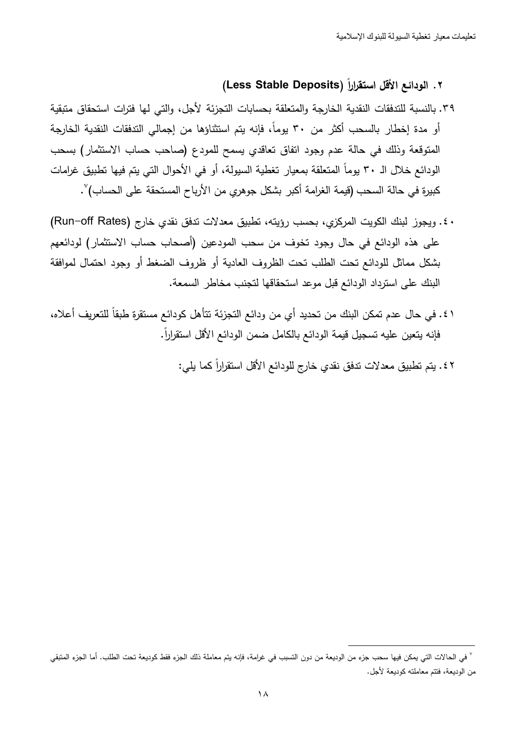### ٢. الودائع الأقل استقراراً (Less Stable Deposits)

٣٩. بالنسبة للتدفقات النقدية الخارجة والمتعلقة بحسابات التجزئة لأجل، والتي لها فترات استحقاق متبقية أو مدة إخطار بالسحب أكثر من ٣٠ يوماً، فإنه يتم استثناؤها من إجمالي التدفقات النقدية الخارجة المتوقعة وذلك في حالة عدم وجود اتفاق تعاقدي يسمح للمودع (صاحب حساب الاستثمار) بسحب الودائع خلال الـ ٣٠ يوماً المتعلقة بمعيار تغطية السيولة، أو في الأحوال التي يتم فيها تطبيق غرامات كبيرة في حالة السحب (قيمة الغرامة أكبر بشكل جوهري من الأرباح المستحقة على الحساب)[٧].

٤٠. ويجوز لبنك الكويت المركزي، بحسب رؤيته، تطبيق معدلات تدفق نقدي خارج (Run-off Rates) على هذه الودائع في حال وجود تخوف من سحب المودعين (أصحاب حساب الاستثمار) لودائعهم بشكل مماثل للودائع تحت الطلب تحت الظروف العادية أو ظروف الضغط أو وجود احتمال لموافقة البنك على استرداد الودائع قبل موعد استحقاقها لتجنب مخاطر السمعة.

٤١. في حال عدم تمكن البنك من تحديد أي من ودائع التجزئة تتأهل كودائع مستقرة طبقاً للتعريف أعلاه، فإنه يتعين عليه تسجيل قيمة الودائع بالكامل ضمن الودائع الأقل استقراراً.

٤٢. يتم تطبيق معدلات تدفق نقدي خارج للودائع الأقل استقراراً كما يلي:

---

[٧] في الحالات التي يمكن فيها سحب جزء من الوديعة من دون التسبب في غرامة، فإنه يتم معاملة ذلك الجزء فقط كوديعة تحت الطلب. أما الجزء المتبقي من الوديعة، فتتم معاملته كوديعة لأجل.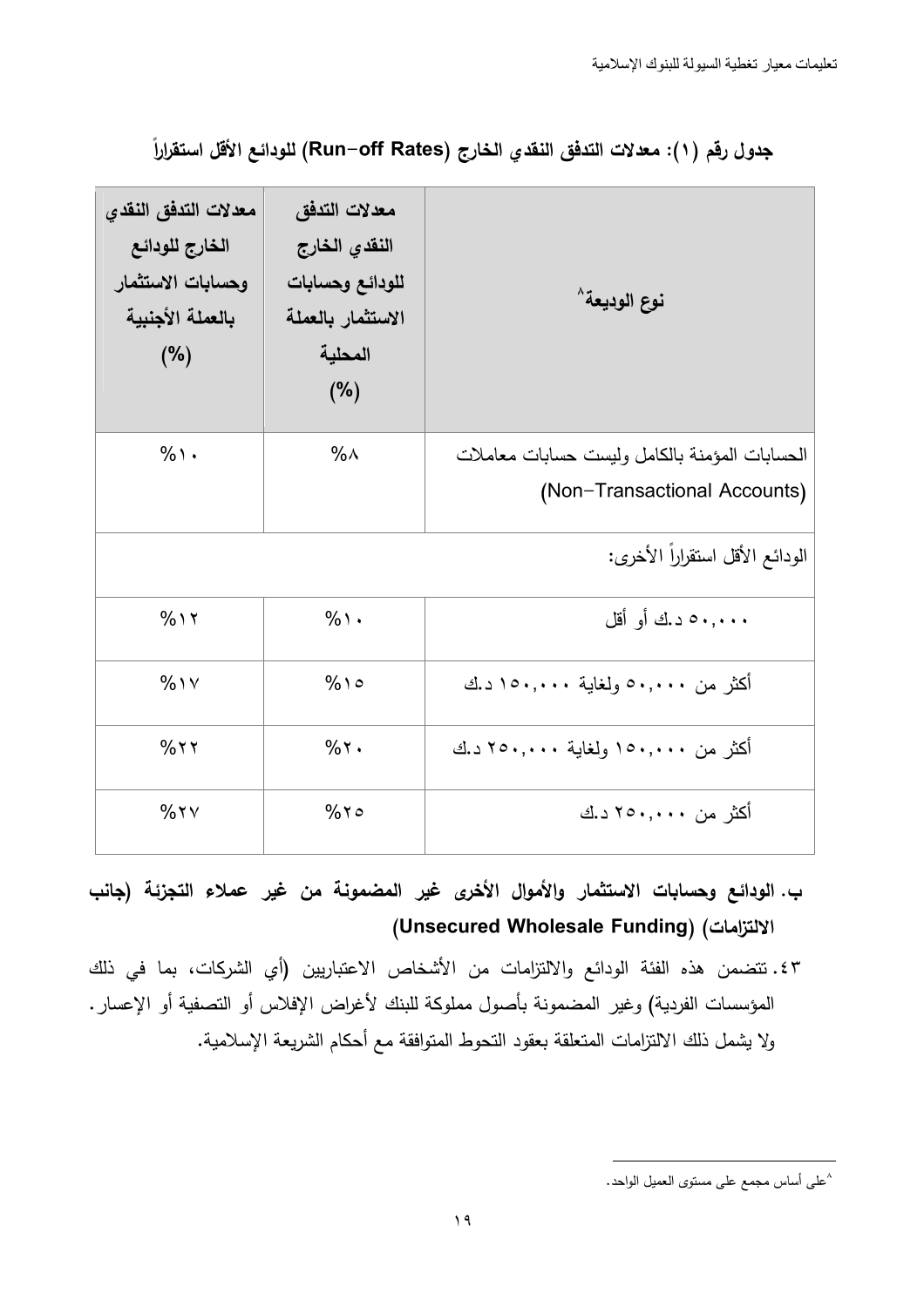**جدول رقم (١): معدلات التدفق النقدي الخارج (Run-off Rates) للودائع الأقل استقراراً**

| نوع الوديعة[8] | معدلات التدفق النقدي الخارج للودائع وحسابات الاستثمار بالعملة المحلية (%) | معدلات التدفق النقدي الخارج للودائع وحسابات الاستثمار بالعملة الأجنبية (%) |
|---|---|---|
| الحسابات المؤمنة بالكامل وليست حسابات معاملات (Non-Transactional Accounts) | ٨% | ١٠% |
| الودائع الأقل استقراراً الأخرى: | | |
| ٥٠,٠٠٠ د.ك أو أقل | ١٠% | ١٢% |
| أكثر من ٥٠,٠٠٠ ولغاية ١٥٠,٠٠٠ د.ك | ١٥% | ١٧% |
| أكثر من ١٥٠,٠٠٠ ولغاية ٢٥٠,٠٠٠ د.ك | ٢٠% | ٢٢% |
| أكثر من ٢٥٠,٠٠٠ د.ك | ٢٥% | ٢٧% |

**ب. الودائع وحسابات الاستثمار والأموال الأخرى غير المضمونة من غير عملاء التجزئة (جانب الالتزامات) (Unsecured Wholesale Funding)**

٤٣. تتضمن هذه الفئة الودائع والالتزامات من الأشخاص الاعتباريين (أي الشركات، بما في ذلك المؤسسات الفردية) وغير المضمونة بأصول مملوكة للبنك لأغراض الإفلاس أو التصفية أو الإعسار. ولا يشمل ذلك الالتزامات المتعلقة بعقود التحوط المتوافقة مع أحكام الشريعة الإسلامية.

---

[8] على أساس مجمع على مستوى العميل الواحد.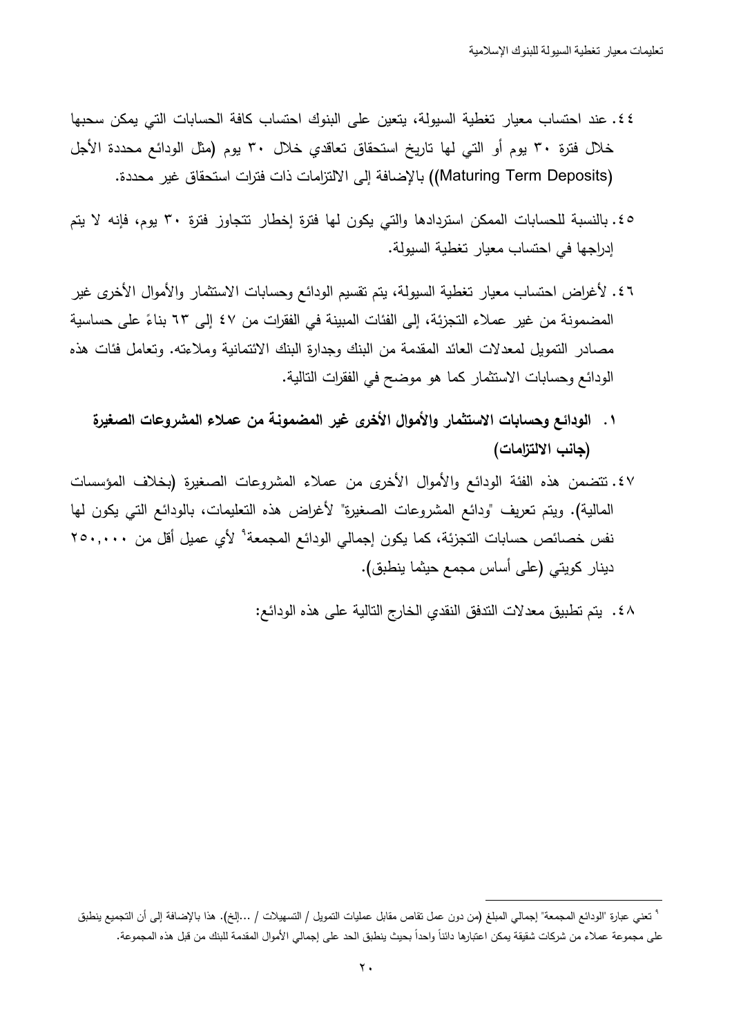٤٤. عند احتساب معيار تغطية السيولة، يتعين على البنوك احتساب كافة الحسابات التي يمكن سحبها خلال فترة ٣٠ يوم أو التي لها تاريخ استحقاق تعاقدي خلال ٣٠ يوم (مثل الودائع محددة الأجل (Maturing Term Deposits)) بالإضافة إلى الالتزامات ذات فترات استحقاق غير محددة.

٤٥. بالنسبة للحسابات الممكن استردادها والتي يكون لها فترة إخطار تتجاوز فترة ٣٠ يوم، فإنه لا يتم إدراجها في احتساب معيار تغطية السيولة.

٤٦. لأغراض احتساب معيار تغطية السيولة، يتم تقسيم الودائع وحسابات الاستثمار والأموال الأخرى غير المضمونة من غير عملاء التجزئة، إلى الفئات المبينة في الفقرات من ٤٧ إلى ٦٣ بناءً على حساسية مصادر التمويل لمعدلات العائد المقدمة من البنك وجدارة البنك الائتمانية وملاءته. وتعامل فئات هذه الودائع وحسابات الاستثمار كما هو موضح في الفقرات التالية.

### ١. الودائع وحسابات الاستثمار والأموال الأخرى غير المضمونة من عملاء المشروعات الصغيرة (جانب الالتزامات)

٤٧. تتضمن هذه الفئة الودائع والأموال الأخرى من عملاء المشروعات الصغيرة (بخلاف المؤسسات المالية). ويتم تعريف "ودائع المشروعات الصغيرة" لأغراض هذه التعليمات، بالودائع التي يكون لها نفس خصائص حسابات التجزئة، كما يكون إجمالي الودائع المجمعة[٩] لأي عميل أقل من ٢٥٠,٠٠٠ دينار كويتي (على أساس مجمع حيثما ينطبق).

٤٨. يتم تطبيق معدلات التدفق النقدي الخارج التالية على هذه الودائع:

---

[٩] تعني عبارة "الودائع المجمعة" إجمالي المبلغ (من دون عمل تقاص مقابل عمليات التمويل / التسهيلات / ...إلخ). هذا بالإضافة إلى أن التجميع ينطبق على مجموعة عملاء من شركات شقيقة يمكن اعتبارها دائناً واحداً بحيث ينطبق الحد على إجمالي الأموال المقدمة للبنك من قبل هذه المجموعة.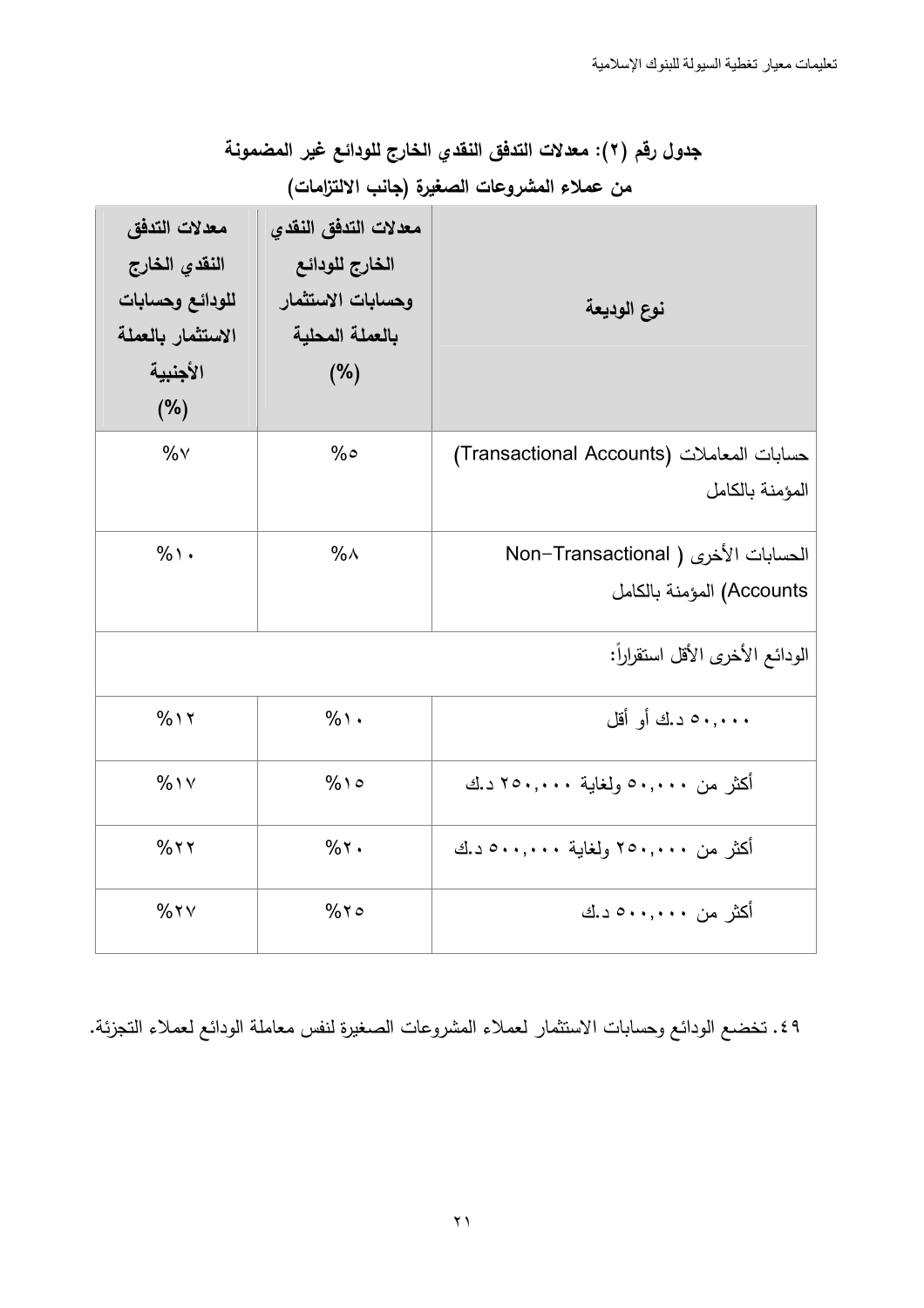**جدول رقم (٢): معدلات التدفق النقدي الخارج للودائع غير المضمونة من عملاء المشروعات الصغيرة (جانب الالتزامات)**

| نوع الوديعة | معدلات التدفق النقدي الخارج للودائع وحسابات الاستثمار بالعملة المحلية (%) | معدلات التدفق النقدي الخارج للودائع وحسابات الاستثمار بالعملة الأجنبية (%) |
|---|---|---|
| حسابات المعاملات (Transactional Accounts) المؤمنة بالكامل | %٥ | %٧ |
| الحسابات الأخرى ( Non-Transactional Accounts) المؤمنة بالكامل | %٨ | %١٠ |
| الودائع الأخرى الأقل استقراراً: | | |
| ٥٠,٠٠٠ د.ك أو أقل | %١٠ | %١٢ |
| أكثر من ٥٠,٠٠٠ ولغاية ٢٥٠,٠٠٠ د.ك | %١٥ | %١٧ |
| أكثر من ٢٥٠,٠٠٠ ولغاية ٥٠٠,٠٠٠ د.ك | %٢٠ | %٢٢ |
| أكثر من ٥٠٠,٠٠٠ د.ك | %٢٥ | %٢٧ |

٤٩. تخضع الودائع وحسابات الاستثمار لعملاء المشروعات الصغيرة لنفس معاملة الودائع لعملاء التجزئة.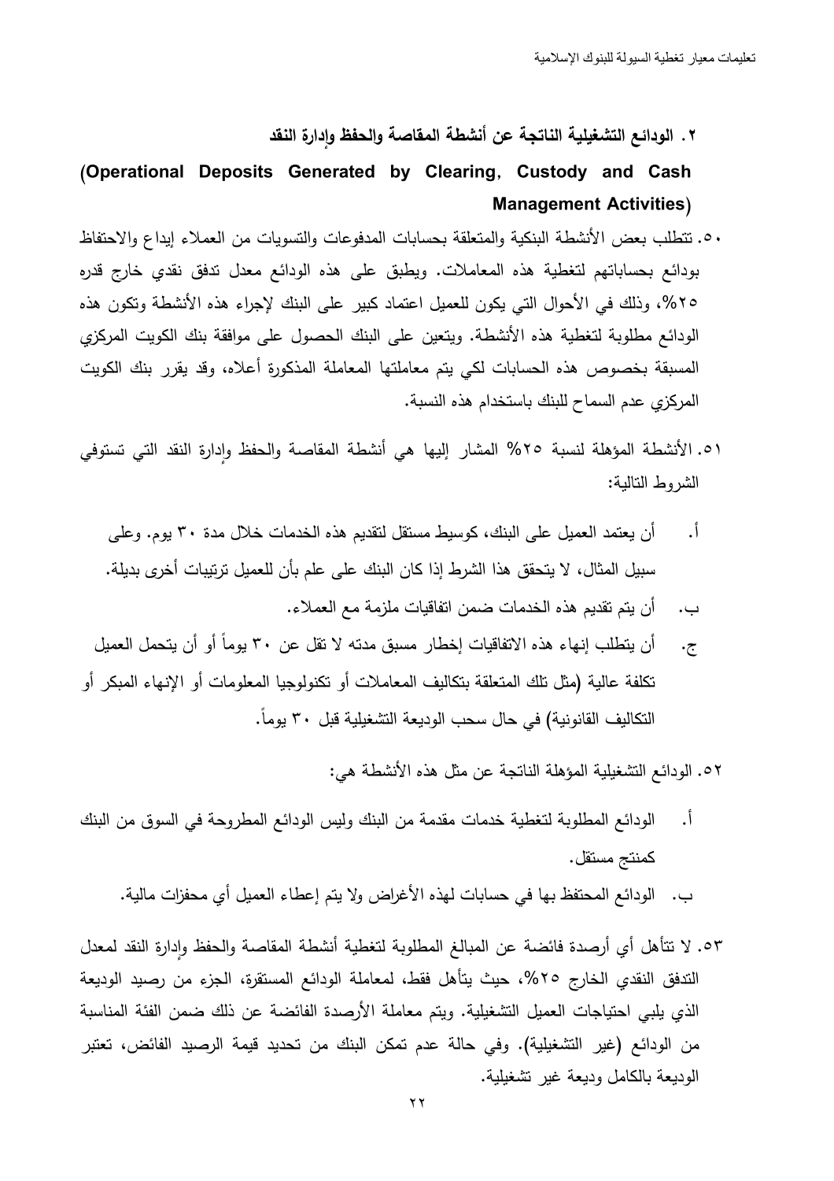### ٢. الودائع التشغيلية الناتجة عن أنشطة المقاصة والحفظ وإدارة النقد

### (Operational Deposits Generated by Clearing, Custody and Cash Management Activities)

٥٠. تتطلب بعض الأنشطة البنكية والمتعلقة بحسابات المدفوعات والتسويات من العملاء إيداع والاحتفاظ بودائع بحساباتهم لتغطية هذه المعاملات. ويطبق على هذه الودائع معدل تدفق نقدي خارج قدره ٢٥%، وذلك في الأحوال التي يكون للعميل اعتماد كبير على البنك لإجراء هذه الأنشطة وتكون هذه الودائع مطلوبة لتغطية هذه الأنشطة. ويتعين على البنك الحصول على موافقة بنك الكويت المركزي المسبقة بخصوص هذه الحسابات لكي يتم معاملتها المعاملة المذكورة أعلاه، وقد يقرر بنك الكويت المركزي عدم السماح للبنك باستخدام هذه النسبة.

٥١. الأنشطة المؤهلة لنسبة ٢٥% المشار إليها هي أنشطة المقاصة والحفظ وإدارة النقد التي تستوفي الشروط التالية:

أ. أن يعتمد العميل على البنك، كوسيط مستقل لتقديم هذه الخدمات خلال مدة ٣٠ يوم. وعلى سبيل المثال، لا يتحقق هذا الشرط إذا كان البنك على علم بأن للعميل ترتيبات أخرى بديلة.

ب. أن يتم تقديم هذه الخدمات ضمن اتفاقيات ملزمة مع العملاء.

ج. أن يتطلب إنهاء هذه الاتفاقيات إخطار مسبق مدته لا تقل عن ٣٠ يوماً أو أن يتحمل العميل تكلفة عالية (مثل تلك المتعلقة بتكاليف المعاملات أو تكنولوجيا المعلومات أو الإنهاء المبكر أو التكاليف القانونية) في حال سحب الوديعة التشغيلية قبل ٣٠ يوماً.

٥٢. الودائع التشغيلية المؤهلة الناتجة عن مثل هذه الأنشطة هي:

أ. الودائع المطلوبة لتغطية خدمات مقدمة من البنك وليس الودائع المطروحة في السوق من البنك كمنتج مستقل.

ب. الودائع المحتفظ بها في حسابات لهذه الأغراض ولا يتم إعطاء العميل أي محفزات مالية.

٥٣. لا تتأهل أي أرصدة فائضة عن المبالغ المطلوبة لتغطية أنشطة المقاصة والحفظ وإدارة النقد لمعدل التدفق النقدي الخارج ٢٥%، حيث يتأهل فقط، لمعاملة الودائع المستقرة، الجزء من رصيد الوديعة الذي يلبي احتياجات العميل التشغيلية. ويتم معاملة الأرصدة الفائضة عن ذلك ضمن الفئة المناسبة من الودائع (غير التشغيلية). وفي حالة عدم تمكن البنك من تحديد قيمة الرصيد الفائض، تعتبر الوديعة بالكامل وديعة غير تشغيلية.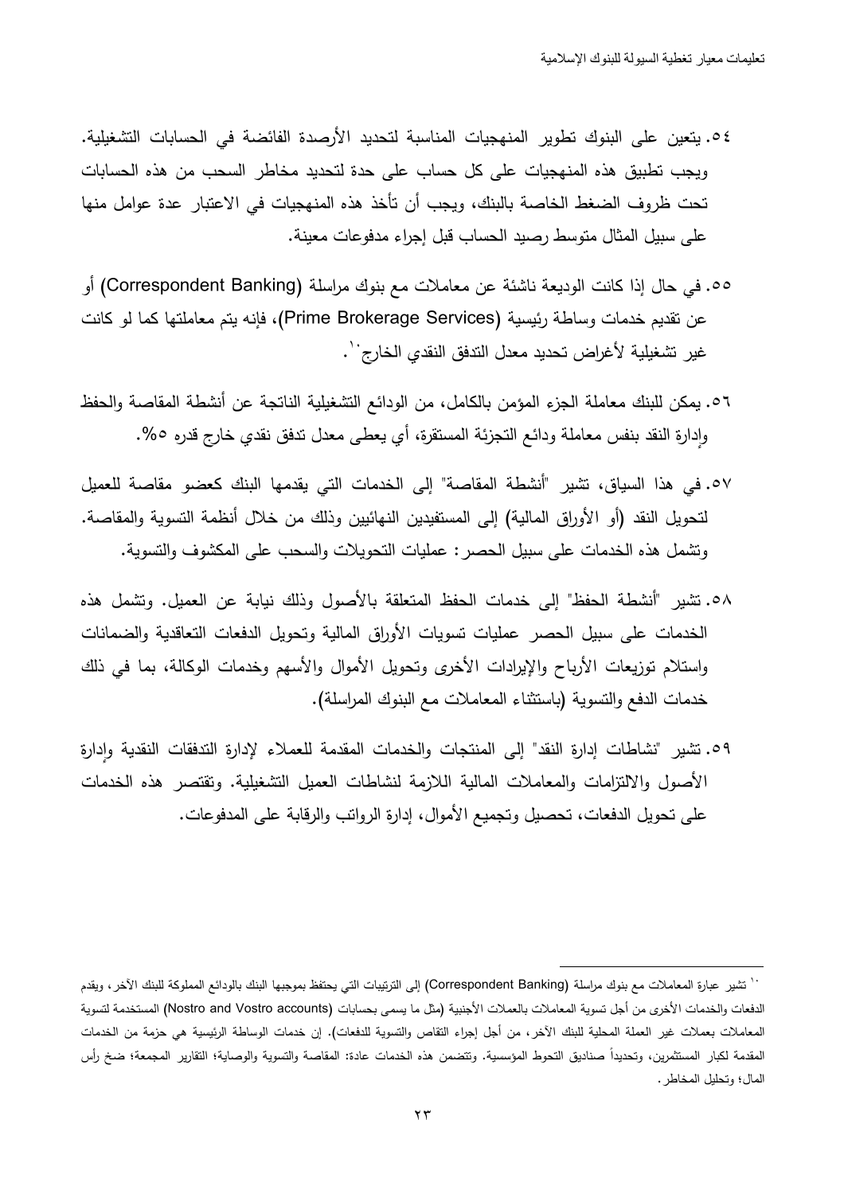٥٤. يتعين على البنوك تطوير المنهجيات المناسبة لتحديد الأرصدة الفائضة في الحسابات التشغيلية. ويجب تطبيق هذه المنهجيات على كل حساب على حدة لتحديد مخاطر السحب من هذه الحسابات تحت ظروف الضغط الخاصة بالبنك، ويجب أن تأخذ هذه المنهجيات في الاعتبار عدة عوامل منها على سبيل المثال متوسط رصيد الحساب قبل إجراء مدفوعات معينة.

٥٥. في حال إذا كانت الوديعة ناشئة عن معاملات مع بنوك مراسلة (Correspondent Banking) أو عن تقديم خدمات وساطة رئيسية (Prime Brokerage Services)، فإنه يتم معاملتها كما لو كانت غير تشغيلية لأغراض تحديد معدل التدفق النقدي الخارج[١٠].

٥٦. يمكن للبنك معاملة الجزء المؤمن بالكامل، من الودائع التشغيلية الناتجة عن أنشطة المقاصة والحفظ وإدارة النقد بنفس معاملة ودائع التجزئة المستقرة، أي يعطى معدل تدفق نقدي خارج قدره ٥%.

٥٧. في هذا السياق، تشير "أنشطة المقاصة" إلى الخدمات التي يقدمها البنك كعضو مقاصة للعميل لتحويل النقد (أو الأوراق المالية) إلى المستفيدين النهائيين وذلك من خلال أنظمة التسوية والمقاصة. وتشمل هذه الخدمات على سبيل الحصر: عمليات التحويلات والسحب على المكشوف والتسوية.

٥٨. تشير "أنشطة الحفظ" إلى خدمات الحفظ المتعلقة بالأصول وذلك نيابة عن العميل. وتشمل هذه الخدمات على سبيل الحصر عمليات تسويات الأوراق المالية وتحويل الدفعات التعاقدية والضمانات واستلام توزيعات الأرباح والإيرادات الأخرى وتحويل الأموال والأسهم وخدمات الوكالة، بما في ذلك خدمات الدفع والتسوية (باستثناء المعاملات مع البنوك المراسلة).

٥٩. تشير "نشاطات إدارة النقد" إلى المنتجات والخدمات المقدمة للعملاء لإدارة التدفقات النقدية وإدارة الأصول والالتزامات والمعاملات المالية اللازمة لنشاطات العميل التشغيلية. وتقتصر هذه الخدمات على تحويل الدفعات، تحصيل وتجميع الأموال، إدارة الرواتب والرقابة على المدفوعات.

---

[١٠] تشير عبارة المعاملات مع بنوك مراسلة (Correspondent Banking) إلى الترتيبات التي يحتفظ بموجبها البنك بالودائع المملوكة للبنك الآخر، ويقدم الدفعات والخدمات الأخرى من أجل تسوية المعاملات بالعملات الأجنبية (مثل ما يسمى بحسابات (Nostro and Vostro accounts) المستخدمة لتسوية المعاملات بعملات غير العملة المحلية للبنك الآخر، من أجل إجراء التقاص والتسوية للدفعات). إن خدمات الوساطة الرئيسية هي حزمة من الخدمات المقدمة لكبار المستثمرين، وتحديداً صناديق التحوط المؤسسية. وتتضمن هذه الخدمات عادة: المقاصة والتسوية والوصاية؛ التقارير المجمعة؛ ضخ رأس المال؛ وتحليل المخاطر.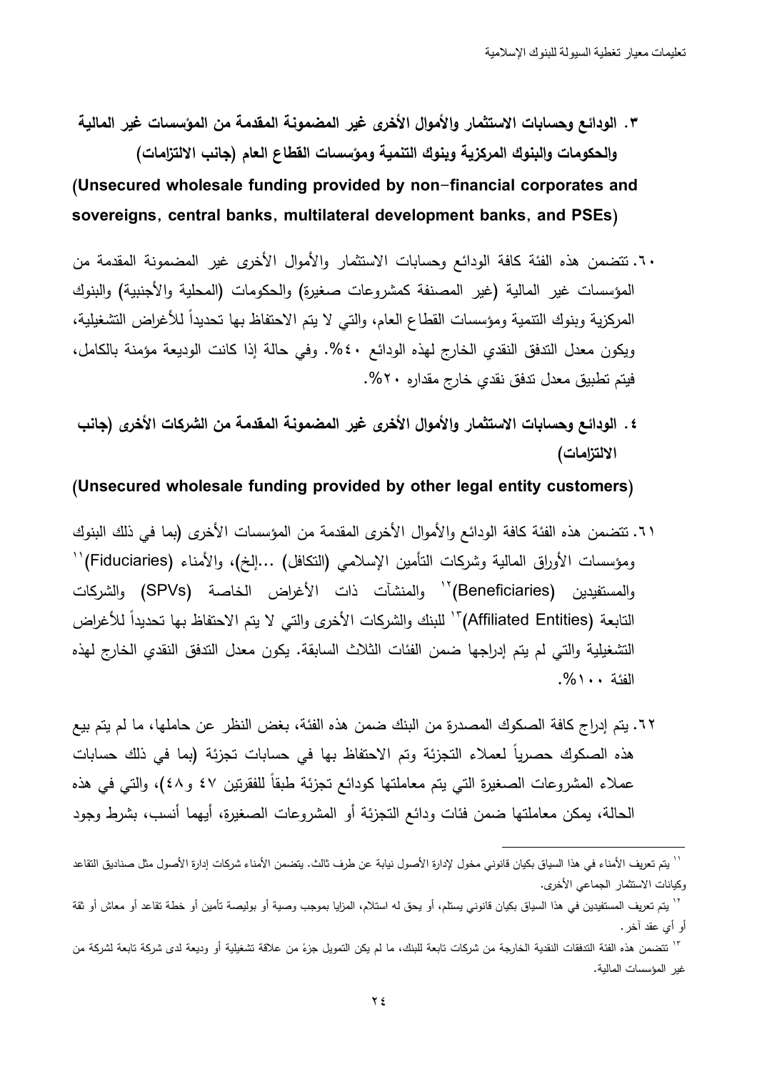### ٣. الودائع وحسابات الاستثمار والأموال الأخرى غير المضمونة المقدمة من المؤسسات غير المالية والحكومات والبنوك المركزية وبنوك التنمية ومؤسسات القطاع العام (جانب الالتزامات)

**(Unsecured wholesale funding provided by non-financial corporates and sovereigns, central banks, multilateral development banks, and PSEs)**

٦٠. تتضمن هذه الفئة كافة الودائع وحسابات الاستثمار والأموال الأخرى غير المضمونة المقدمة من المؤسسات غير المالية (غير المصنفة كمشروعات صغيرة) والحكومات (المحلية والأجنبية) والبنوك المركزية وبنوك التنمية ومؤسسات القطاع العام، والتي لا يتم الاحتفاظ بها تحديداً للأغراض التشغيلية، ويكون معدل التدفق النقدي الخارج لهذه الودائع ٤٠%. وفي حالة إذا كانت الوديعة مؤمنة بالكامل، فيتم تطبيق معدل تدفق نقدي خارج مقداره ٢٠%.

### ٤. الودائع وحسابات الاستثمار والأموال الأخرى غير المضمونة المقدمة من الشركات الأخرى (جانب الالتزامات)

**(Unsecured wholesale funding provided by other legal entity customers)**

٦١. تتضمن هذه الفئة كافة الودائع والأموال الأخرى المقدمة من المؤسسات الأخرى (بما في ذلك البنوك ومؤسسات الأوراق المالية وشركات التأمين الإسلامي (التكافل) ...إلخ)، والأمناء (Fiduciaries)[١١] والمستفيدين (Beneficiaries)[١٢] والمنشآت ذات الأغراض الخاصة (SPVs) والشركات التابعة (Affiliated Entities)[١٣] للبنك والشركات الأخرى والتي لا يتم الاحتفاظ بها تحديداً للأغراض التشغيلية والتي لم يتم إدراجها ضمن الفئات الثلاث السابقة. يكون معدل التدفق النقدي الخارج لهذه الفئة ١٠٠%.

٦٢. يتم إدراج كافة الصكوك المصدرة من البنك ضمن هذه الفئة، بغض النظر عن حاملها، ما لم يتم بيع هذه الصكوك حصرياً لعملاء التجزئة وتم الاحتفاظ بها في حسابات تجزئة (بما في ذلك حسابات عملاء المشروعات الصغيرة التي يتم معاملتها كودائع تجزئة طبقاً للفقرتين ٤٧ و٤٨)، والتي في هذه الحالة، يمكن معاملتها ضمن فئات ودائع التجزئة أو المشروعات الصغيرة، أيهما أنسب، بشرط وجود

---

[١١] يتم تعريف الأمناء في هذا السياق بكيان قانوني مخول لإدارة الأصول نيابة عن طرف ثالث. يتضمن الأمناء شركات إدارة الأصول مثل صناديق التقاعد وكيانات الاستثمار الجماعي الأخرى.

[١٢] يتم تعريف المستفيدين في هذا السياق بكيان قانوني يستلم، أو يحق له استلام، المزايا بموجب وصية أو بوليصة تأمين أو خطة تقاعد أو معاش أو ثقة أو أي عقد آخر.

[١٣] تتضمن هذه الفئة التدفقات النقدية الخارجة من شركات تابعة للبنك، ما لم يكن التمويل جزءً من علاقة تشغيلية أو وديعة لدى شركة تابعة لشركة من غير المؤسسات المالية.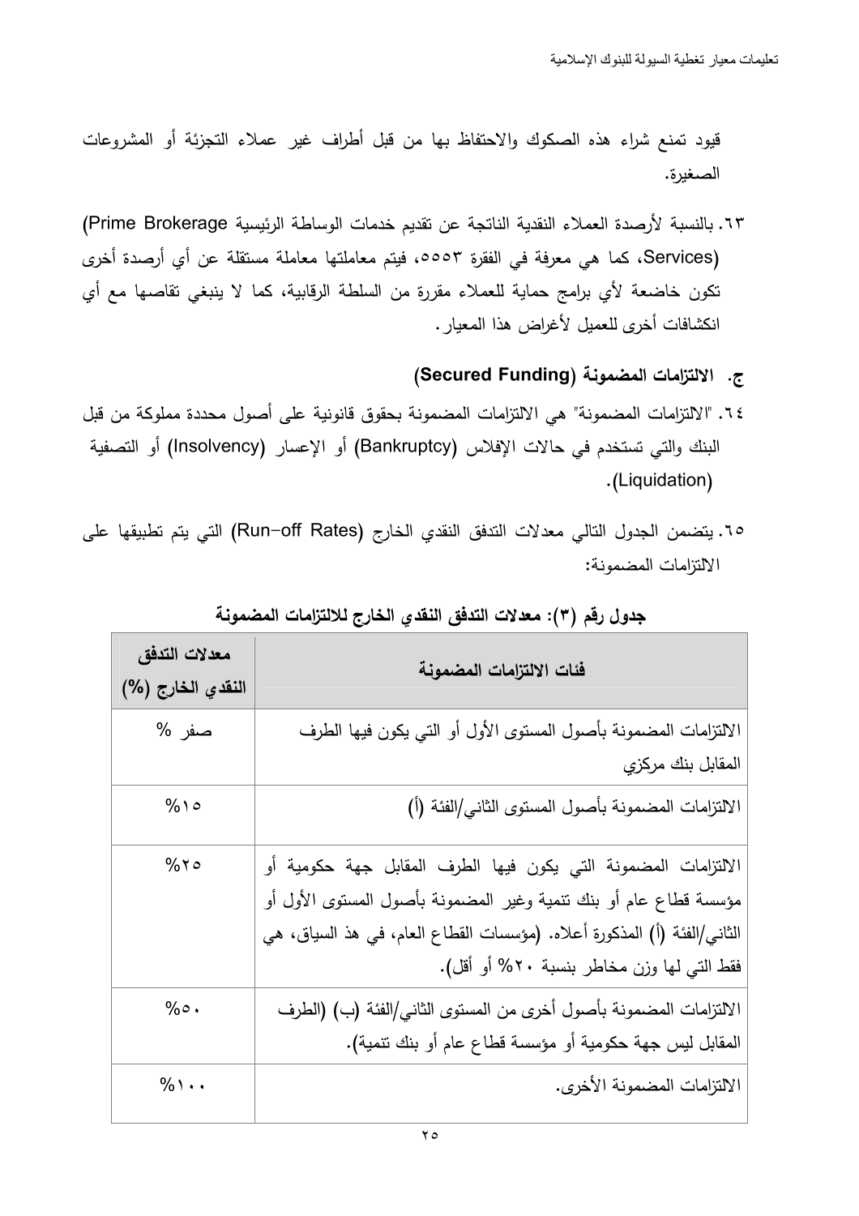قيود تمنع شراء هذه الصكوك والاحتفاظ بها من قبل أطراف غير عملاء التجزئة أو المشروعات الصغيرة.

٦٣. بالنسبة لأرصدة العملاء النقدية الناتجة عن تقديم خدمات الوساطة الرئيسية (Prime Brokerage Services)، كما هي معرفة في الفقرة ٥٥٥٣، فيتم معاملتها معاملة مستقلة عن أي أرصدة أخرى تكون خاضعة لأي برامج حماية للعملاء مقررة من السلطة الرقابية، كما لا ينبغي تقاصها مع أي انكشافات أخرى للعميل لأغراض هذا المعيار.

### ج. الالتزامات المضمونة (Secured Funding)

٦٤. "الالتزامات المضمونة" هي الالتزامات المضمونة بحقوق قانونية على أصول محددة مملوكة من قبل البنك والتي تستخدم في حالات الإفلاس (Bankruptcy) أو الإعسار (Insolvency) أو التصفية (Liquidation).

٦٥. يتضمن الجدول التالي معدلات التدفق النقدي الخارج (Run-off Rates) التي يتم تطبيقها على الالتزامات المضمونة:

**جدول رقم (٣): معدلات التدفق النقدي الخارج للالتزامات المضمونة**

| فئات الالتزامات المضمونة | معدلات التدفق النقدي الخارج (%) |
|---|---|
| الالتزامات المضمونة بأصول المستوى الأول أو التي يكون فيها الطرف المقابل بنك مركزي | صفر % |
| الالتزامات المضمونة بأصول المستوى الثاني/الفئة (أ) | ١٥% |
| الالتزامات المضمونة التي يكون فيها الطرف المقابل جهة حكومية أو مؤسسة قطاع عام أو بنك تنمية وغير المضمونة بأصول المستوى الأول أو الثاني/الفئة (أ) المذكورة أعلاه. (مؤسسات القطاع العام، في هذ السياق، هي فقط التي لها وزن مخاطر بنسبة ٢٠% أو أقل). | ٢٥% |
| الالتزامات المضمونة بأصول أخرى من المستوى الثاني/الفئة (ب) (الطرف المقابل ليس جهة حكومية أو مؤسسة قطاع عام أو بنك تنمية). | ٥٠% |
| الالتزامات المضمونة الأخرى. | ١٠٠% |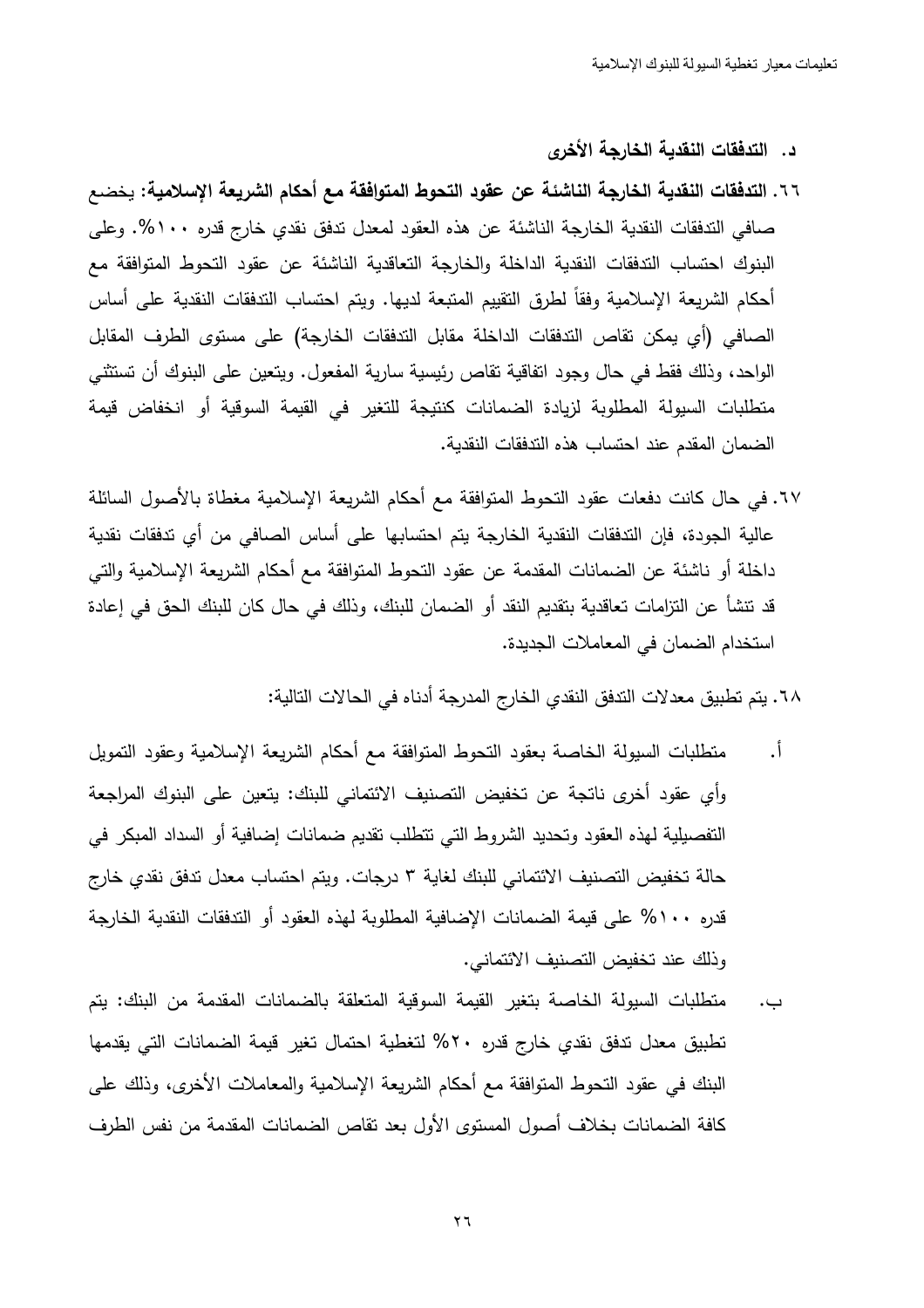### د. التدفقات النقدية الخارجة الأخرى

٦٦. **التدفقات النقدية الخارجة الناشئة عن عقود التحوط المتوافقة مع أحكام الشريعة الإسلامية:** يخضع صافي التدفقات النقدية الخارجة الناشئة عن هذه العقود لمعدل تدفق نقدي خارج قدره ١٠٠%. وعلى البنوك احتساب التدفقات النقدية الداخلة والخارجة التعاقدية الناشئة عن عقود التحوط المتوافقة مع أحكام الشريعة الإسلامية وفقاً لطرق التقييم المتبعة لديها. ويتم احتساب التدفقات النقدية على أساس الصافي (أي يمكن تقاص التدفقات الداخلة مقابل التدفقات الخارجة) على مستوى الطرف المقابل الواحد، وذلك فقط في حال وجود اتفاقية تقاص رئيسية سارية المفعول. ويتعين على البنوك أن تستثني متطلبات السيولة المطلوبة لزيادة الضمانات كنتيجة للتغير في القيمة السوقية أو انخفاض قيمة الضمان المقدم عند احتساب هذه التدفقات النقدية.

٦٧. في حال كانت دفعات عقود التحوط المتوافقة مع أحكام الشريعة الإسلامية مغطاة بالأصول السائلة عالية الجودة، فإن التدفقات النقدية الخارجة يتم احتسابها على أساس الصافي من أي تدفقات نقدية داخلة أو ناشئة عن الضمانات المقدمة عن عقود التحوط المتوافقة مع أحكام الشريعة الإسلامية والتي قد تنشأ عن التزامات تعاقدية بتقديم النقد أو الضمان للبنك، وذلك في حال كان للبنك الحق في إعادة استخدام الضمان في المعاملات الجديدة.

٦٨. يتم تطبيق معدلات التدفق النقدي الخارج المدرجة أدناه في الحالات التالية:

أ. متطلبات السيولة الخاصة بعقود التحوط المتوافقة مع أحكام الشريعة الإسلامية وعقود التمويل وأي عقود أخرى ناتجة عن تخفيض التصنيف الائتماني للبنك: يتعين على البنوك المراجعة التفصيلية لهذه العقود وتحديد الشروط التي تتطلب تقديم ضمانات إضافية أو السداد المبكر في حالة تخفيض التصنيف الائتماني للبنك لغاية ٣ درجات. ويتم احتساب معدل تدفق نقدي خارج قدره ١٠٠% على قيمة الضمانات الإضافية المطلوبة لهذه العقود أو التدفقات النقدية الخارجة وذلك عند تخفيض التصنيف الائتماني.

ب. متطلبات السيولة الخاصة بتغير القيمة السوقية المتعلقة بالضمانات المقدمة من البنك: يتم تطبيق معدل تدفق نقدي خارج قدره ٢٠% لتغطية احتمال تغير قيمة الضمانات التي يقدمها البنك في عقود التحوط المتوافقة مع أحكام الشريعة الإسلامية والمعاملات الأخرى، وذلك على كافة الضمانات بخلاف أصول المستوى الأول بعد تقاص الضمانات المقدمة من نفس الطرف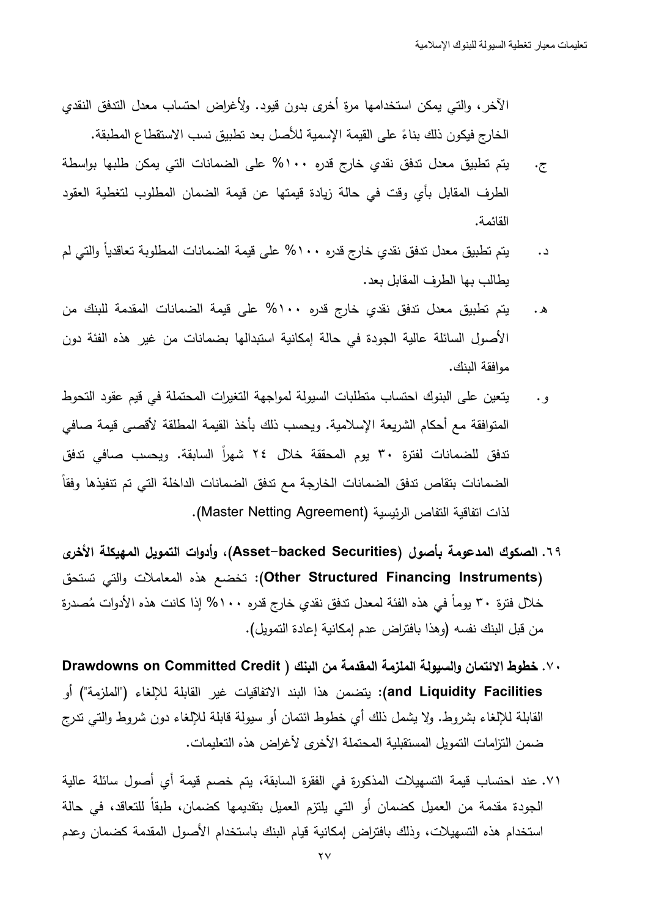الآخر، والتي يمكن استخدامها مرة أخرى بدون قيود. ولأغراض احتساب معدل التدفق النقدي الخارج فيكون ذلك بناءً على القيمة الإسمية للأصل بعد تطبيق نسب الاستقطاع المطبقة.

ج. يتم تطبيق معدل تدفق نقدي خارج قدره ١٠٠% على الضمانات التي يمكن طلبها بواسطة الطرف المقابل بأي وقت في حالة زيادة قيمتها عن قيمة الضمان المطلوب لتغطية العقود القائمة.

د. يتم تطبيق معدل تدفق نقدي خارج قدره ١٠٠% على قيمة الضمانات المطلوبة تعاقدياً والتي لم يطالب بها الطرف المقابل بعد.

هـ. يتم تطبيق معدل تدفق نقدي خارج قدره ١٠٠% على قيمة الضمانات المقدمة للبنك من الأصول السائلة عالية الجودة في حالة إمكانية استبدالها بضمانات من غير هذه الفئة دون موافقة البنك.

و. يتعين على البنوك احتساب متطلبات السيولة لمواجهة التغيرات المحتملة في قيم عقود التحوط المتوافقة مع أحكام الشريعة الإسلامية. ويحسب ذلك بأخذ القيمة المطلقة لأقصى قيمة صافي تدفق للضمانات لفترة ٣٠ يوم المحققة خلال ٢٤ شهراً السابقة. ويحسب صافي تدفق الضمانات بتقاص تدفق الضمانات الخارجة مع تدفق الضمانات الداخلة التي تم تنفيذها وفقاً لذات اتفاقية التقاص الرئيسية (Master Netting Agreement).

٦٩. **الصكوك المدعومة بأصول (Asset-backed Securities)، وأدوات التمويل المهيكلة الأخرى (Other Structured Financing Instruments)**: تخضع هذه المعاملات والتي تستحق خلال فترة ٣٠ يوماً في هذه الفئة لمعدل تدفق نقدي خارج قدره ١٠٠% إذا كانت هذه الأدوات مُصدرة من قبل البنك نفسه (وهذا بافتراض عدم إمكانية إعادة التمويل).

٧٠. **خطوط الائتمان والسيولة الملزمة المقدمة من البنك (Drawdowns on Committed Credit and Liquidity Facilities)**: يتضمن هذا البند الاتفاقيات غير القابلة للإلغاء ("الملزمة") أو القابلة للإلغاء بشروط. ولا يشمل ذلك أي خطوط ائتمان أو سيولة قابلة للإلغاء دون شروط والتي تدرج ضمن التزامات التمويل المستقبلية المحتملة الأخرى لأغراض هذه التعليمات.

٧١. عند احتساب قيمة التسهيلات المذكورة في الفقرة السابقة، يتم خصم قيمة أي أصول سائلة عالية الجودة مقدمة من العميل كضمان أو التي يلتزم العميل بتقديمها كضمان، طبقاً للتعاقد، في حالة استخدام هذه التسهيلات، وذلك بافتراض إمكانية قيام البنك باستخدام الأصول المقدمة كضمان وعدم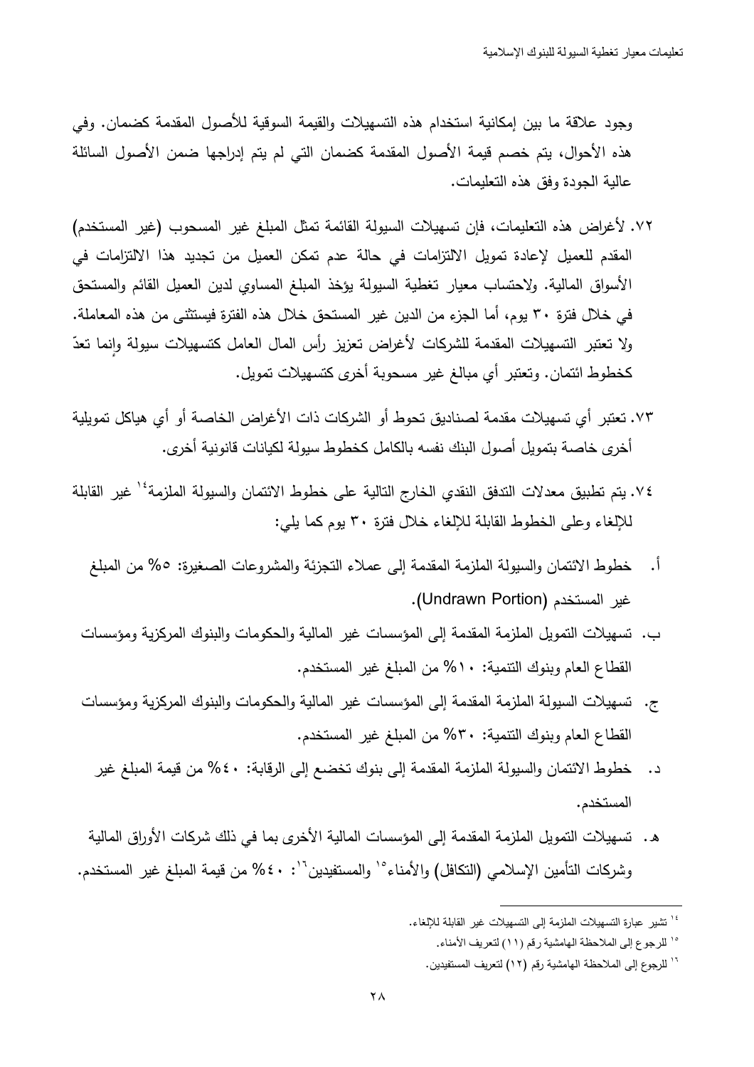وجود علاقة ما بين إمكانية استخدام هذه التسهيلات والقيمة السوقية للأصول المقدمة كضمان. وفي هذه الأحوال، يتم خصم قيمة الأصول المقدمة كضمان التي لم يتم إدراجها ضمن الأصول السائلة عالية الجودة وفق هذه التعليمات.

٧٢. لأغراض هذه التعليمات، فإن تسهيلات السيولة القائمة تمثل المبلغ غير المسحوب (غير المستخدم) المقدم للعميل لإعادة تمويل الالتزامات في حالة عدم تمكن العميل من تجديد هذا الالتزامات في الأسواق المالية. ولاحتساب معيار تغطية السيولة يؤخذ المبلغ المساوي لدين العميل القائم والمستحق في خلال فترة ٣٠ يوم، أما الجزء من الدين غير المستحق خلال هذه الفترة فيستثنى من هذه المعاملة. ولا تعتبر التسهيلات المقدمة للشركات لأغراض تعزيز رأس المال العامل كتسهيلات سيولة وإنما تعدّ كخطوط ائتمان. وتعتبر أي مبالغ غير مسحوبة أخرى كتسهيلات تمويل.

٧٣. تعتبر أي تسهيلات مقدمة لصناديق تحوط أو الشركات ذات الأغراض الخاصة أو أي هياكل تمويلية أخرى خاصة بتمويل أصول البنك نفسه بالكامل كخطوط سيولة لكيانات قانونية أخرى.

٧٤. يتم تطبيق معدلات التدفق النقدي الخارج التالية على خطوط الائتمان والسيولة الملزمة[١٤] غير القابلة للإلغاء وعلى الخطوط القابلة للإلغاء خلال فترة ٣٠ يوم كما يلي:

أ. خطوط الائتمان والسيولة الملزمة المقدمة إلى عملاء التجزئة والمشروعات الصغيرة: ٥% من المبلغ غير المستخدم (Undrawn Portion).

ب. تسهيلات التمويل الملزمة المقدمة إلى المؤسسات غير المالية والحكومات والبنوك المركزية ومؤسسات القطاع العام وبنوك التنمية: ١٠% من المبلغ غير المستخدم.

ج. تسهيلات السيولة الملزمة المقدمة إلى المؤسسات غير المالية والحكومات والبنوك المركزية ومؤسسات القطاع العام وبنوك التنمية: ٣٠% من المبلغ غير المستخدم.

د. خطوط الائتمان والسيولة الملزمة المقدمة إلى بنوك تخضع إلى الرقابة: ٤٠% من قيمة المبلغ غير المستخدم.

هـ. تسهيلات التمويل الملزمة المقدمة إلى المؤسسات المالية الأخرى بما في ذلك شركات الأوراق المالية وشركات التأمين الإسلامي (التكافل) والأمناء[١٥] والمستفيدين[١٦]: ٤٠% من قيمة المبلغ غير المستخدم.

---

[١٤] تشير عبارة التسهيلات الملزمة إلى التسهيلات غير القابلة للإلغاء.

[١٥] للرجوع إلى الملاحظة الهامشية رقم (١١) لتعريف الأمناء.

[١٦] للرجوع إلى الملاحظة الهامشية رقم (١٢) لتعريف المستفيدين.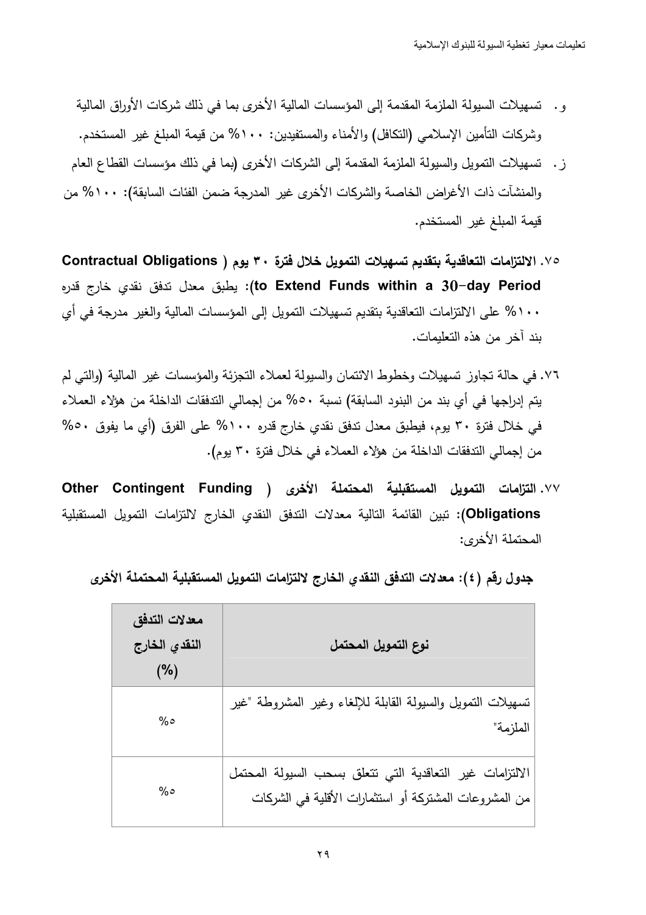و. تسهيلات السيولة الملزمة المقدمة إلى المؤسسات المالية الأخرى بما في ذلك شركات الأوراق المالية وشركات التأمين الإسلامي (التكافل) والأمناء والمستفيدين: ١٠٠% من قيمة المبلغ غير المستخدم.

ز. تسهيلات التمويل والسيولة الملزمة المقدمة إلى الشركات الأخرى (بما في ذلك مؤسسات القطاع العام والمنشآت ذات الأغراض الخاصة والشركات الأخرى غير المدرجة ضمن الفئات السابقة): ١٠٠% من قيمة المبلغ غير المستخدم.

٧٥. **الالتزامات التعاقدية بتقديم تسهيلات التمويل خلال فترة ٣٠ يوم ( Contractual Obligations to Extend Funds within a 30-day Period)**: يطبق معدل تدفق نقدي خارج قدره ١٠٠% على الالتزامات التعاقدية بتقديم تسهيلات التمويل إلى المؤسسات المالية والغير مدرجة في أي بند آخر من هذه التعليمات.

٧٦. في حالة تجاوز تسهيلات وخطوط الائتمان والسيولة لعملاء التجزئة والمؤسسات غير المالية (والتي لم يتم إدراجها في أي بند من البنود السابقة) نسبة ٥٠% من إجمالي التدفقات الداخلة من هؤلاء العملاء في خلال فترة ٣٠ يوم، فيطبق معدل تدفق نقدي خارج قدره ١٠٠% على الفرق (أي ما يفوق ٥٠% من إجمالي التدفقات الداخلة من هؤلاء العملاء في خلال فترة ٣٠ يوم).

٧٧. **التزامات التمويل المستقبلية المحتملة الأخرى ( Other Contingent Funding Obligations)**: تبين القائمة التالية معدلات التدفق النقدي الخارج لالتزامات التمويل المستقبلية المحتملة الأخرى:

**جدول رقم (٤): معدلات التدفق النقدي الخارج لالتزامات التمويل المستقبلية المحتملة الأخرى**

| نوع التمويل المحتمل | معدلات التدفق النقدي الخارج (%) |
|---|---|
| تسهيلات التمويل والسيولة القابلة للإلغاء وغير المشروطة "غير الملزمة" | %٥ |
| الالتزامات غير التعاقدية التي تتعلق بسحب السيولة المحتمل من المشروعات المشتركة أو استثمارات الأقلية في الشركات | %٥ |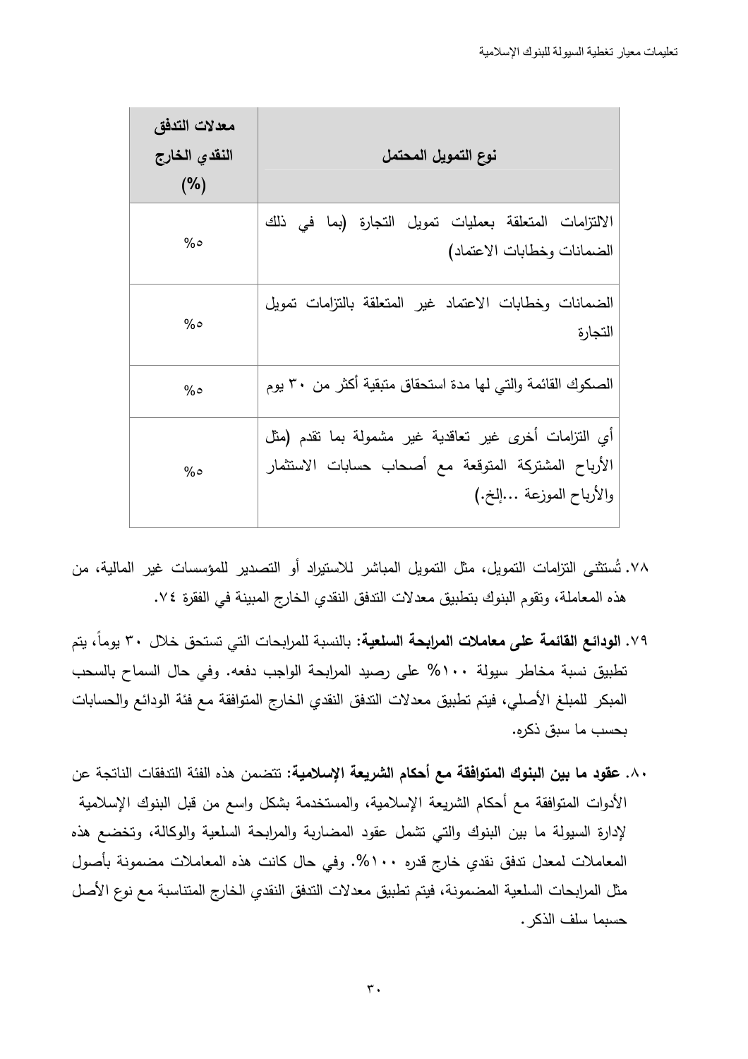| نوع التمويل المحتمل | معدلات التدفق النقدي الخارج (%) |
| --- | --- |
| الالتزامات المتعلقة بعمليات تمويل التجارة (بما في ذلك الضمانات وخطابات الاعتماد) | ٥% |
| الضمانات وخطابات الاعتماد غير المتعلقة بالتزامات تمويل التجارة | ٥% |
| الصكوك القائمة والتي لها مدة استحقاق متبقية أكثر من ٣٠ يوم | ٥% |
| أي التزامات أخرى غير تعاقدية غير مشمولة بما تقدم (مثل الأرباح المشتركة المتوقعة مع أصحاب حسابات الاستثمار والأرباح الموزعة ...إلخ.) | ٥% |

٧٨. تُستثنى التزامات التمويل، مثل التمويل المباشر للاستيراد أو التصدير للمؤسسات غير المالية، من هذه المعاملة، وتقوم البنوك بتطبيق معدلات التدفق النقدي الخارج المبينة في الفقرة ٧٤.

٧٩. **الودائع القائمة على معاملات المرابحة السلعية:** بالنسبة للمرابحات التي تستحق خلال ٣٠ يوماً، يتم تطبيق نسبة مخاطر سيولة ١٠٠% على رصيد المرابحة الواجب دفعه. وفي حال السماح بالسحب المبكر للمبلغ الأصلي، فيتم تطبيق معدلات التدفق النقدي الخارج المتوافقة مع فئة الودائع والحسابات بحسب ما سبق ذكره.

٨٠. **عقود ما بين البنوك المتوافقة مع أحكام الشريعة الإسلامية:** تتضمن هذه الفئة التدفقات الناتجة عن الأدوات المتوافقة مع أحكام الشريعة الإسلامية، والمستخدمة بشكل واسع من قبل البنوك الإسلامية لإدارة السيولة ما بين البنوك والتي تشمل عقود المضاربة والمرابحة السلعية والوكالة، وتخضع هذه المعاملات لمعدل تدفق نقدي خارج قدره ١٠٠%. وفي حال كانت هذه المعاملات مضمونة بأصول مثل المرابحات السلعية المضمونة، فيتم تطبيق معدلات التدفق النقدي الخارج المتناسبة مع نوع الأصل حسبما سلف الذكر.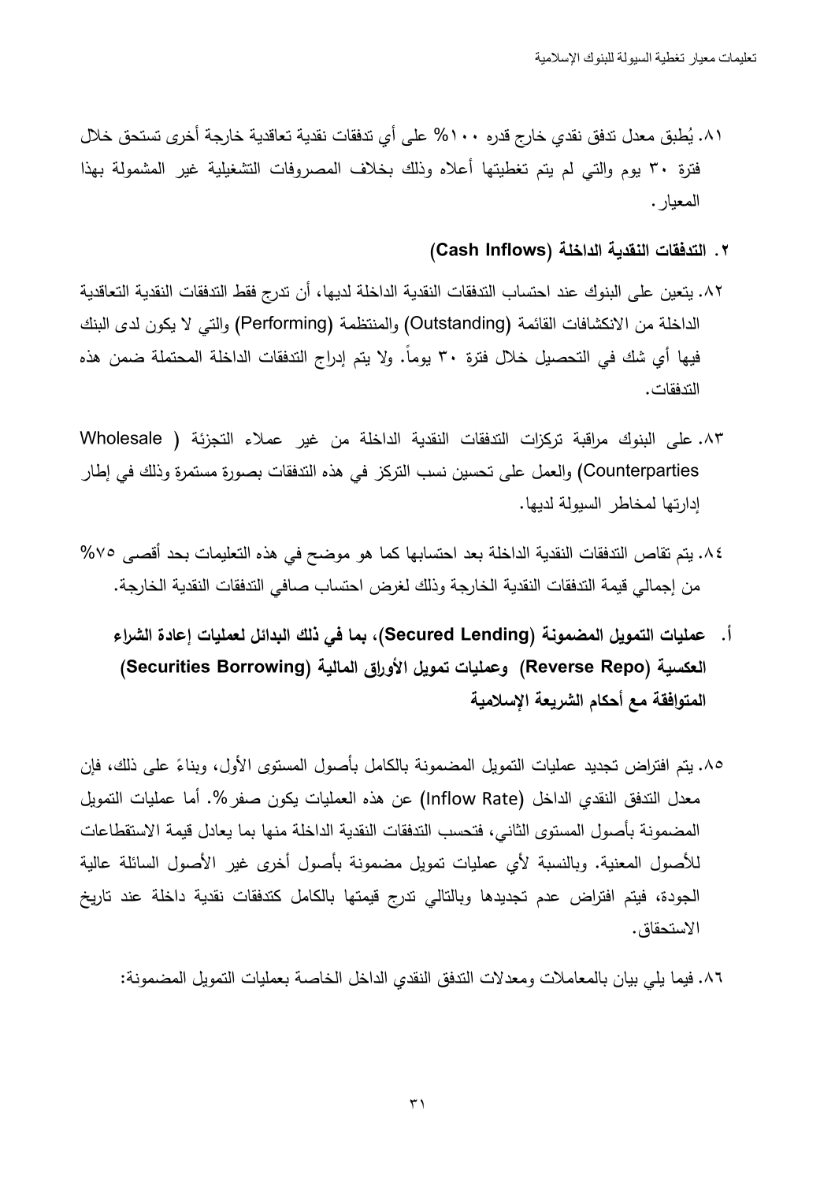٨١. يُطبق معدل تدفق نقدي خارج قدره ١٠٠% على أي تدفقات نقدية تعاقدية خارجة أخرى تستحق خلال فترة ٣٠ يوم والتي لم يتم تغطيتها أعلاه وذلك بخلاف المصروفات التشغيلية غير المشمولة بهذا المعيار.

## ٢. التدفقات النقدية الداخلة (Cash Inflows)

٨٢. يتعين على البنوك عند احتساب التدفقات النقدية الداخلة لديها، أن تدرج فقط التدفقات النقدية التعاقدية الداخلة من الانكشافات القائمة (Outstanding) والمنتظمة (Performing) والتي لا يكون لدى البنك فيها أي شك في التحصيل خلال فترة ٣٠ يوماً. ولا يتم إدراج التدفقات الداخلة المحتملة ضمن هذه التدفقات.

٨٣. على البنوك مراقبة تركزات التدفقات النقدية الداخلة من غير عملاء التجزئة (Wholesale Counterparties) والعمل على تحسين نسب التركز في هذه التدفقات بصورة مستمرة وذلك في إطار إدارتها لمخاطر السيولة لديها.

٨٤. يتم تقاص التدفقات النقدية الداخلة بعد احتسابها كما هو موضح في هذه التعليمات بحد أقصى ٧٥% من إجمالي قيمة التدفقات النقدية الخارجة وذلك لغرض احتساب صافي التدفقات النقدية الخارجة.

### أ. عمليات التمويل المضمونة (Secured Lending)، بما في ذلك البدائل لعمليات إعادة الشراء العكسية (Reverse Repo) وعمليات تمويل الأوراق المالية (Securities Borrowing) المتوافقة مع أحكام الشريعة الإسلامية

٨٥. يتم افتراض تجديد عمليات التمويل المضمونة بالكامل بأصول المستوى الأول، وبناءً على ذلك، فإن معدل التدفق النقدي الداخل (Inflow Rate) عن هذه العمليات يكون صفر%. أما عمليات التمويل المضمونة بأصول المستوى الثاني، فتحسب التدفقات النقدية الداخلة منها بما يعادل قيمة الاستقطاعات للأصول المعنية. وبالنسبة لأي عمليات تمويل مضمونة بأصول أخرى غير الأصول السائلة عالية الجودة، فيتم افتراض عدم تجديدها وبالتالي تدرج قيمتها بالكامل كتدفقات نقدية داخلة عند تاريخ الاستحقاق.

٨٦. فيما يلي بيان بالمعاملات ومعدلات التدفق النقدي الداخل الخاصة بعمليات التمويل المضمونة: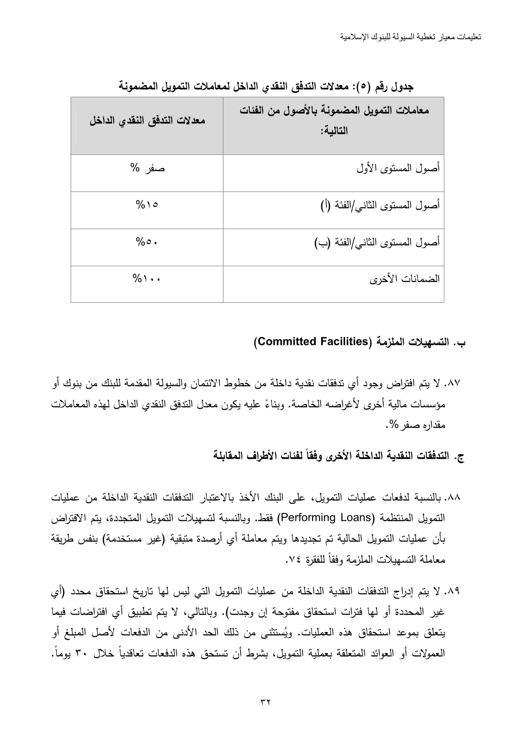**جدول رقم (٥): معدلات التدفق النقدي الداخل لمعاملات التمويل المضمونة**

| معاملات التمويل المضمونة بالأصول من الفئات التالية: | معدلات التدفق النقدي الداخل |
|---|---|
| أصول المستوى الأول | صفر % |
| أصول المستوى الثاني/الفئة (أ) | %١٥ |
| أصول المستوى الثاني/الفئة (ب) | %٥٠ |
| الضمانات الأخرى | %١٠٠ |

### ب. التسهيلات الملزمة (Committed Facilities)

٨٧. لا يتم افتراض وجود أي تدفقات نقدية داخلة من خطوط الائتمان والسيولة المقدمة للبنك من بنوك أو مؤسسات مالية أخرى لأغراضه الخاصة. وبناءً عليه يكون معدل التدفق النقدي الداخل لهذه المعاملات مقداره صفر %.

### ج. التدفقات النقدية الداخلة الأخرى وفقاً لفئات الأطراف المقابلة

٨٨. بالنسبة لدفعات عمليات التمويل، على البنك الأخذ بالاعتبار التدفقات النقدية الداخلة من عمليات التمويل المنتظمة (Performing Loans) فقط. وبالنسبة لتسهيلات التمويل المتجددة، يتم الافتراض بأن عمليات التمويل الحالية تم تجديدها ويتم معاملة أي أرصدة متبقية (غير مستخدمة) بنفس طريقة معاملة التسهيلات الملزمة وفقاً للفقرة ٧٤.

٨٩. لا يتم إدراج التدفقات النقدية الداخلة من عمليات التمويل التي ليس لها تاريخ استحقاق محدد (أي غير المحددة أو لها فترات استحقاق مفتوحة إن وجدت). وبالتالي، لا يتم تطبيق أي افتراضات فيما يتعلق بموعد استحقاق هذه العمليات. ويُستثنى من ذلك الحد الأدنى من الدفعات لأصل المبلغ أو العمولات أو العوائد المتعلقة بعملية التمويل، بشرط أن تستحق هذه الدفعات تعاقدياً خلال ٣٠ يوماً.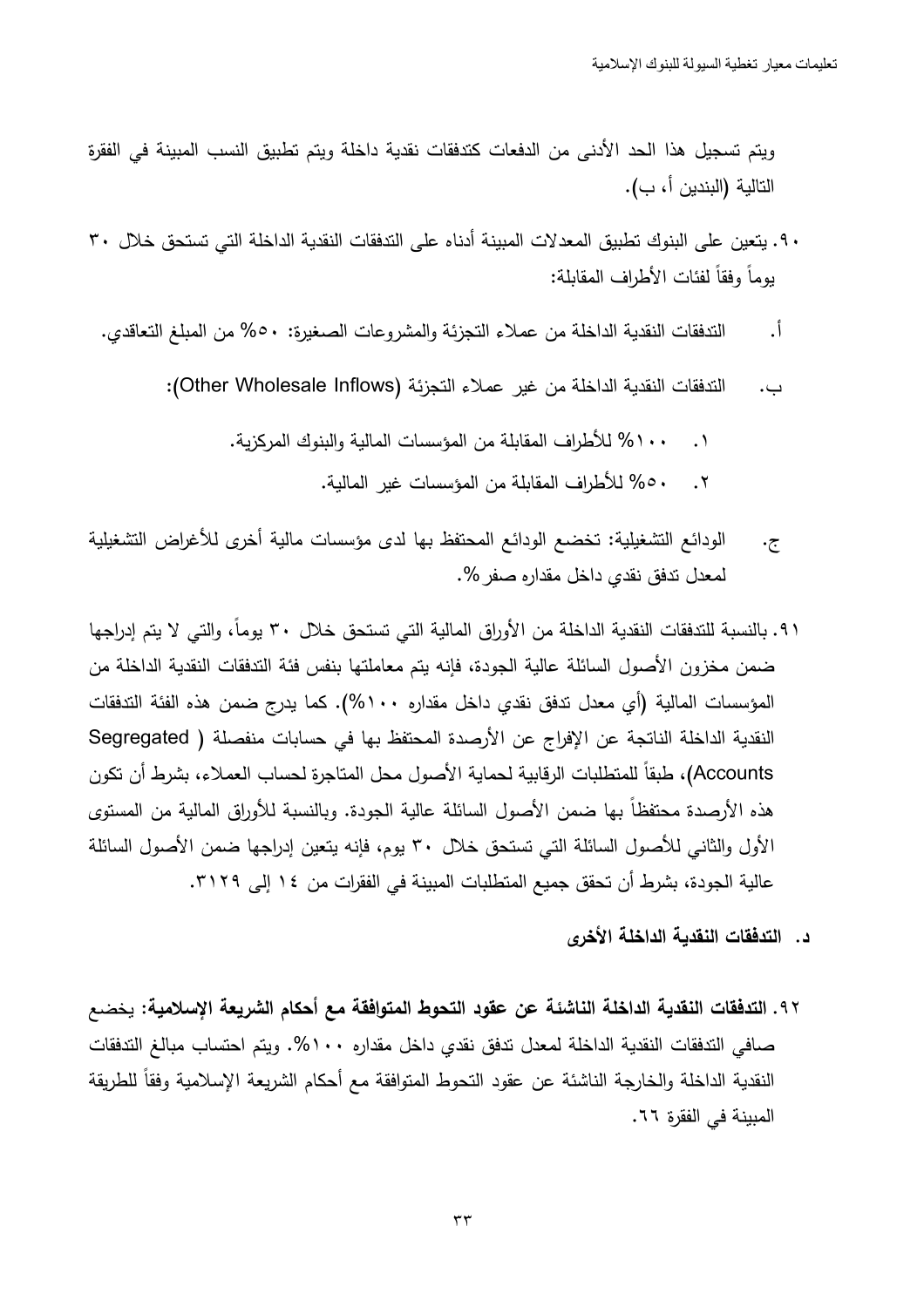ويتم تسجيل هذا الحد الأدنى من الدفعات كتدفقات نقدية داخلة ويتم تطبيق النسب المبينة في الفقرة التالية (البندين أ، ب).

٩٠. يتعين على البنوك تطبيق المعدلات المبينة أدناه على التدفقات النقدية الداخلة التي تستحق خلال ٣٠ يوماً وفقاً لفئات الأطراف المقابلة:

أ. التدفقات النقدية الداخلة من عملاء التجزئة والمشروعات الصغيرة: ٥٠% من المبلغ التعاقدي.

ب. التدفقات النقدية الداخلة من غير عملاء التجزئة (Other Wholesale Inflows):

١. ١٠٠% للأطراف المقابلة من المؤسسات المالية والبنوك المركزية.

٢. ٥٠% للأطراف المقابلة من المؤسسات غير المالية.

ج. الودائع التشغيلية: تخضع الودائع المحتفظ بها لدى مؤسسات مالية أخرى للأغراض التشغيلية لمعدل تدفق نقدي داخل مقداره صفر%.

٩١. بالنسبة للتدفقات النقدية الداخلة من الأوراق المالية التي تستحق خلال ٣٠ يوماً، والتي لا يتم إدراجها ضمن مخزون الأصول السائلة عالية الجودة، فإنه يتم معاملتها بنفس فئة التدفقات النقدية الداخلة من المؤسسات المالية (أي معدل تدفق نقدي داخل مقداره ١٠٠%). كما يدرج ضمن هذه الفئة التدفقات النقدية الداخلة الناتجة عن الإفراج عن الأرصدة المحتفظ بها في حسابات منفصلة (Segregated Accounts)، طبقاً للمتطلبات الرقابية لحماية الأصول محل المتاجرة لحساب العملاء، بشرط أن تكون هذه الأرصدة محتفظاً بها ضمن الأصول السائلة عالية الجودة. وبالنسبة للأوراق المالية من المستوى الأول والثاني للأصول السائلة التي تستحق خلال ٣٠ يوم، فإنه يتعين إدراجها ضمن الأصول السائلة عالية الجودة، بشرط أن تحقق جميع المتطلبات المبينة في الفقرات من ١٤ إلى ٣١٢٩.

### د. التدفقات النقدية الداخلة الأخرى

**٩٢. التدفقات النقدية الداخلة الناشئة عن عقود التحوط المتوافقة مع أحكام الشريعة الإسلامية:** يخضع صافي التدفقات النقدية الداخلة لمعدل تدفق نقدي داخل مقداره ١٠٠%. ويتم احتساب مبالغ التدفقات النقدية الداخلة والخارجة الناشئة عن عقود التحوط المتوافقة مع أحكام الشريعة الإسلامية وفقاً للطريقة المبينة في الفقرة ٦٦.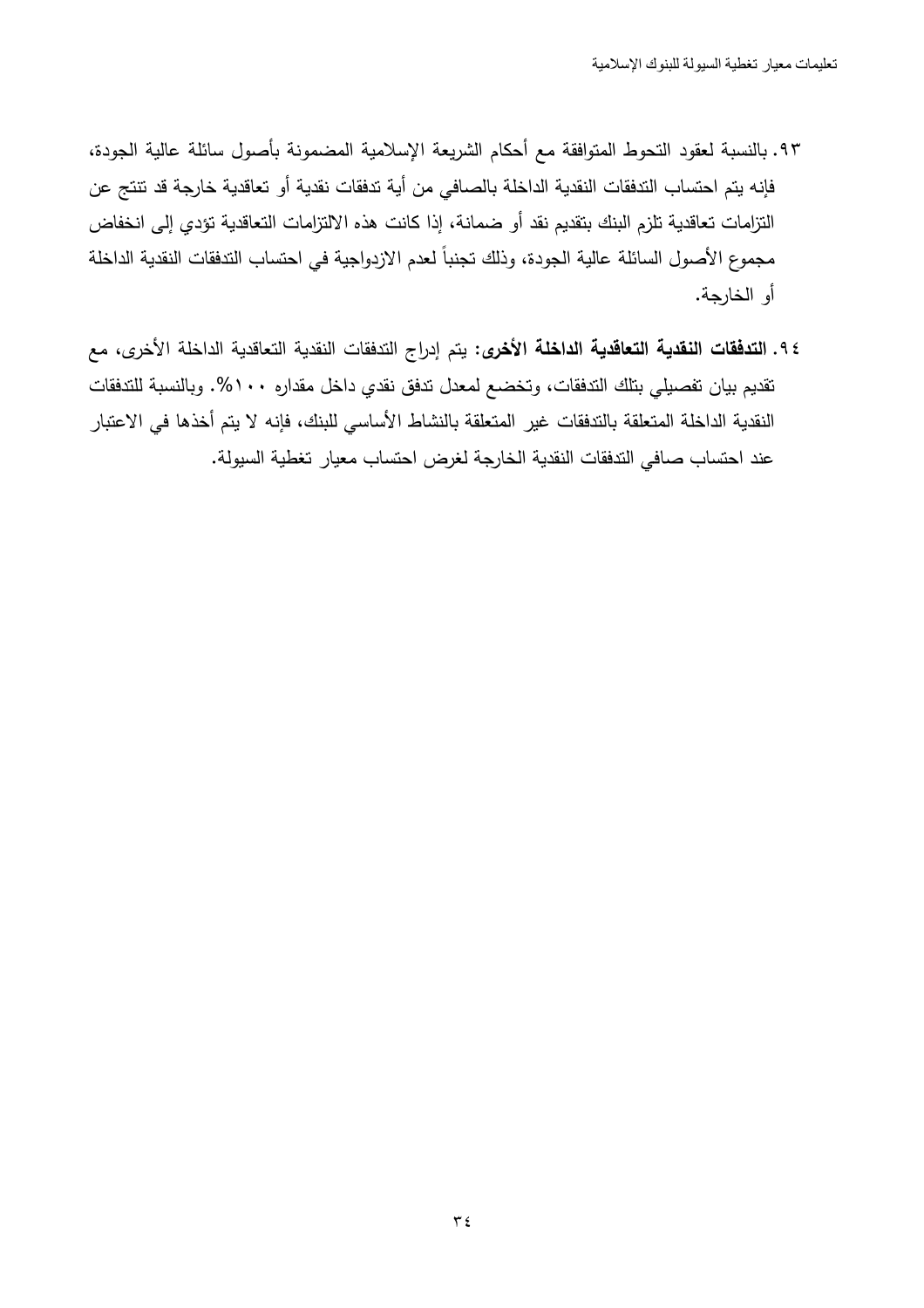٩٣. بالنسبة لعقود التحوط المتوافقة مع أحكام الشريعة الإسلامية المضمونة بأصول سائلة عالية الجودة، فإنه يتم احتساب التدفقات النقدية الداخلة بالصافي من أية تدفقات نقدية أو تعاقدية خارجة قد تنتج عن التزامات تعاقدية تلزم البنك بتقديم نقد أو ضمانة، إذا كانت هذه الالتزامات التعاقدية تؤدي إلى انخفاض مجموع الأصول السائلة عالية الجودة، وذلك تجنباً لعدم الازدواجية في احتساب التدفقات النقدية الداخلة أو الخارجة.

٩٤. **التدفقات النقدية التعاقدية الداخلة الأخرى:** يتم إدراج التدفقات النقدية التعاقدية الداخلة الأخرى، مع تقديم بيان تفصيلي بتلك التدفقات، وتخضع لمعدل تدفق نقدي داخل مقداره ١٠٠%. وبالنسبة للتدفقات النقدية الداخلة المتعلقة بالتدفقات غير المتعلقة بالنشاط الأساسي للبنك، فإنه لا يتم أخذها في الاعتبار عند احتساب صافي التدفقات النقدية الخارجة لغرض احتساب معيار تغطية السيولة.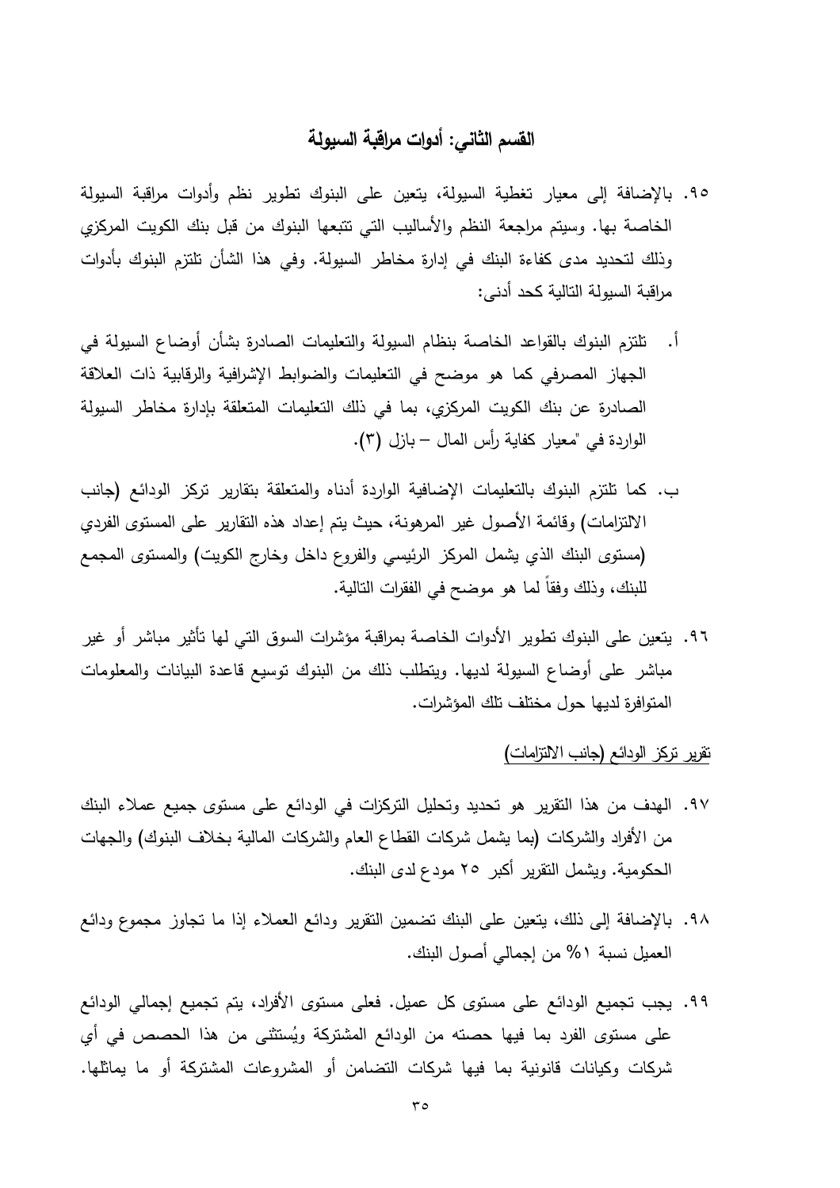## القسم الثاني: أدوات مراقبة السيولة

٩٥. بالإضافة إلى معيار تغطية السيولة، يتعين على البنوك تطوير نظم وأدوات مراقبة السيولة الخاصة بها. وسيتم مراجعة النظم والأساليب التي تتبعها البنوك من قبل بنك الكويت المركزي وذلك لتحديد مدى كفاءة البنك في إدارة مخاطر السيولة. وفي هذا الشأن تلتزم البنوك بأدوات مراقبة السيولة التالية كحد أدنى:

أ. تلتزم البنوك بالقواعد الخاصة بنظام السيولة والتعليمات الصادرة بشأن أوضاع السيولة في الجهاز المصرفي كما هو موضح في التعليمات والضوابط الإشرافية والرقابية ذات العلاقة الصادرة عن بنك الكويت المركزي، بما في ذلك التعليمات المتعلقة بإدارة مخاطر السيولة الواردة في "معيار كفاية رأس المال – بازل (٣).

ب. كما تلتزم البنوك بالتعليمات الإضافية الواردة أدناه والمتعلقة بتقارير تركز الودائع (جانب الالتزامات) وقائمة الأصول غير المرهونة، حيث يتم إعداد هذه التقارير على المستوى الفردي (مستوى البنك الذي يشمل المركز الرئيسي والفروع داخل وخارج الكويت) والمستوى المجمع للبنك، وذلك وفقاً لما هو موضح في الفقرات التالية.

٩٦. يتعين على البنوك تطوير الأدوات الخاصة بمراقبة مؤشرات السوق التي لها تأثير مباشر أو غير مباشر على أوضاع السيولة لديها. ويتطلب ذلك من البنوك توسيع قاعدة البيانات والمعلومات المتوافرة لديها حول مختلف تلك المؤشرات.

<u>تقرير تركز الودائع (جانب الالتزامات)</u>

٩٧. الهدف من هذا التقرير هو تحديد وتحليل التركزات في الودائع على مستوى جميع عملاء البنك من الأفراد والشركات (بما يشمل شركات القطاع العام والشركات المالية بخلاف البنوك) والجهات الحكومية. ويشمل التقرير أكبر ٢٥ مودع لدى البنك.

٩٨. بالإضافة إلى ذلك، يتعين على البنك تضمين التقرير ودائع العملاء إذا ما تجاوز مجموع ودائع العميل نسبة ١% من إجمالي أصول البنك.

٩٩. يجب تجميع الودائع على مستوى كل عميل. فعلى مستوى الأفراد، يتم تجميع إجمالي الودائع على مستوى الفرد بما فيها حصته من الودائع المشتركة ويُستثنى من هذا الحصص في أي شركات وكيانات قانونية بما فيها شركات التضامن أو المشروعات المشتركة أو ما يماثلها.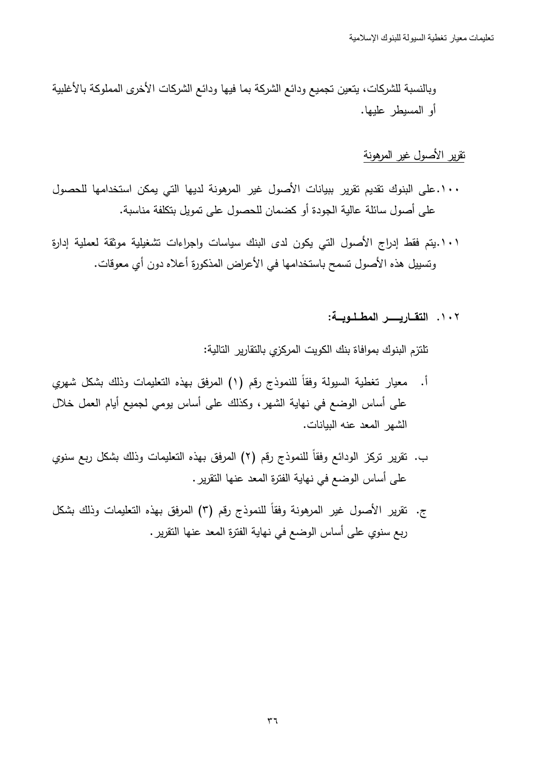وبالنسبة للشركات، يتعين تجميع ودائع الشركة بما فيها ودائع الشركات الأخرى المملوكة بالأغلبية أو المسيطر عليها.

تقرير الأصول غير المرهونة

١٠٠. على البنوك تقديم تقرير ببيانات الأصول غير المرهونة لديها التي يمكن استخدامها للحصول على أصول سائلة عالية الجودة أو كضمان للحصول على تمويل بتكلفة مناسبة.

١٠١. يتم فقط إدراج الأصول التي يكون لدى البنك سياسات واجراءات تشغيلية موثقة لعملية إدارة وتسييل هذه الأصول تسمح باستخدامها في الأغراض المذكورة أعلاه دون أي معوقات.

### ١٠٢. التقارير المطلوبة:

تلتزم البنوك بموافاة بنك الكويت المركزي بالتقارير التالية:

أ. معيار تغطية السيولة وفقاً للنموذج رقم (١) المرفق بهذه التعليمات وذلك بشكل شهري على أساس الوضع في نهاية الشهر، وكذلك على أساس يومي لجميع أيام العمل خلال الشهر المعد عنه البيانات.

ب. تقرير تركز الودائع وفقاً للنموذج رقم (٢) المرفق بهذه التعليمات وذلك بشكل ربع سنوي على أساس الوضع في نهاية الفترة المعد عنها التقرير.

ج. تقرير الأصول غير المرهونة وفقاً للنموذج رقم (٣) المرفق بهذه التعليمات وذلك بشكل ربع سنوي على أساس الوضع في نهاية الفترة المعد عنها التقرير.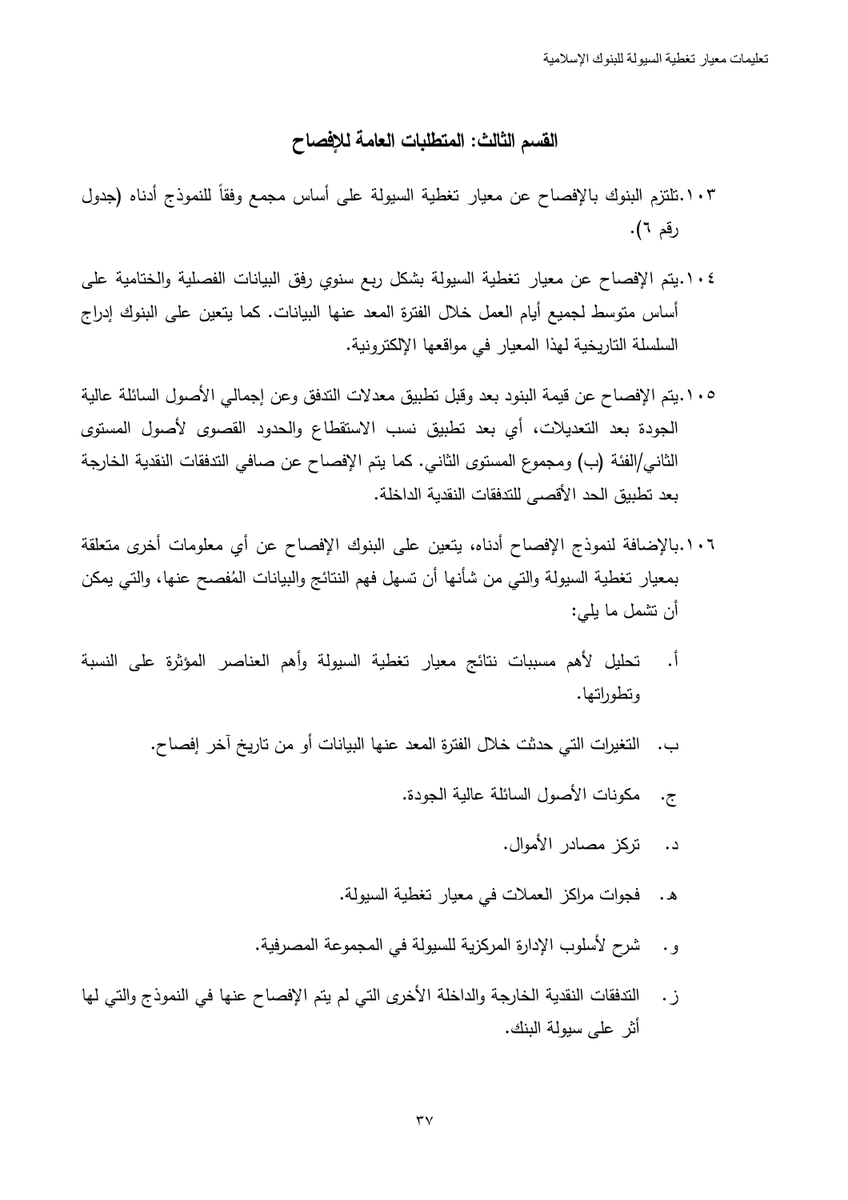## القسم الثالث: المتطلبات العامة للإفصاح

١٠٣.تلتزم البنوك بالإفصاح عن معيار تغطية السيولة على أساس مجمع وفقاً للنموذج أدناه (جدول رقم ٦).

١٠٤.يتم الإفصاح عن معيار تغطية السيولة بشكل ربع سنوي رفق البيانات الفصلية والختامية على أساس متوسط لجميع أيام العمل خلال الفترة المعد عنها البيانات. كما يتعين على البنوك إدراج السلسلة التاريخية لهذا المعيار في مواقعها الإلكترونية.

١٠٥.يتم الإفصاح عن قيمة البنود بعد وقبل تطبيق معدلات التدفق وعن إجمالي الأصول السائلة عالية الجودة بعد التعديلات، أي بعد تطبيق نسب الاستقطاع والحدود القصوى لأصول المستوى الثاني/الفئة (ب) ومجموع المستوى الثاني. كما يتم الإفصاح عن صافي التدفقات النقدية الخارجة بعد تطبيق الحد الأقصى للتدفقات النقدية الداخلة.

١٠٦.بالإضافة لنموذج الإفصاح أدناه، يتعين على البنوك الإفصاح عن أي معلومات أخرى متعلقة بمعيار تغطية السيولة والتي من شأنها أن تسهل فهم النتائج والبيانات المُفصح عنها، والتي يمكن أن تشمل ما يلي:

أ. تحليل لأهم مسببات نتائج معيار تغطية السيولة وأهم العناصر المؤثرة على النسبة وتطوراتها.

ب. التغيرات التي حدثت خلال الفترة المعد عنها البيانات أو من تاريخ آخر إفصاح.

ج. مكونات الأصول السائلة عالية الجودة.

د. تركز مصادر الأموال.

هـ. فجوات مراكز العملات في معيار تغطية السيولة.

و. شرح لأسلوب الإدارة المركزية للسيولة في المجموعة المصرفية.

ز. التدفقات النقدية الخارجة والداخلة الأخرى التي لم يتم الإفصاح عنها في النموذج والتي لها أثر على سيولة البنك.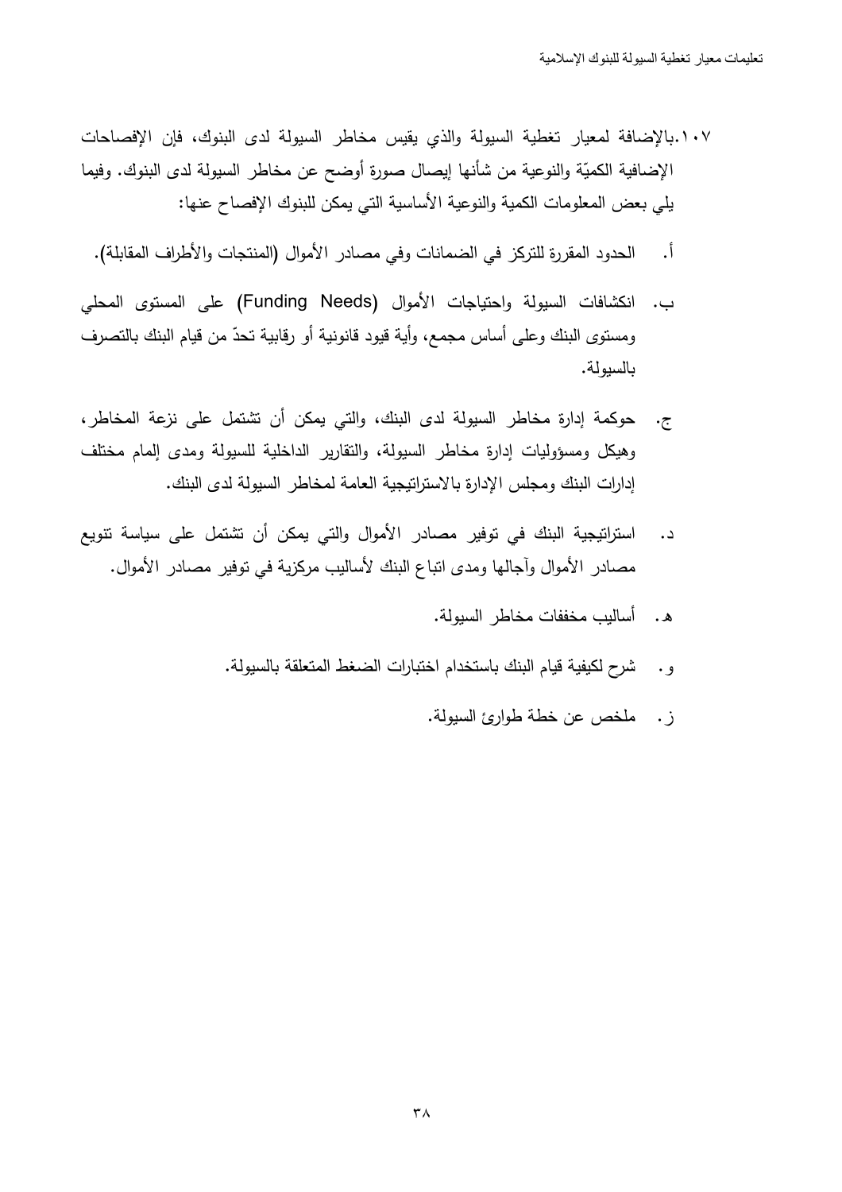١٠٧.بالإضافة لمعيار تغطية السيولة والذي يقيس مخاطر السيولة لدى البنوك، فإن الإفصاحات الإضافية الكميّة والنوعية من شأنها إيصال صورة أوضح عن مخاطر السيولة لدى البنوك. وفيما يلي بعض المعلومات الكمية والنوعية الأساسية التي يمكن للبنوك الإفصاح عنها:

أ. الحدود المقررة للتركز في الضمانات وفي مصادر الأموال (المنتجات والأطراف المقابلة).

ب. انكشافات السيولة واحتياجات الأموال (Funding Needs) على المستوى المحلي ومستوى البنك وعلى أساس مجمع، وأية قيود قانونية أو رقابية تحدّ من قيام البنك بالتصرف بالسيولة.

ج. حوكمة إدارة مخاطر السيولة لدى البنك، والتي يمكن أن تشتمل على نزعة المخاطر، وهيكل ومسؤوليات إدارة مخاطر السيولة، والتقارير الداخلية للسيولة ومدى إلمام مختلف إدارات البنك ومجلس الإدارة بالاستراتيجية العامة لمخاطر السيولة لدى البنك.

د. استراتيجية البنك في توفير مصادر الأموال والتي يمكن أن تشتمل على سياسة تنويع مصادر الأموال وآجالها ومدى اتباع البنك لأساليب مركزية في توفير مصادر الأموال.

هـ. أساليب مخففات مخاطر السيولة.

و. شرح لكيفية قيام البنك باستخدام اختبارات الضغط المتعلقة بالسيولة.

ز. ملخص عن خطة طوارئ السيولة.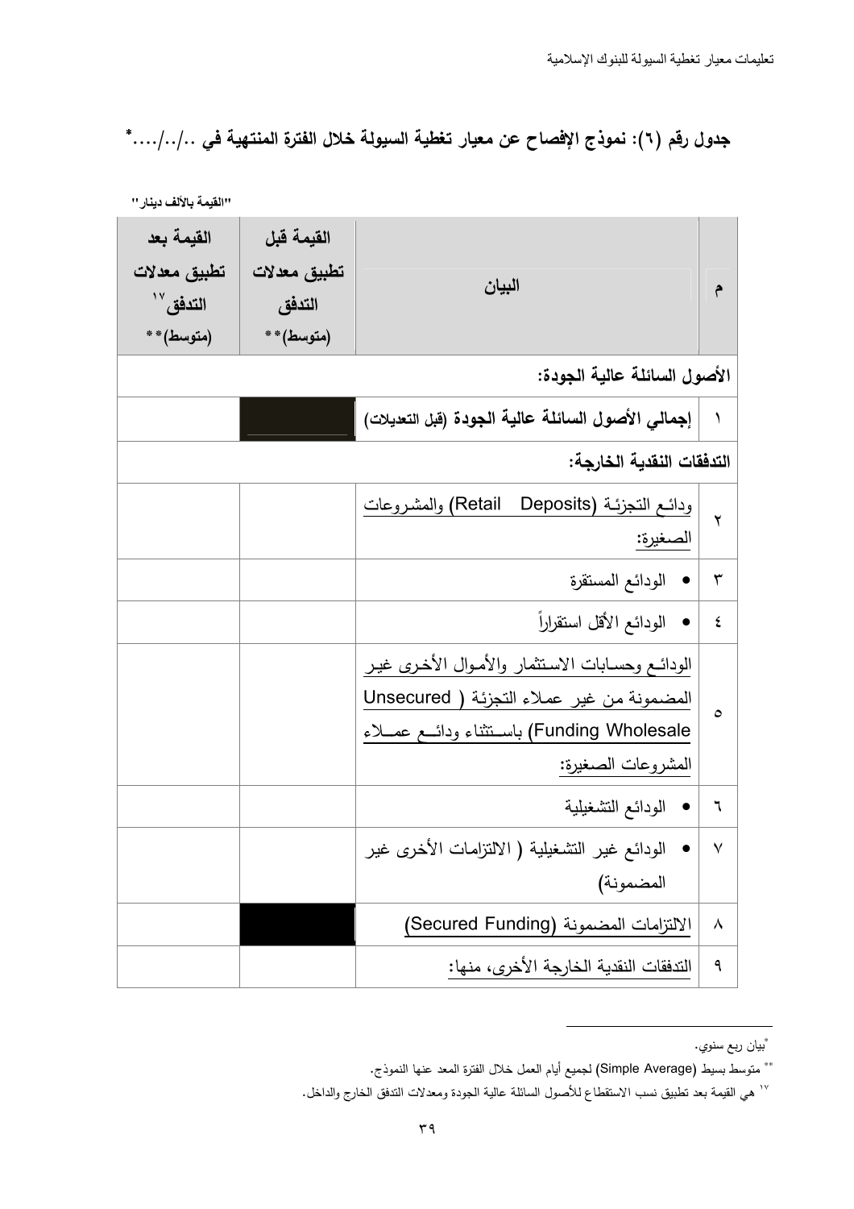## جدول رقم (٦): نموذج الإفصاح عن معيار تغطية السيولة خلال الفترة المنتهية في ../../....*

"القيمة بالألف دينار"

| م | البيان | القيمة قبل تطبيق معدلات التدفق (متوسط)** | القيمة بعد تطبيق معدلات التدفق[17] (متوسط)** |
|---|---|---|---|
| **الأصول السائلة عالية الجودة:** | | | |
| ١ | **إجمالي الأصول السائلة عالية الجودة** (قبل التعديلات) | ■ | |
| **التدفقات النقدية الخارجة:** | | | |
| ٢ | ودائع التجزئة (Retail Deposits) والمشروعات الصغيرة: | | |
| ٣ | • الودائع المستقرة | | |
| ٤ | • الودائع الأقل استقراراً | | |
| ٥ | الودائع وحسابات الاستثمار والأموال الأخرى غير المضمونة من غير عملاء التجزئة (Unsecured Wholesale Funding) باستثناء ودائع عملاء المشروعات الصغيرة: | | |
| ٦ | • الودائع التشغيلية | | |
| ٧ | • الودائع غير التشغيلية (الالتزامات الأخرى غير المضمونة) | | |
| ٨ | الالتزامات المضمونة (Secured Funding) | ■ | |
| ٩ | التدفقات النقدية الخارجة الأخرى، منها: | | |

*بيان ربع سنوي.

** متوسط بسيط (Simple Average) لجميع أيام العمل خلال الفترة المعد عنها النموذج.

[17] هي القيمة بعد تطبيق نسب الاستقطاع للأصول السائلة عالية الجودة ومعدلات التدفق الخارج والداخل.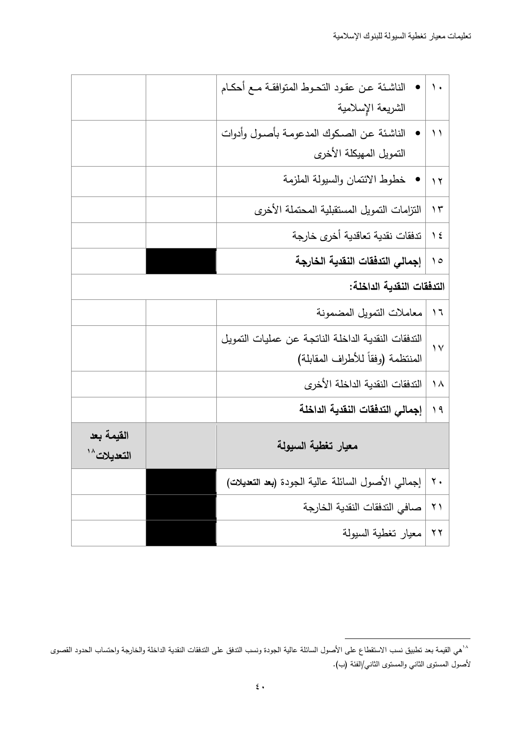| | | | |
|---|---|---|---|
| ١٠ | • الناشئة عن عقود التحوط المتوافقة مع أحكام الشريعة الإسلامية | | |
| ١١ | • الناشئة عن الصكوك المدعومة بأصول وأدوات التمويل المهيكلة الأخرى | | |
| ١٢ | • خطوط الائتمان والسيولة الملزمة | | |
| ١٣ | التزامات التمويل المستقبلية المحتملة الأخرى | | |
| ١٤ | تدفقات نقدية تعاقدية أخرى خارجة | | |
| ١٥ | **إجمالي التدفقات النقدية الخارجة** | ■ | |
| **التدفقات النقدية الداخلة:** | | | |
| ١٦ | معاملات التمويل المضمونة | | |
| ١٧ | التدفقات النقدية الداخلة الناتجة عن عمليات التمويل المنتظمة (وفقاً للأطراف المقابلة) | | |
| ١٨ | التدفقات النقدية الداخلة الأخرى | | |
| ١٩ | **إجمالي التدفقات النقدية الداخلة** | | |
| | **معيار تغطية السيولة** | | **القيمة بعد التعديلات**[18] |
| ٢٠ | إجمالي الأصول السائلة عالية الجودة (**بعد التعديلات**) | ■ | |
| ٢١ | صافي التدفقات النقدية الخارجة | ■ | |
| ٢٢ | معيار تغطية السيولة | ■ | |

[18] هي القيمة بعد تطبيق نسب الاستقطاع على الأصول السائلة عالية الجودة ونسب التدفق على التدفقات النقدية الداخلة والخارجة واحتساب الحدود القصوى لأصول المستوى الثاني والمستوى الثاني/الفئة (ب).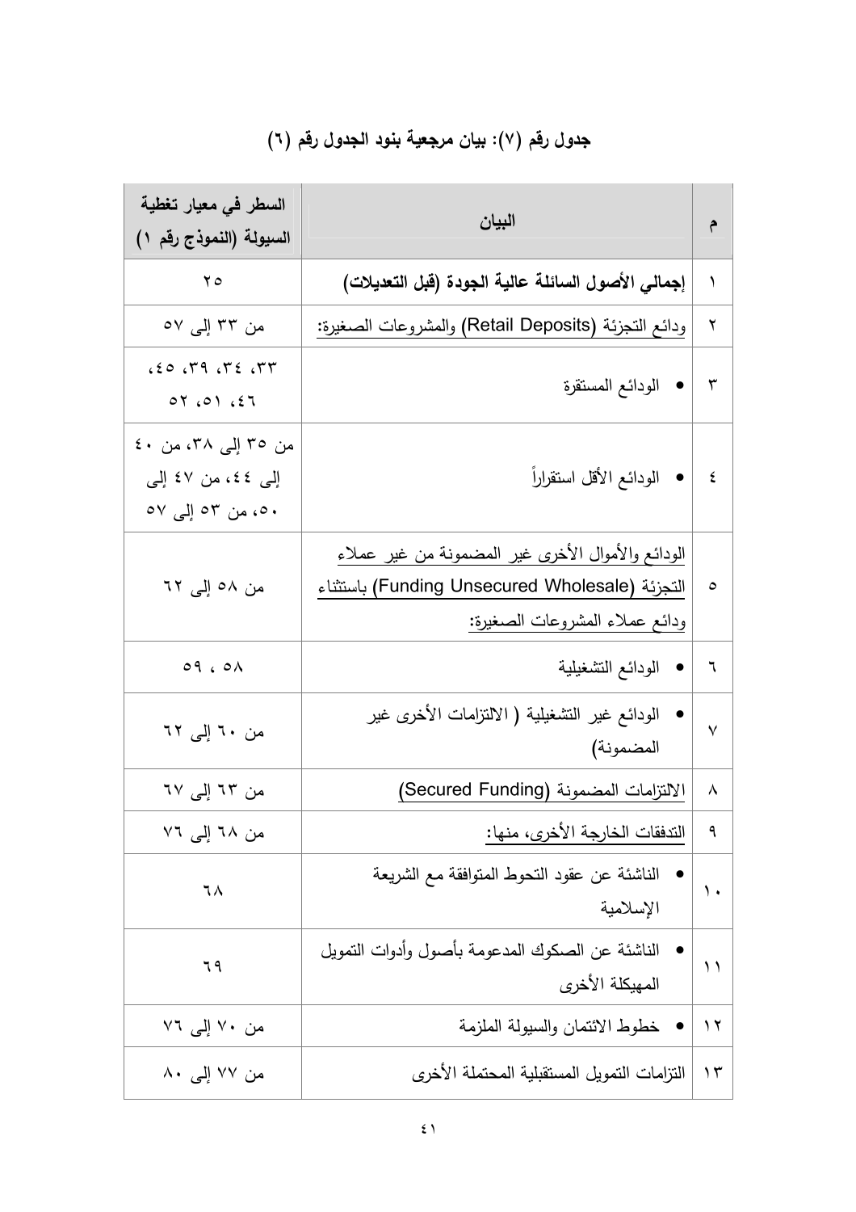## جدول رقم (٧): بيان مرجعية بنود الجدول رقم (٦)

| م | البيان | السطر في معيار تغطية السيولة (النموذج رقم ١) |
|---|---|---|
| ١ | **إجمالي الأصول السائلة عالية الجودة (قبل التعديلات)** | ٢٥ |
| ٢ | ودائع التجزئة (Retail Deposits) والمشروعات الصغيرة: | من ٣٣ إلى ٥٧ |
| ٣ | • الودائع المستقرة | ٣٣، ٣٤، ٣٩، ٤٥، ٤٦، ٥١، ٥٢ |
| ٤ | • الودائع الأقل استقراراً | من ٣٥ إلى ٣٨، من ٤٠ إلى ٤٤، من ٤٧ إلى ٥٠، من ٥٣ إلى ٥٧ |
| ٥ | الودائع والأموال الأخرى غير المضمونة من غير عملاء التجزئة (Funding Unsecured Wholesale) باستثناء ودائع عملاء المشروعات الصغيرة: | من ٥٨ إلى ٦٢ |
| ٦ | • الودائع التشغيلية | ٥٨ ، ٥٩ |
| ٧ | • الودائع غير التشغيلية ( الالتزامات الأخرى غير المضمونة) | من ٦٠ إلى ٦٢ |
| ٨ | الالتزامات المضمونة (Secured Funding) | من ٦٣ إلى ٦٧ |
| ٩ | التدفقات الخارجة الأخرى، منها: | من ٦٨ إلى ٧٦ |
| ١٠ | • الناشئة عن عقود التحوط المتوافقة مع الشريعة الإسلامية | ٦٨ |
| ١١ | • الناشئة عن الصكوك المدعومة بأصول وأدوات التمويل المهيكلة الأخرى | ٦٩ |
| ١٢ | • خطوط الائتمان والسيولة الملزمة | من ٧٠ إلى ٧٦ |
| ١٣ | التزامات التمويل المستقبلية المحتملة الأخرى | من ٧٧ إلى ٨٠ |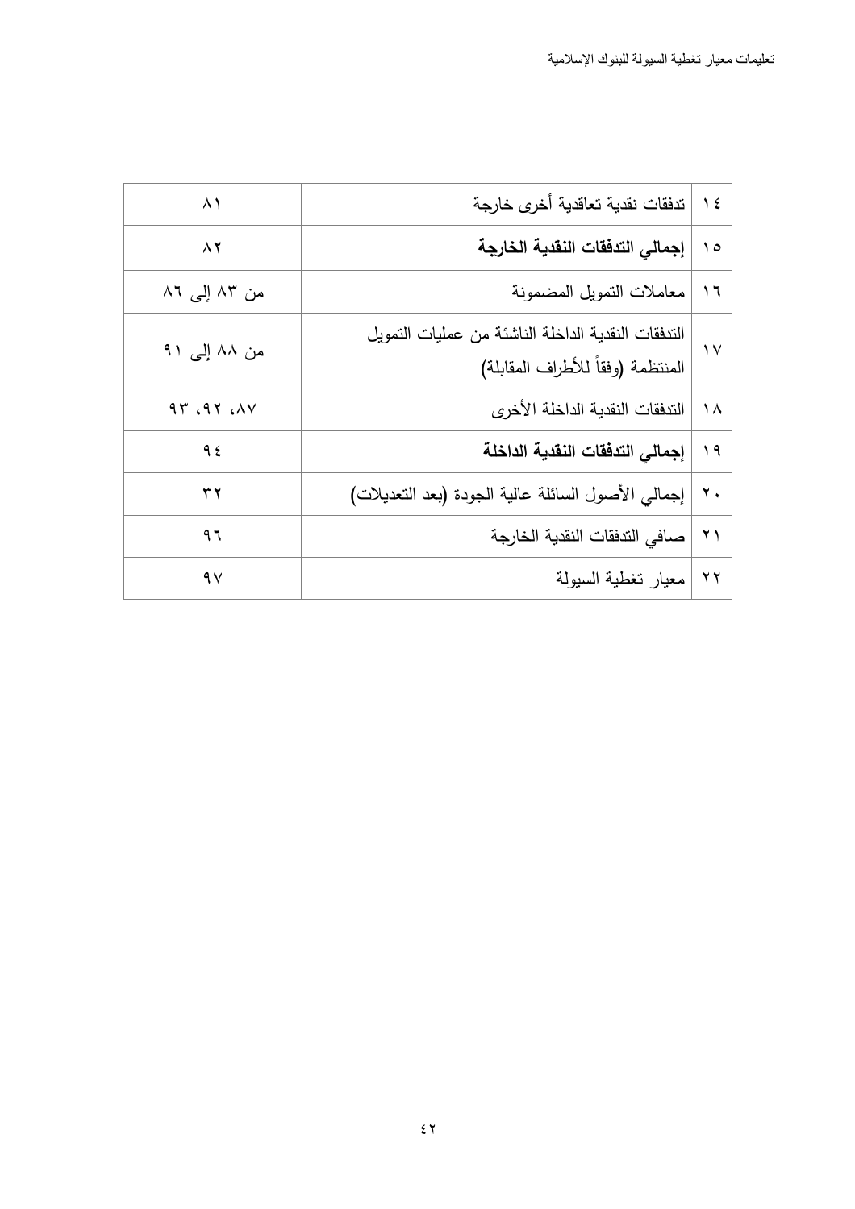| ١٤ | تدفقات نقدية تعاقدية أخرى خارجة | ٨١ |
|---|---|---|
| ١٥ | **إجمالي التدفقات النقدية الخارجة** | ٨٢ |
| ١٦ | معاملات التمويل المضمونة | من ٨٣ إلى ٨٦ |
| ١٧ | التدفقات النقدية الداخلة الناشئة من عمليات التمويل المنتظمة (وفقاً للأطراف المقابلة) | من ٨٨ إلى ٩١ |
| ١٨ | التدفقات النقدية الداخلة الأخرى | ٨٧، ٩٢، ٩٣ |
| ١٩ | **إجمالي التدفقات النقدية الداخلة** | ٩٤ |
| ٢٠ | إجمالي الأصول السائلة عالية الجودة (بعد التعديلات) | ٣٢ |
| ٢١ | صافي التدفقات النقدية الخارجة | ٩٦ |
| ٢٢ | معيار تغطية السيولة | ٩٧ |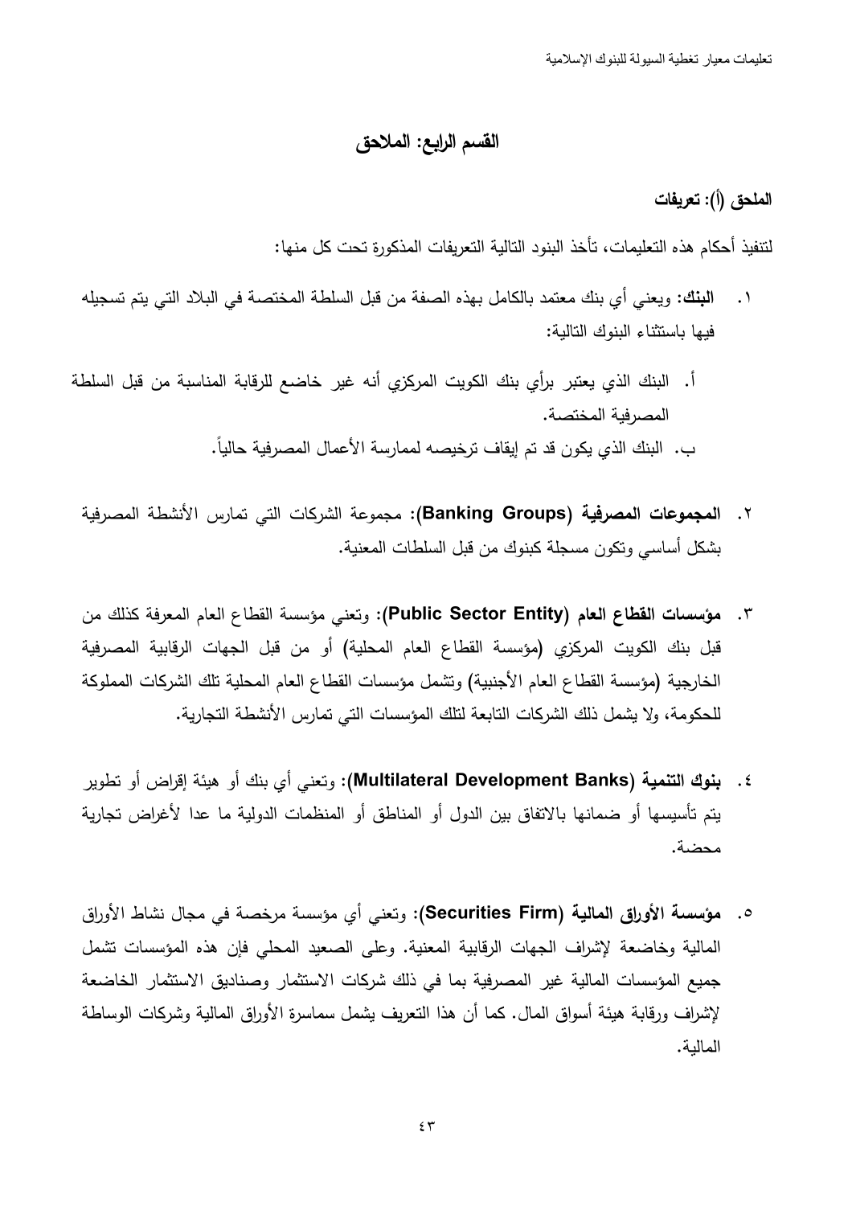## القسم الرابع: الملاحق

### الملحق (أ): تعريفات

لتنفيذ أحكام هذه التعليمات، تأخذ البنود التالية التعريفات المذكورة تحت كل منها:

١. **البنك:** ويعني أي بنك معتمد بالكامل بهذه الصفة من قبل السلطة المختصة في البلاد التي يتم تسجيله فيها باستثناء البنوك التالية:

أ. البنك الذي يعتبر برأي بنك الكويت المركزي أنه غير خاضع للرقابة المناسبة من قبل السلطة المصرفية المختصة.

ب. البنك الذي يكون قد تم إيقاف ترخيصه لممارسة الأعمال المصرفية حالياً.

٢. **المجموعات المصرفية (Banking Groups):** مجموعة الشركات التي تمارس الأنشطة المصرفية بشكل أساسي وتكون مسجلة كبنوك من قبل السلطات المعنية.

٣. **مؤسسات القطاع العام (Public Sector Entity):** وتعني مؤسسة القطاع العام المعرفة كذلك من قبل بنك الكويت المركزي (مؤسسة القطاع العام المحلية) أو من قبل الجهات الرقابية المصرفية الخارجية (مؤسسة القطاع العام الأجنبية) وتشمل مؤسسات القطاع العام المحلية تلك الشركات المملوكة للحكومة، ولا يشمل ذلك الشركات التابعة لتلك المؤسسات التي تمارس الأنشطة التجارية.

٤. **بنوك التنمية (Multilateral Development Banks):** وتعني أي بنك أو هيئة إقراض أو تطوير يتم تأسيسها أو ضمانها بالاتفاق بين الدول أو المناطق أو المنظمات الدولية ما عدا لأغراض تجارية محضة.

٥. **مؤسسة الأوراق المالية (Securities Firm):** وتعني أي مؤسسة مرخصة في مجال نشاط الأوراق المالية وخاضعة لإشراف الجهات الرقابية المعنية. وعلى الصعيد المحلي فإن هذه المؤسسات تشمل جميع المؤسسات المالية غير المصرفية بما في ذلك شركات الاستثمار وصناديق الاستثمار الخاضعة لإشراف ورقابة هيئة أسواق المال. كما أن هذا التعريف يشمل سماسرة الأوراق المالية وشركات الوساطة المالية.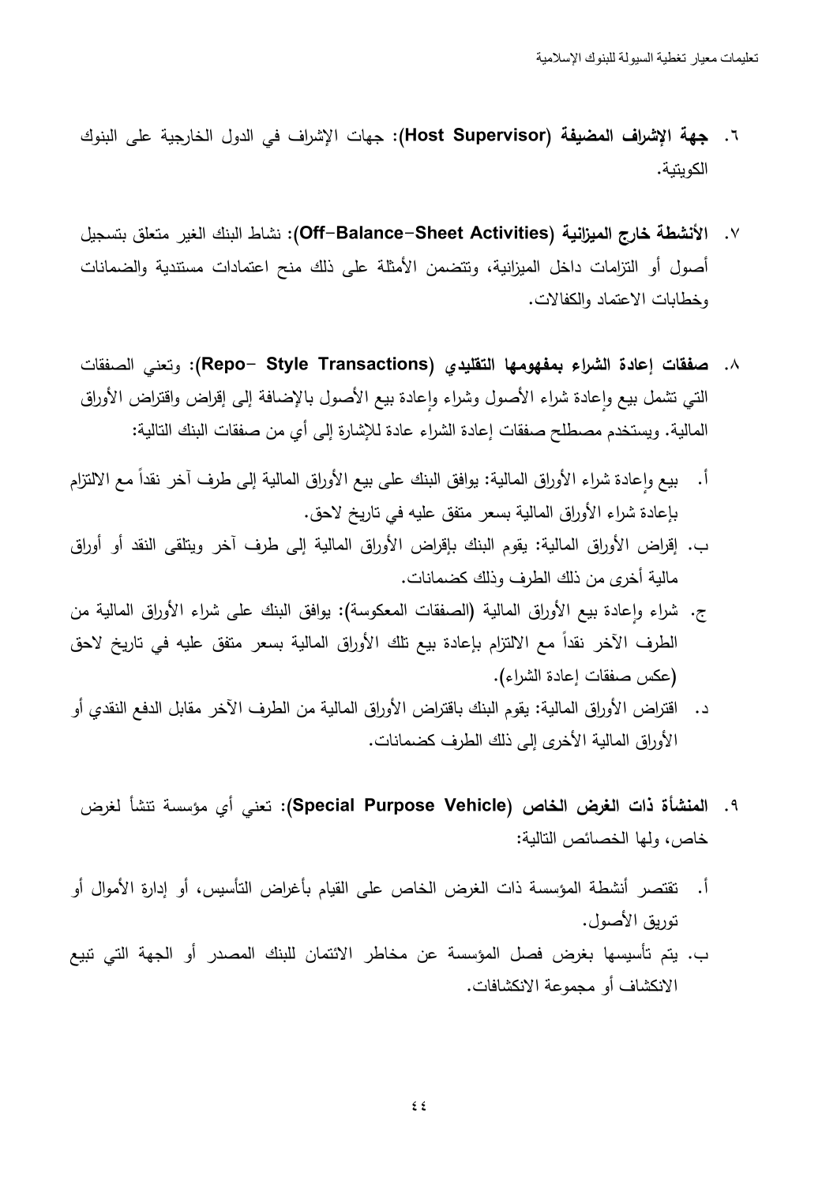٦. **جهة الإشراف المضيفة (Host Supervisor)**: جهات الإشراف في الدول الخارجية على البنوك الكويتية.

٧. **الأنشطة خارج الميزانية (Off-Balance-Sheet Activities)**: نشاط البنك الغير متعلق بتسجيل أصول أو التزامات داخل الميزانية، وتتضمن الأمثلة على ذلك منح اعتمادات مستندية والضمانات وخطابات الاعتماد والكفالات.

٨. **صفقات إعادة الشراء بمفهومها التقليدي (Repo- Style Transactions)**: وتعني الصفقات التي تشمل بيع وإعادة شراء الأصول وشراء وإعادة بيع الأصول بالإضافة إلى إقراض واقتراض الأوراق المالية. ويستخدم مصطلح صفقات إعادة الشراء عادة للإشارة إلى أي من صفقات البنك التالية:

أ. بيع وإعادة شراء الأوراق المالية: يوافق البنك على بيع الأوراق المالية إلى طرف آخر نقداً مع الالتزام بإعادة شراء الأوراق المالية بسعر متفق عليه في تاريخ لاحق.

ب. إقراض الأوراق المالية: يقوم البنك بإقراض الأوراق المالية إلى طرف آخر ويتلقى النقد أو أوراق مالية أخرى من ذلك الطرف وذلك كضمانات.

ج. شراء وإعادة بيع الأوراق المالية (الصفقات المعكوسة): يوافق البنك على شراء الأوراق المالية من الطرف الآخر نقداً مع الالتزام بإعادة بيع تلك الأوراق المالية بسعر متفق عليه في تاريخ لاحق (عكس صفقات إعادة الشراء).

د. اقتراض الأوراق المالية: يقوم البنك باقتراض الأوراق المالية من الطرف الآخر مقابل الدفع النقدي أو الأوراق المالية الأخرى إلى ذلك الطرف كضمانات.

٩. **المنشأة ذات الغرض الخاص (Special Purpose Vehicle)**: تعني أي مؤسسة تنشأ لغرض خاص، ولها الخصائص التالية:

أ. تقتصر أنشطة المؤسسة ذات الغرض الخاص على القيام بأغراض التأسيس، أو إدارة الأموال أو توريق الأصول.

ب. يتم تأسيسها بغرض فصل المؤسسة عن مخاطر الائتمان للبنك المصدر أو الجهة التي تبيع الانكشاف أو مجموعة الانكشافات.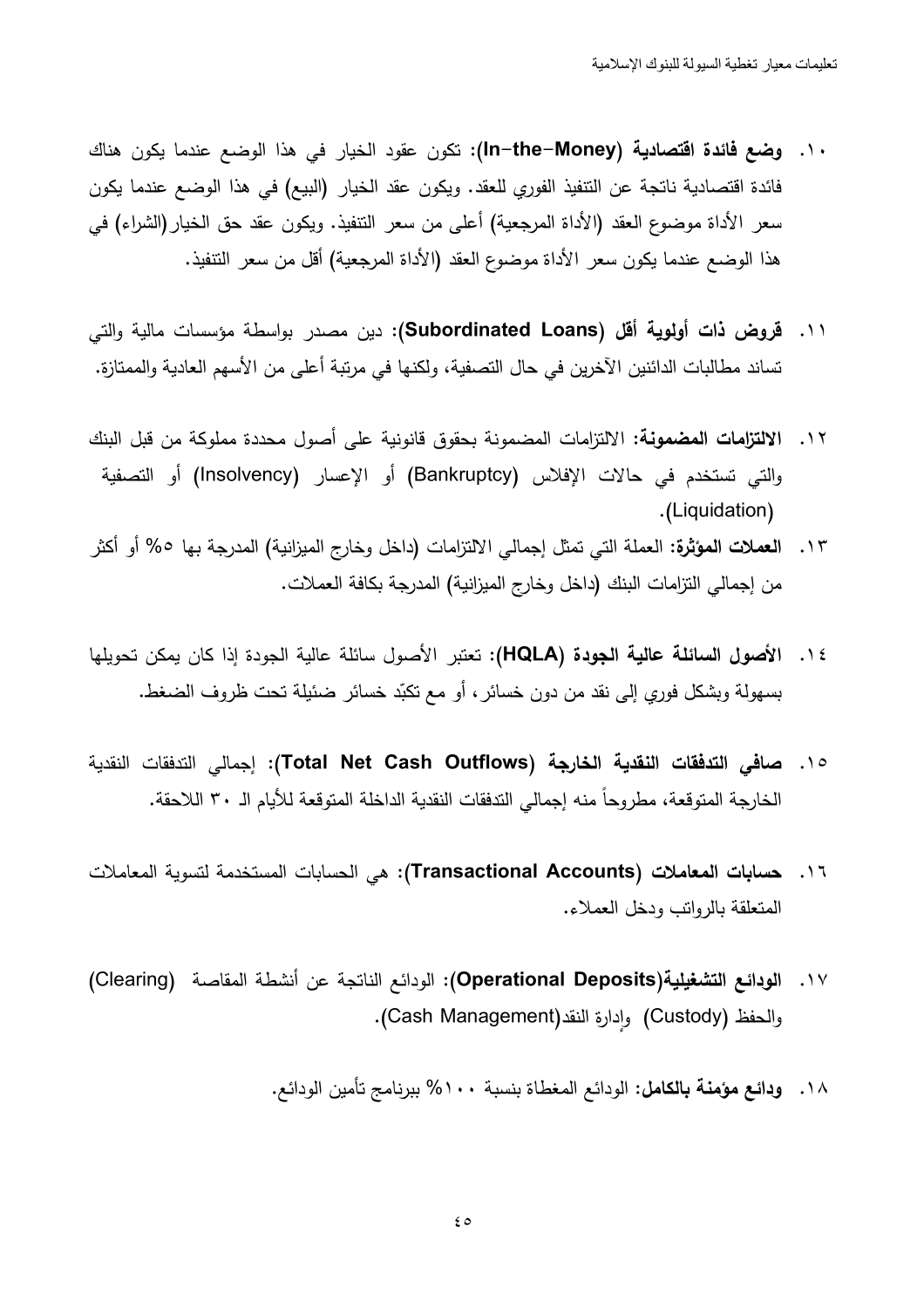١٠. **وضع فائدة اقتصادية (In-the-Money)**: تكون عقود الخيار في هذا الوضع عندما يكون هناك فائدة اقتصادية ناتجة عن التنفيذ الفوري للعقد. ويكون عقد الخيار (البيع) في هذا الوضع عندما يكون سعر الأداة موضوع العقد (الأداة المرجعية) أعلى من سعر التنفيذ. ويكون عقد حق الخيار(الشراء) في هذا الوضع عندما يكون سعر الأداة موضوع العقد (الأداة المرجعية) أقل من سعر التنفيذ.

١١. **قروض ذات أولوية أقل (Subordinated Loans)**: دين مصدر بواسطة مؤسسات مالية والتي تساند مطالبات الدائنين الآخرين في حال التصفية، ولكنها في مرتبة أعلى من الأسهم العادية والممتازة.

١٢. **الالتزامات المضمونة**: الالتزامات المضمونة بحقوق قانونية على أصول محددة مملوكة من قبل البنك والتي تستخدم في حالات الإفلاس (Bankruptcy) أو الإعسار (Insolvency) أو التصفية (Liquidation).

١٣. **العملات المؤثرة**: العملة التي تمثل إجمالي الالتزامات (داخل وخارج الميزانية) المدرجة بها ٥% أو أكثر من إجمالي التزامات البنك (داخل وخارج الميزانية) المدرجة بكافة العملات.

١٤. **الأصول السائلة عالية الجودة (HQLA)**: تعتبر الأصول سائلة عالية الجودة إذا كان يمكن تحويلها بسهولة وبشكل فوري إلى نقد من دون خسائر، أو مع تكبّد خسائر ضئيلة تحت ظروف الضغط.

١٥. **صافي التدفقات النقدية الخارجة (Total Net Cash Outflows)**: إجمالي التدفقات النقدية الخارجة المتوقعة، مطروحاً منه إجمالي التدفقات النقدية الداخلة المتوقعة للأيام الـ ٣٠ اللاحقة.

١٦. **حسابات المعاملات (Transactional Accounts)**: هي الحسابات المستخدمة لتسوية المعاملات المتعلقة بالرواتب ودخل العملاء.

١٧. **الودائع التشغيلية(Operational Deposits)**: الودائع الناتجة عن أنشطة المقاصة (Clearing) والحفظ (Custody) وإدارة النقد(Cash Management).

١٨. **ودائع مؤمنة بالكامل**: الودائع المغطاة بنسبة ١٠٠% ببرنامج تأمين الودائع.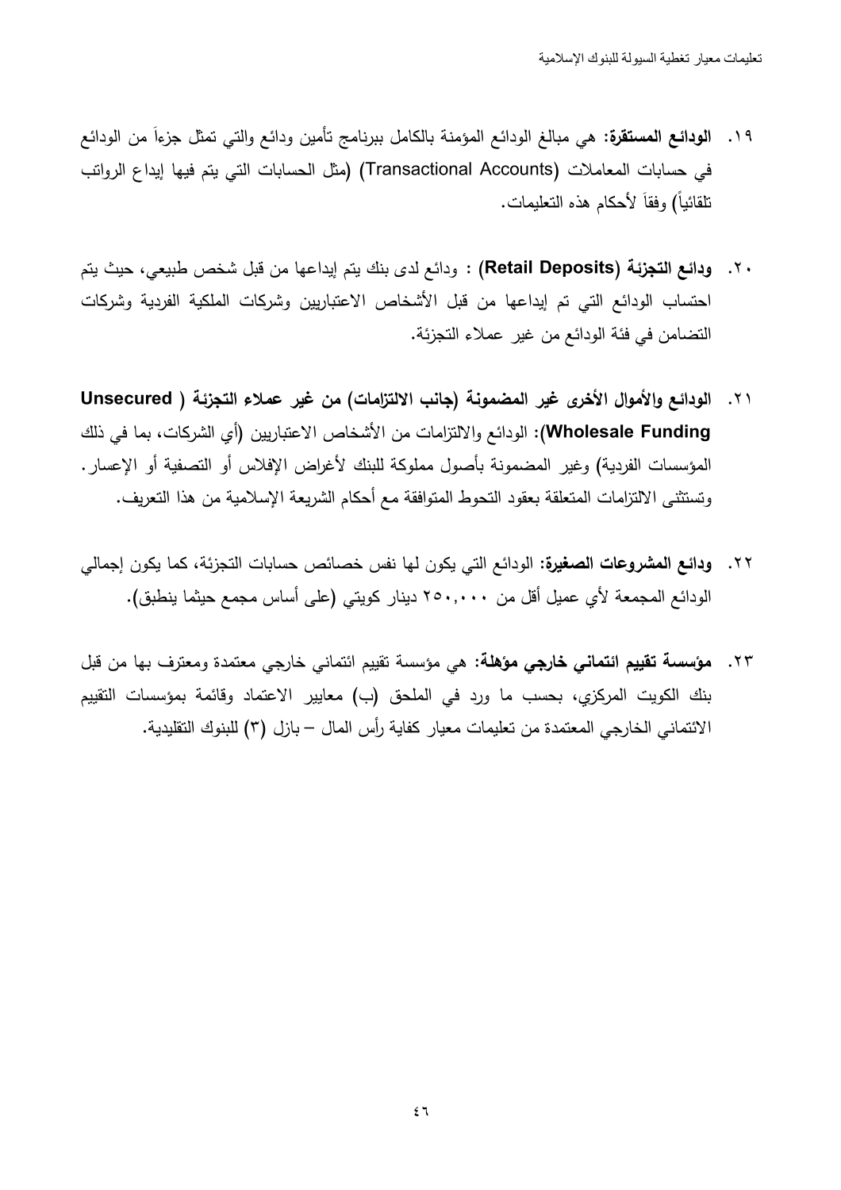١٩. **الودائع المستقرة:** هي مبالغ الودائع المؤمنة بالكامل ببرنامج تأمين ودائع والتي تمثل جزءاً من الودائع في حسابات المعاملات (Transactional Accounts) (مثل الحسابات التي يتم فيها إيداع الرواتب تلقائياً) وفقاً لأحكام هذه التعليمات.

٢٠. **ودائع التجزئة (Retail Deposits)** : ودائع لدى بنك يتم إيداعها من قبل شخص طبيعي، حيث يتم احتساب الودائع التي تم إيداعها من قبل الأشخاص الاعتباريين وشركات الملكية الفردية وشركات التضامن في فئة الودائع من غير عملاء التجزئة.

٢١. **الودائع والأموال الأخرى غير المضمونة (جانب الالتزامات) من غير عملاء التجزئة ( Unsecured Wholesale Funding)**: الودائع والالتزامات من الأشخاص الاعتباريين (أي الشركات، بما في ذلك المؤسسات الفردية) وغير المضمونة بأصول مملوكة للبنك لأغراض الإفلاس أو التصفية أو الإعسار. وتستثنى الالتزامات المتعلقة بعقود التحوط المتوافقة مع أحكام الشريعة الإسلامية من هذا التعريف.

٢٢. **ودائع المشروعات الصغيرة:** الودائع التي يكون لها نفس خصائص حسابات التجزئة، كما يكون إجمالي الودائع المجمعة لأي عميل أقل من ٢٥٠,٠٠٠ دينار كويتي (على أساس مجمع حيثما ينطبق).

٢٣. **مؤسسة تقييم ائتماني خارجي مؤهلة:** هي مؤسسة تقييم ائتماني خارجي معتمدة ومعترف بها من قبل بنك الكويت المركزي، بحسب ما ورد في الملحق (ب) معايير الاعتماد وقائمة بمؤسسات التقييم الائتماني الخارجي المعتمدة من تعليمات معيار كفاية رأس المال – بازل (٣) للبنوك التقليدية.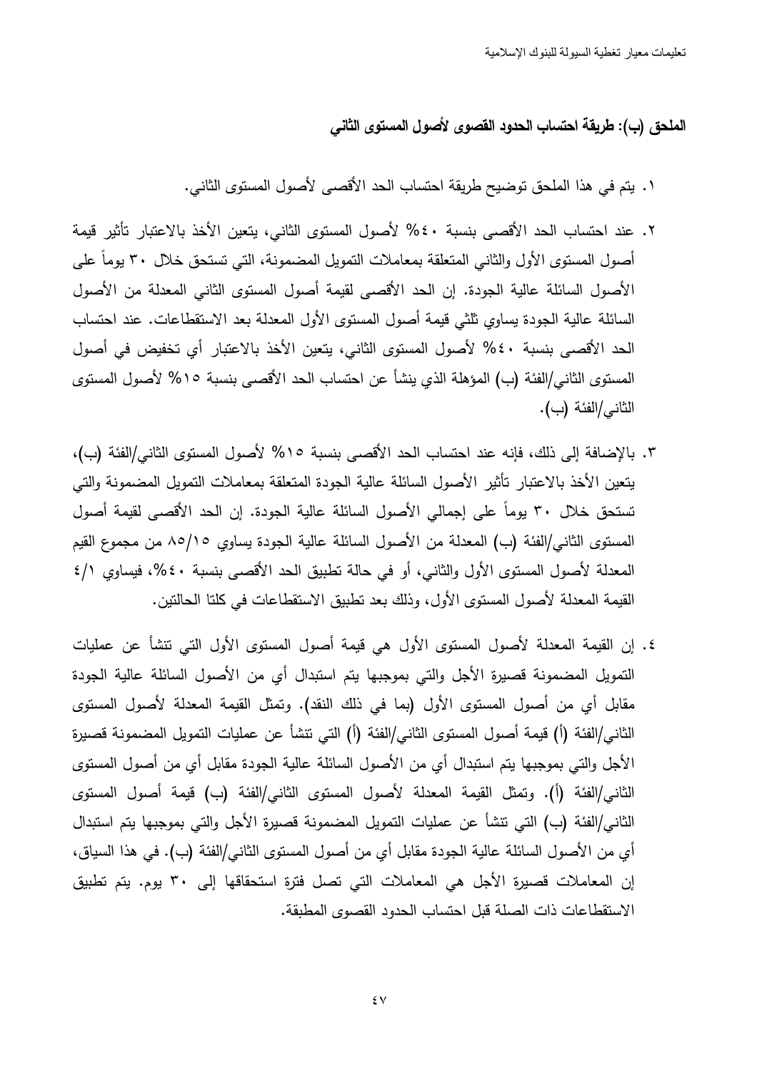## الملحق (ب): طريقة احتساب الحدود القصوى لأصول المستوى الثاني

١. يتم في هذا الملحق توضيح طريقة احتساب الحد الأقصى لأصول المستوى الثاني.

٢. عند احتساب الحد الأقصى بنسبة ٤٠% لأصول المستوى الثاني، يتعين الأخذ بالاعتبار تأثير قيمة أصول المستوى الأول والثاني المتعلقة بمعاملات التمويل المضمونة، التي تستحق خلال ٣٠ يوماً على الأصول السائلة عالية الجودة. إن الحد الأقصى لقيمة أصول المستوى الثاني المعدلة من الأصول السائلة عالية الجودة يساوي ثلثي قيمة أصول المستوى الأول المعدلة بعد الاستقطاعات. عند احتساب الحد الأقصى بنسبة ٤٠% لأصول المستوى الثاني، يتعين الأخذ بالاعتبار أي تخفيض في أصول المستوى الثاني/الفئة (ب) المؤهلة الذي ينشأ عن احتساب الحد الأقصى بنسبة ١٥% لأصول المستوى الثاني/الفئة (ب).

٣. بالإضافة إلى ذلك، فإنه عند احتساب الحد الأقصى بنسبة ١٥% لأصول المستوى الثاني/الفئة (ب)، يتعين الأخذ بالاعتبار تأثير الأصول السائلة عالية الجودة المتعلقة بمعاملات التمويل المضمونة والتي تستحق خلال ٣٠ يوماً على إجمالي الأصول السائلة عالية الجودة. إن الحد الأقصى لقيمة أصول المستوى الثاني/الفئة (ب) المعدلة من الأصول السائلة عالية الجودة يساوي ٨٥/١٥ من مجموع القيم المعدلة لأصول المستوى الأول والثاني، أو في حالة تطبيق الحد الأقصى بنسبة ٤٠%، فيساوي ٤/١ القيمة المعدلة لأصول المستوى الأول، وذلك بعد تطبيق الاستقطاعات في كلتا الحالتين.

٤. إن القيمة المعدلة لأصول المستوى الأول هي قيمة أصول المستوى الأول التي تنشأ عن عمليات التمويل المضمونة قصيرة الأجل والتي بموجبها يتم استبدال أي من الأصول السائلة عالية الجودة مقابل أي من أصول المستوى الأول (بما في ذلك النقد). وتمثل القيمة المعدلة لأصول المستوى الثاني/الفئة (أ) قيمة أصول المستوى الثاني/الفئة (أ) التي تنشأ عن عمليات التمويل المضمونة قصيرة الأجل والتي بموجبها يتم استبدال أي من الأصول السائلة عالية الجودة مقابل أي من أصول المستوى الثاني/الفئة (أ). وتمثل القيمة المعدلة لأصول المستوى الثاني/الفئة (ب) قيمة أصول المستوى الثاني/الفئة (ب) التي تنشأ عن عمليات التمويل المضمونة قصيرة الأجل والتي بموجبها يتم استبدال أي من الأصول السائلة عالية الجودة مقابل أي من أصول المستوى الثاني/الفئة (ب). في هذا السياق، إن المعاملات قصيرة الأجل هي المعاملات التي تصل فترة استحقاقها إلى ٣٠ يوم. يتم تطبيق الاستقطاعات ذات الصلة قبل احتساب الحدود القصوى المطبقة.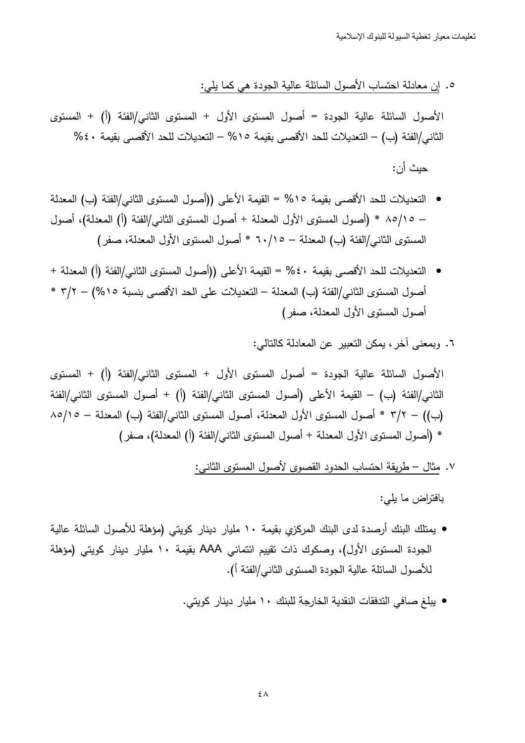٥. <u>إن معادلة احتساب الأصول السائلة عالية الجودة هي كما يلي:</u>

الأصول السائلة عالية الجودة = أصول المستوى الأول + المستوى الثاني/الفئة (أ) + المستوى الثاني/الفئة (ب) – التعديلات للحد الأقصى بقيمة ١٥% – التعديلات للحد الأقصى بقيمة ٤٠%

حيث أن:

- التعديلات للحد الأقصى بقيمة ١٥% = القيمة الأعلى ((أصول المستوى الثاني/الفئة (ب) المعدلة – ٨٥/١٥ * (أصول المستوى الأول المعدلة + أصول المستوى الثاني/الفئة (أ) المعدلة)، أصول المستوى الثاني/الفئة (ب) المعدلة – ٦٠/١٥ * أصول المستوى الأول المعدلة، صفر)
- التعديلات للحد الأقصى بقيمة ٤٠% = القيمة الأعلى ((أصول المستوى الثاني/الفئة (أ) المعدلة + أصول المستوى الثاني/الفئة (ب) المعدلة – التعديلات على الحد الأقصى بنسبة ١٥%) – ٣/٢ * أصول المستوى الأول المعدلة، صفر)

٦. وبمعنى آخر، يمكن التعبير عن المعادلة كالتالي:

الأصول السائلة عالية الجودة = أصول المستوى الأول + المستوى الثاني/الفئة (أ) + المستوى الثاني/الفئة (ب) – القيمة الأعلى (أصول المستوى الثاني/الفئة (أ) + أصول المستوى الثاني/الفئة (ب)) – ٣/٢ * أصول المستوى الأول المعدلة، أصول المستوى الثاني/الفئة (ب) المعدلة – ٨٥/١٥ * (أصول المستوى الأول المعدلة + أصول المستوى الثاني/الفئة (أ) المعدلة)، صفر)

٧. <u>مثال – طريقة احتساب الحدود القصوى لأصول المستوى الثاني:</u>

بافتراض ما يلي:

- يمتلك البنك أرصدة لدى البنك المركزي بقيمة ١٠ مليار دينار كويتي (مؤهلة للأصول السائلة عالية الجودة المستوى الأول)، وصكوك ذات تقييم ائتماني AAA بقيمة ١٠ مليار دينار كويتي (مؤهلة للأصول السائلة عالية الجودة المستوى الثاني/الفئة أ).
- يبلغ صافي التدفقات النقدية الخارجة للبنك ١٠ مليار دينار كويتي.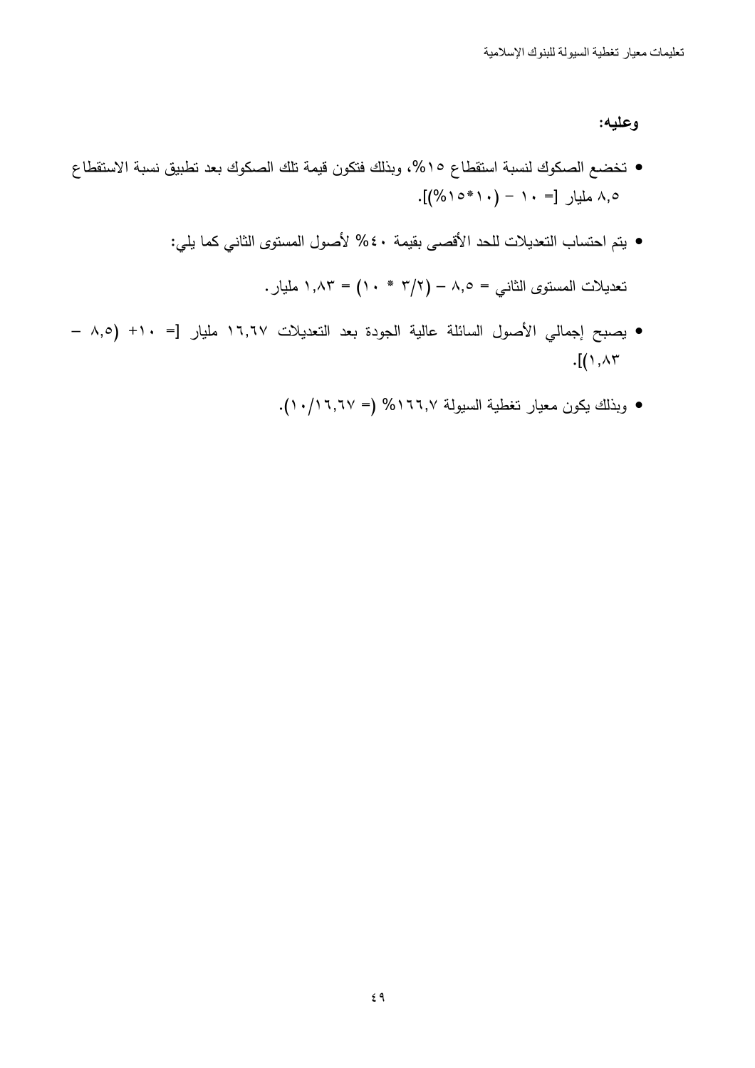**وعليه:**

- تخضع الصكوك لنسبة استقطاع ١٥%، وبذلك فتكون قيمة تلك الصكوك بعد تطبيق نسبة الاستقطاع ٨,٥ مليار [= ١٠ – (١٠*١٥%)].

- يتم احتساب التعديلات للحد الأقصى بقيمة ٤٠% لأصول المستوى الثاني كما يلي:

  تعديلات المستوى الثاني = ٨,٥ – (٢/٣ * ١٠) = ١,٨٣ مليار.

- يصبح إجمالي الأصول السائلة عالية الجودة بعد التعديلات ١٦,٦٧ مليار [= ١٠+ (٨,٥ – ١,٨٣)].

- وبذلك يكون معيار تغطية السيولة ١٦٦,٧% (= ١٦,٦٧/١٠).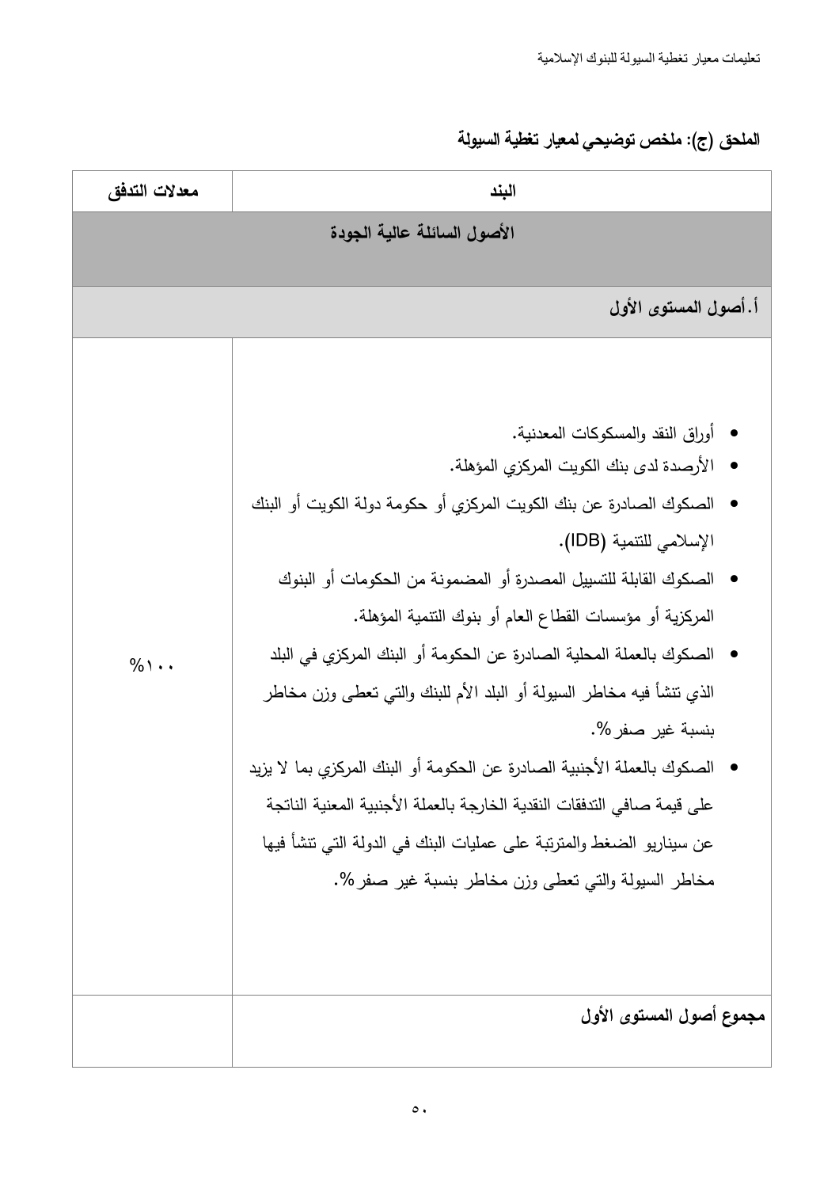## الملحق (ج): ملخص توضيحي لمعيار تغطية السيولة

| البند | معدلات التدفق |
|---|---|
| **الأصول السائلة عالية الجودة** | |
| **أ. أصول المستوى الأول** | |
| • أوراق النقد والمسكوكات المعدنية.<br>• الأرصدة لدى بنك الكويت المركزي المؤهلة.<br>• الصكوك الصادرة عن بنك الكويت المركزي أو حكومة دولة الكويت أو البنك الإسلامي للتنمية (IDB).<br>• الصكوك القابلة للتسييل المصدرة أو المضمونة من الحكومات أو البنوك المركزية أو مؤسسات القطاع العام أو بنوك التنمية المؤهلة.<br>• الصكوك بالعملة المحلية الصادرة عن الحكومة أو البنك المركزي في البلد الذي تنشأ فيه مخاطر السيولة أو البلد الأم للبنك والتي تعطى وزن مخاطر بنسبة غير صفر%.<br>• الصكوك بالعملة الأجنبية الصادرة عن الحكومة أو البنك المركزي بما لا يزيد على قيمة صافي التدفقات النقدية الخارجة بالعملة الأجنبية المعنية الناتجة عن سيناريو الضغط والمترتبة على عمليات البنك في الدولة التي تنشأ فيها مخاطر السيولة والتي تعطى وزن مخاطر بنسبة غير صفر%. | %١٠٠ |
| **مجموع أصول المستوى الأول** | |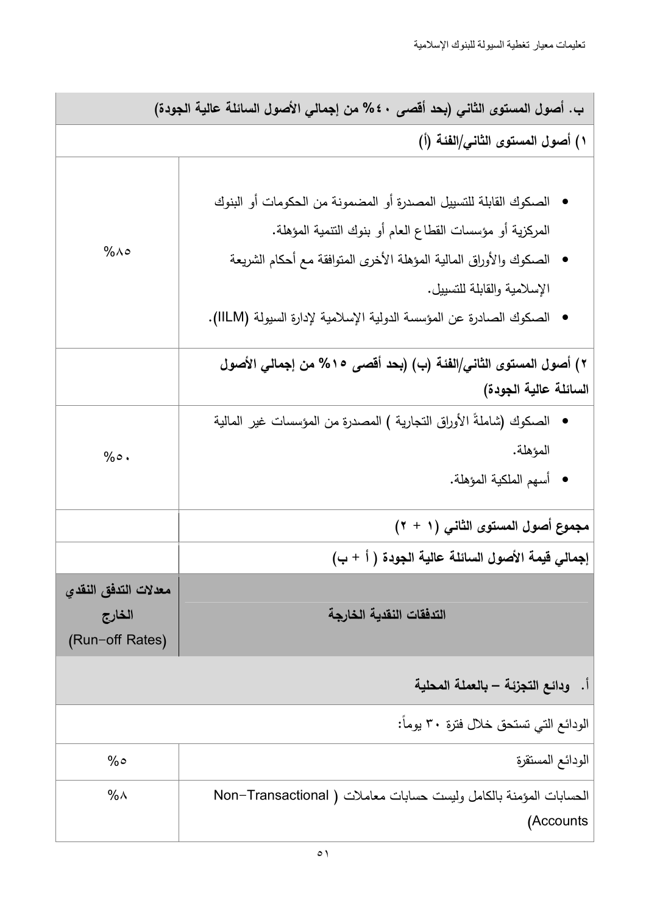| | |
|---|---|
| **ب. أصول المستوى الثاني (بحد أقصى ٤٠% من إجمالي الأصول السائلة عالية الجودة)** | |
| **١) أصول المستوى الثاني/الفئة (أ)** | |
| • الصكوك القابلة للتسييل المصدرة أو المضمونة من الحكومات أو البنوك المركزية أو مؤسسات القطاع العام أو بنوك التنمية المؤهلة.<br>• الصكوك والأوراق المالية المؤهلة الأخرى المتوافقة مع أحكام الشريعة الإسلامية والقابلة للتسييل.<br>• الصكوك الصادرة عن المؤسسة الدولية الإسلامية لإدارة السيولة (IILM). | %٨٥ |
| **٢) أصول المستوى الثاني/الفئة (ب) (بحد أقصى ١٥% من إجمالي الأصول السائلة عالية الجودة)** | |
| • الصكوك (شاملةً الأوراق التجارية ) المصدرة من المؤسسات غير المالية المؤهلة.<br>• أسهم الملكية المؤهلة. | %٥٠ |
| **مجموع أصول المستوى الثاني (١ + ٢)** | |
| **إجمالي قيمة الأصول السائلة عالية الجودة ( أ + ب)** | |
| **التدفقات النقدية الخارجة** | **معدلات التدفق النقدي الخارج (Run-off Rates)** |
| **أ. ودائع التجزئة – بالعملة المحلية** | |
| الودائع التي تستحق خلال فترة ٣٠ يوماً: | |
| الودائع المستقرة | %٥ |
| الحسابات المؤمنة بالكامل وليست حسابات معاملات ( Non-Transactional Accounts) | %٨ |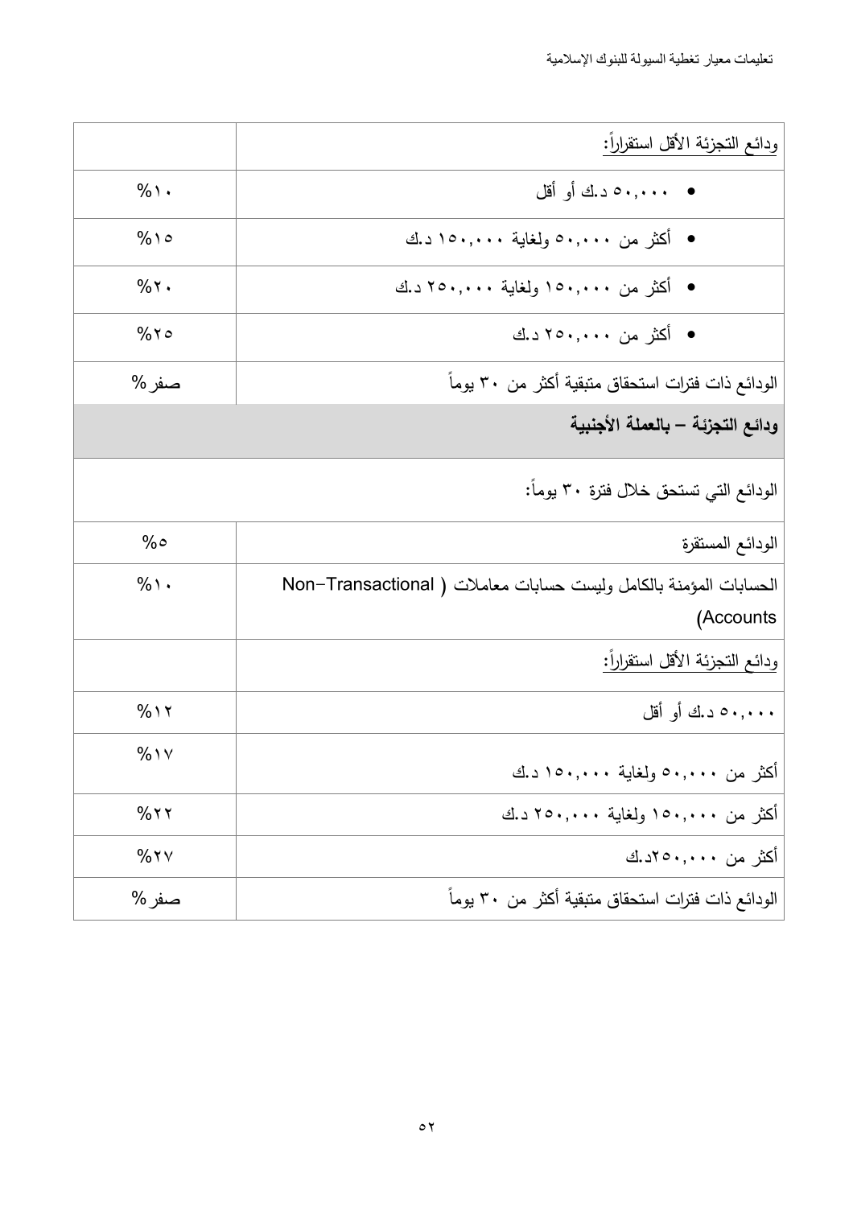| | |
|---|---|
| ودائع التجزئة الأقل استقراراً: | |
| • ٥٠,٠٠٠ د.ك أو أقل | %١٠ |
| • أكثر من ٥٠,٠٠٠ ولغاية ١٥٠,٠٠٠ د.ك | %١٥ |
| • أكثر من ١٥٠,٠٠٠ ولغاية ٢٥٠,٠٠٠ د.ك | %٢٠ |
| • أكثر من ٢٥٠,٠٠٠ د.ك | %٢٥ |
| الودائع ذات فترات استحقاق متبقية أكثر من ٣٠ يوماً | صفر% |
| **ودائع التجزئة – بالعملة الأجنبية** | |
| الودائع التي تستحق خلال فترة ٣٠ يوماً: | |
| الودائع المستقرة | %٥ |
| الحسابات المؤمنة بالكامل وليست حسابات معاملات ( Non-Transactional Accounts) | %١٠ |
| ودائع التجزئة الأقل استقراراً: | |
| ٥٠,٠٠٠ د.ك أو أقل | %١٢ |
| أكثر من ٥٠,٠٠٠ ولغاية ١٥٠,٠٠٠ د.ك | %١٧ |
| أكثر من ١٥٠,٠٠٠ ولغاية ٢٥٠,٠٠٠ د.ك | %٢٢ |
| أكثر من ٢٥٠,٠٠٠د.ك | %٢٧ |
| الودائع ذات فترات استحقاق متبقية أكثر من ٣٠ يوماً | صفر% |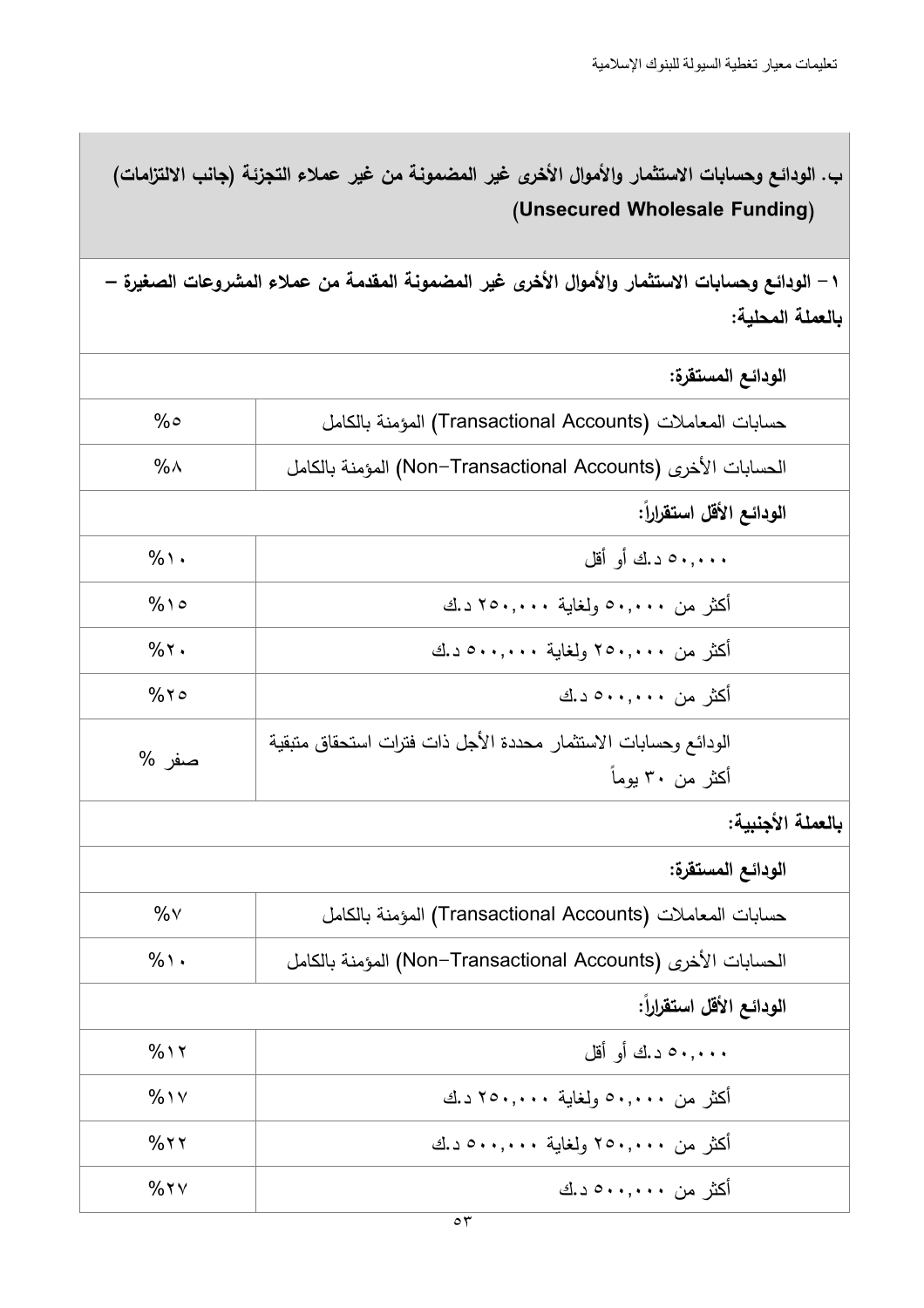| ب. الودائع وحسابات الاستثمار والأموال الأخرى غير المضمونة من غير عملاء التجزئة (جانب الالتزامات) (Unsecured Wholesale Funding) | |
|---|---|
| **١ – الودائع وحسابات الاستثمار والأموال الأخرى غير المضمونة المقدمة من عملاء المشروعات الصغيرة – بالعملة المحلية:** | |
| **الودائع المستقرة:** | |
| حسابات المعاملات (Transactional Accounts) المؤمنة بالكامل | %٥ |
| الحسابات الأخرى (Non-Transactional Accounts) المؤمنة بالكامل | %٨ |
| **الودائع الأقل استقراراً:** | |
| ٥٠,٠٠٠ د.ك أو أقل | %١٠ |
| أكثر من ٥٠,٠٠٠ ولغاية ٢٥٠,٠٠٠ د.ك | %١٥ |
| أكثر من ٢٥٠,٠٠٠ ولغاية ٥٠٠,٠٠٠ د.ك | %٢٠ |
| أكثر من ٥٠٠,٠٠٠ د.ك | %٢٥ |
| الودائع وحسابات الاستثمار محددة الأجل ذات فترات استحقاق متبقية أكثر من ٣٠ يوماً | صفر % |
| **بالعملة الأجنبية:** | |
| **الودائع المستقرة:** | |
| حسابات المعاملات (Transactional Accounts) المؤمنة بالكامل | %٧ |
| الحسابات الأخرى (Non-Transactional Accounts) المؤمنة بالكامل | %١٠ |
| **الودائع الأقل استقراراً:** | |
| ٥٠,٠٠٠ د.ك أو أقل | %١٢ |
| أكثر من ٥٠,٠٠٠ ولغاية ٢٥٠,٠٠٠ د.ك | %١٧ |
| أكثر من ٢٥٠,٠٠٠ ولغاية ٥٠٠,٠٠٠ د.ك | %٢٢ |
| أكثر من ٥٠٠,٠٠٠ د.ك | %٢٧ |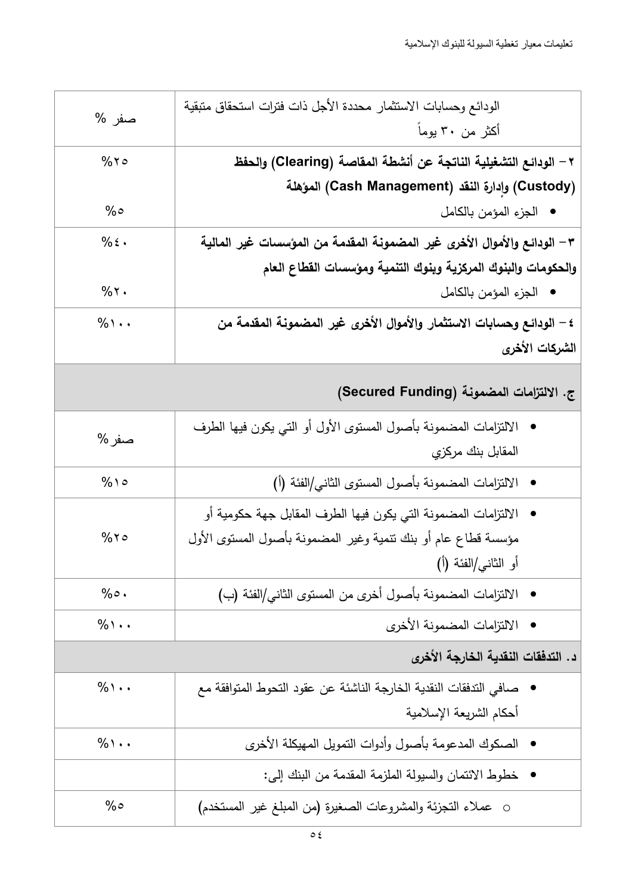| | |
|---|---|
| الودائع وحسابات الاستثمار محددة الأجل ذات فترات استحقاق متبقية أكثر من ٣٠ يوماً | صفر % |
| **٢- الودائع التشغيلية الناتجة عن أنشطة المقاصة (Clearing) والحفظ (Custody) وإدارة النقد (Cash Management) المؤهلة** | %٢٥ |
| • الجزء المؤمن بالكامل | %٥ |
| **٣- الودائع والأموال الأخرى غير المضمونة المقدمة من المؤسسات غير المالية والحكومات والبنوك المركزية وبنوك التنمية ومؤسسات القطاع العام** | %٤٠ |
| • الجزء المؤمن بالكامل | %٢٠ |
| **٤- الودائع وحسابات الاستثمار والأموال الأخرى غير المضمونة المقدمة من الشركات الأخرى** | %١٠٠ |
| **ج. الالتزامات المضمونة (Secured Funding)** | |
| • الالتزامات المضمونة بأصول المستوى الأول أو التي يكون فيها الطرف المقابل بنك مركزي | صفر% |
| • الالتزامات المضمونة بأصول المستوى الثاني/الفئة (أ) | %١٥ |
| • الالتزامات المضمونة التي يكون فيها الطرف المقابل جهة حكومية أو مؤسسة قطاع عام أو بنك تنمية وغير المضمونة بأصول المستوى الأول أو الثاني/الفئة (أ) | %٢٥ |
| • الالتزامات المضمونة بأصول أخرى من المستوى الثاني/الفئة (ب) | %٥٠ |
| • الالتزامات المضمونة الأخرى | %١٠٠ |
| **د. التدفقات النقدية الخارجة الأخرى** | |
| • صافي التدفقات النقدية الخارجة الناشئة عن عقود التحوط المتوافقة مع أحكام الشريعة الإسلامية | %١٠٠ |
| • الصكوك المدعومة بأصول وأدوات التمويل المهيكلة الأخرى | %١٠٠ |
| • خطوط الائتمان والسيولة الملزمة المقدمة من البنك إلى: | |
| ○ عملاء التجزئة والمشروعات الصغيرة (من المبلغ غير المستخدم) | %٥ |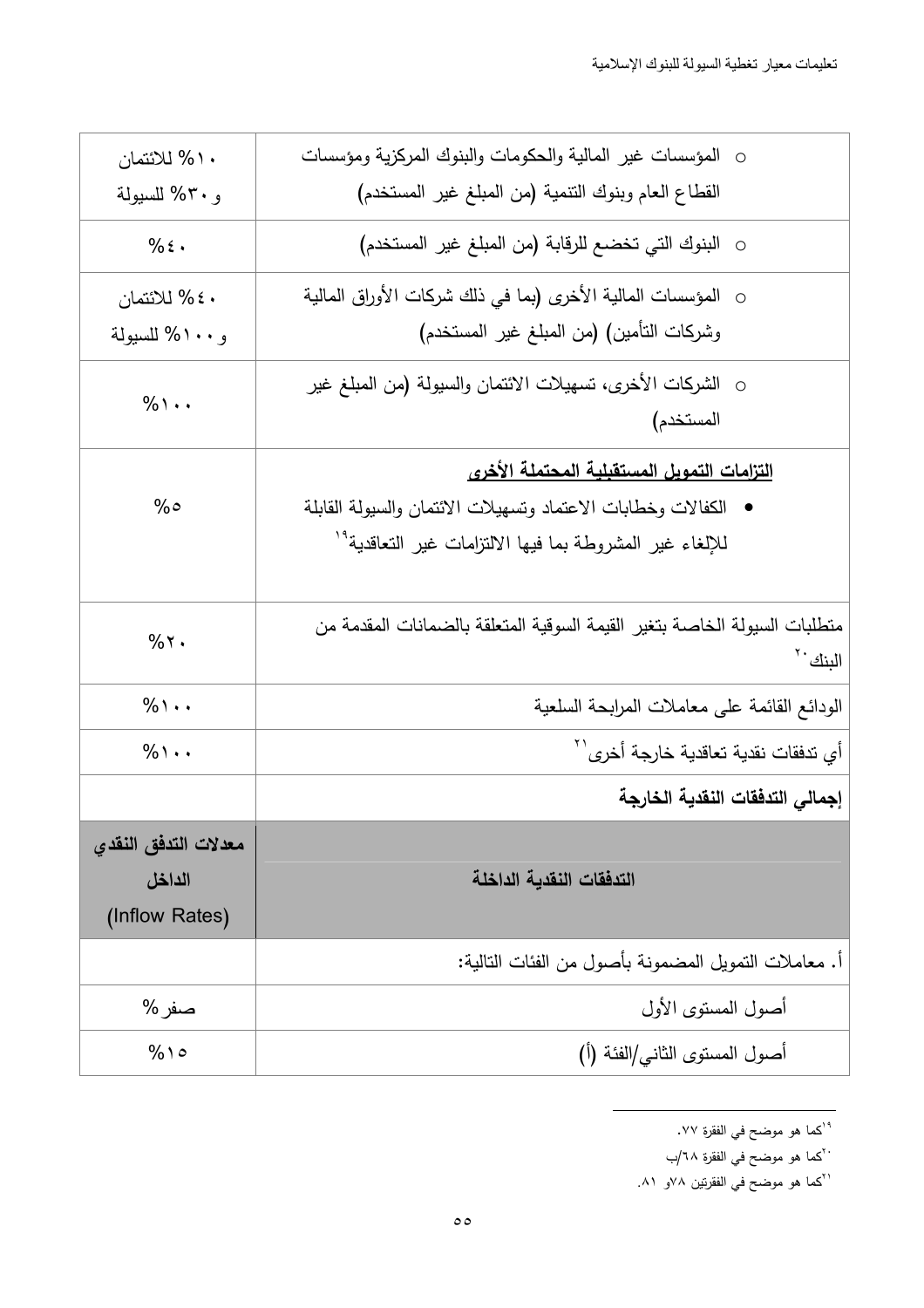| | |
|---|---|
| ○ المؤسسات غير المالية والحكومات والبنوك المركزية ومؤسسات القطاع العام وبنوك التنمية (من المبلغ غير المستخدم) | ١٠% للائتمان و٣٠% للسيولة |
| ○ البنوك التي تخضع للرقابة (من المبلغ غير المستخدم) | ٤٠% |
| ○ المؤسسات المالية الأخرى (بما في ذلك شركات الأوراق المالية وشركات التأمين) (من المبلغ غير المستخدم) | ٤٠% للائتمان و١٠٠% للسيولة |
| ○ الشركات الأخرى، تسهيلات الائتمان والسيولة (من المبلغ غير المستخدم) | ١٠٠% |
| **التزامات التمويل المستقبلية المحتملة الأخرى**<br>• الكفالات وخطابات الاعتماد وتسهيلات الائتمان والسيولة القابلة للإلغاء غير المشروطة بما فيها الالتزامات غير التعاقدية[١٩] | ٥% |
| متطلبات السيولة الخاصة بتغير القيمة السوقية المتعلقة بالضمانات المقدمة من البنك[٢٠] | ٢٠% |
| الودائع القائمة على معاملات المرابحة السلعية | ١٠٠% |
| أي تدفقات نقدية تعاقدية خارجة أخرى[٢١] | ١٠٠% |
| **إجمالي التدفقات النقدية الخارجة** | |
| **التدفقات النقدية الداخلة** | **معدلات التدفق النقدي الداخل (Inflow Rates)** |
| أ. معاملات التمويل المضمونة بأصول من الفئات التالية: | |
| أصول المستوى الأول | صفر% |
| أصول المستوى الثاني/الفئة (أ) | ١٥% |

[١٩] كما هو موضح في الفقرة ٧٧.

[٢٠] كما هو موضح في الفقرة ٦٨/ب

[٢١] كما هو موضح في الفقرتين ٧٨و ٨١.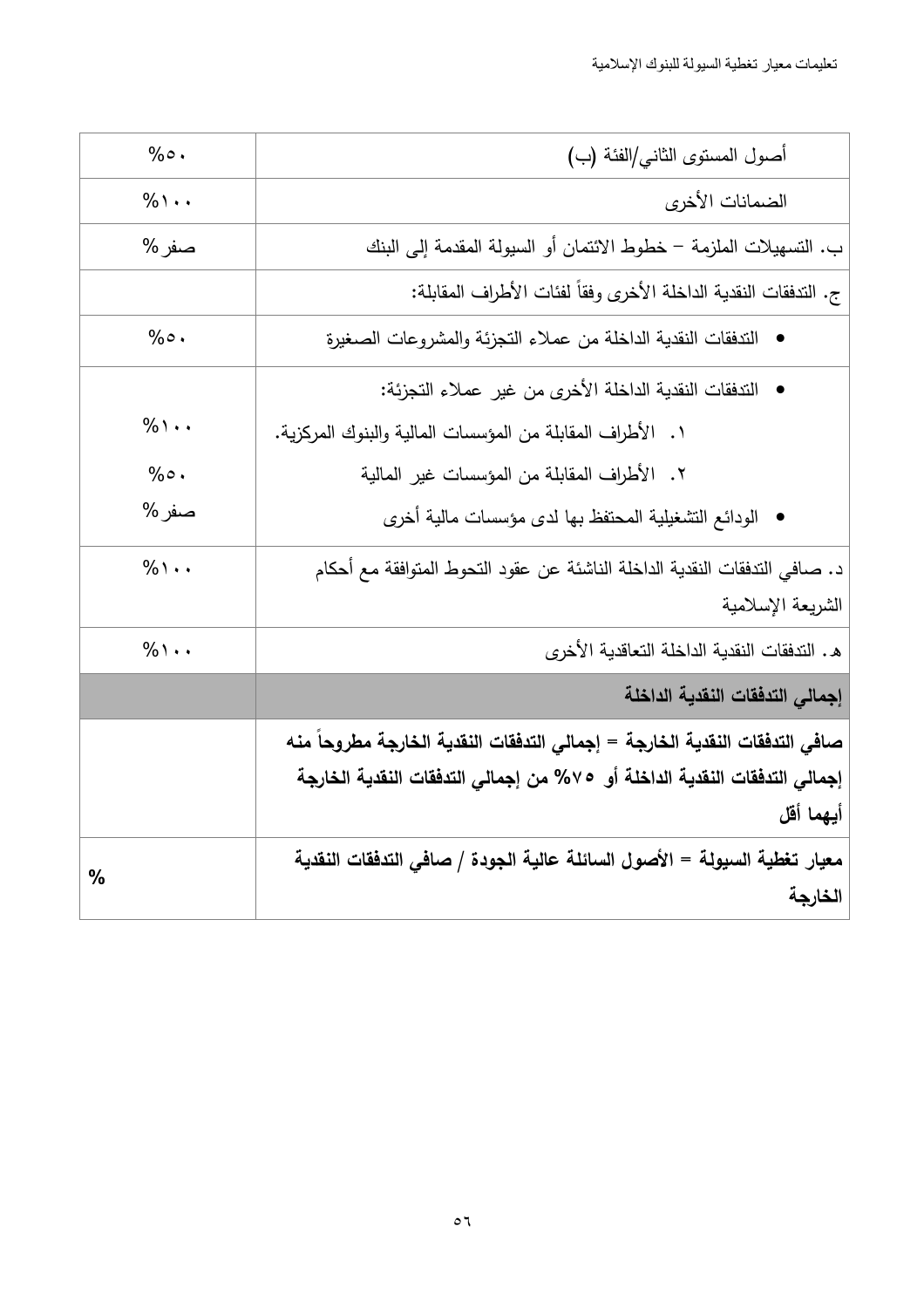| | |
|---|---|
| أصول المستوى الثاني/الفئة (ب) | %٥٠ |
| الضمانات الأخرى | %١٠٠ |
| ب. التسهيلات الملزمة – خطوط الائتمان أو السيولة المقدمة إلى البنك | صفر% |
| ج. التدفقات النقدية الداخلة الأخرى وفقاً لفئات الأطراف المقابلة: | |
| • التدفقات النقدية الداخلة من عملاء التجزئة والمشروعات الصغيرة | %٥٠ |
| • التدفقات النقدية الداخلة الأخرى من غير عملاء التجزئة:<br>١. الأطراف المقابلة من المؤسسات المالية والبنوك المركزية.<br>٢. الأطراف المقابلة من المؤسسات غير المالية<br>• الودائع التشغيلية المحتفظ بها لدى مؤسسات مالية أخرى | <br>%١٠٠<br>%٥٠<br>صفر% |
| د. صافي التدفقات النقدية الداخلة الناشئة عن عقود التحوط المتوافقة مع أحكام الشريعة الإسلامية | %١٠٠ |
| هـ. التدفقات النقدية الداخلة التعاقدية الأخرى | %١٠٠ |
| **إجمالي التدفقات النقدية الداخلة** | |
| **صافي التدفقات النقدية الخارجة = إجمالي التدفقات النقدية الخارجة مطروحاً منه إجمالي التدفقات النقدية الداخلة أو ٧٥% من إجمالي التدفقات النقدية الخارجة أيهما أقل** | |
| **معيار تغطية السيولة = الأصول السائلة عالية الجودة / صافي التدفقات النقدية الخارجة** | % |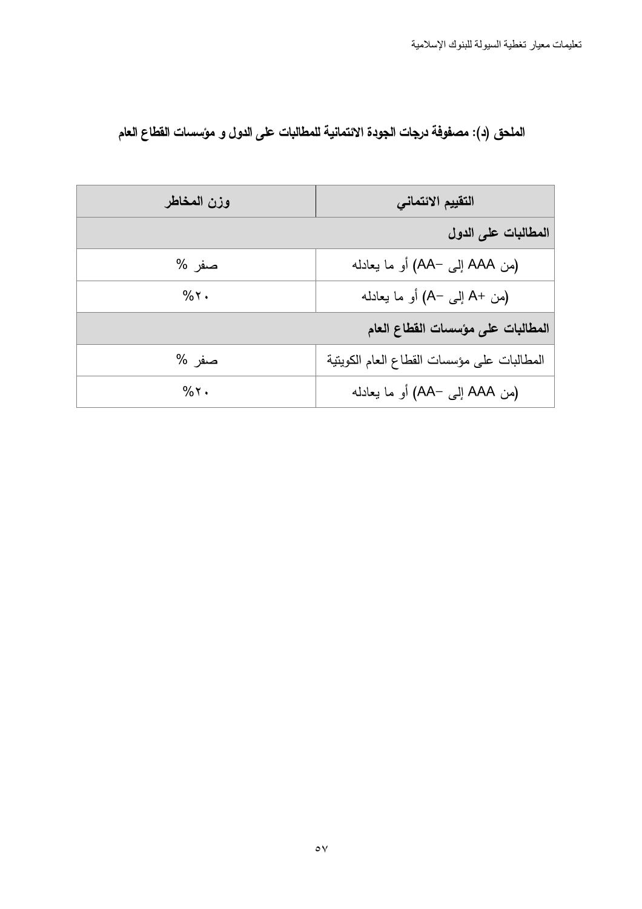## الملحق (د): مصفوفة درجات الجودة الائتمانية للمطالبات على الدول و مؤسسات القطاع العام

| التقييم الائتماني | وزن المخاطر |
|---|---|
| **المطالبات على الدول** | |
| (من AAA إلى –AA) أو ما يعادله | صفر % |
| (من +A إلى –A) أو ما يعادله | ٢٠% |
| **المطالبات على مؤسسات القطاع العام** | |
| المطالبات على مؤسسات القطاع العام الكويتية | صفر % |
| (من AAA إلى –AA) أو ما يعادله | ٢٠% |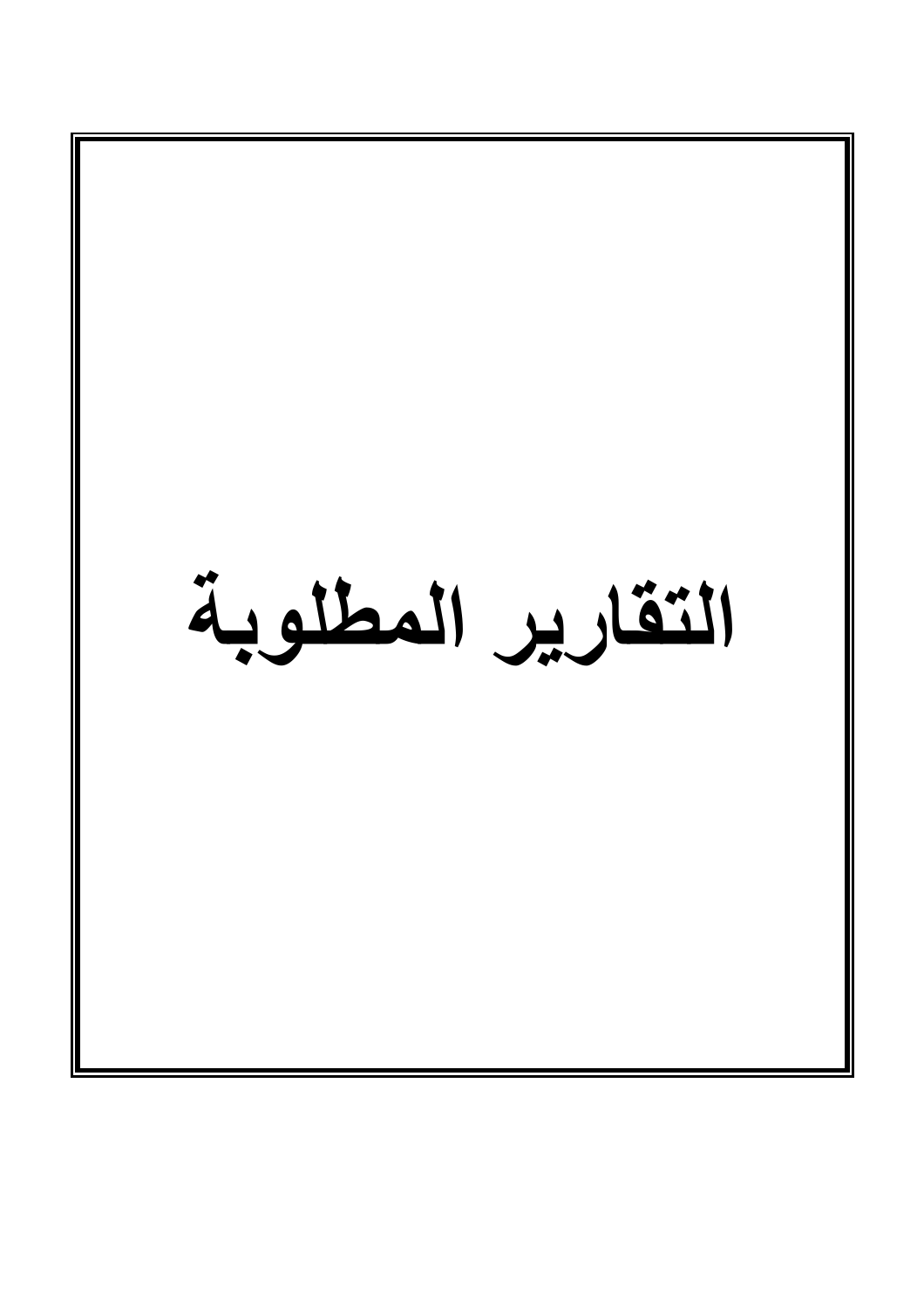# التقارير المطلوبة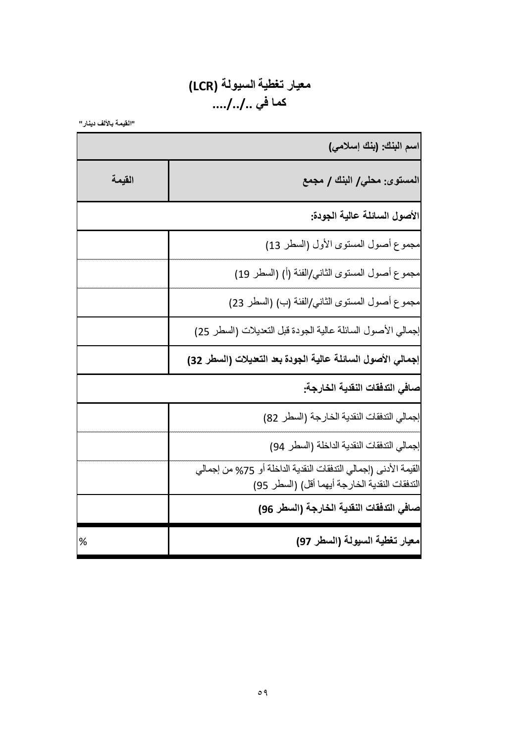# معيار تغطية السيولة (LCR)

## كما في ../../....

"القيمة بالألف دينار"

| اسم البنك: (بنك إسلامي) | |
|---|---|
| **المستوى: محلي/ البنك / مجمع** | **القيمة** |
| **الأصول السائلة عالية الجودة:** | |
| مجموع أصول المستوى الأول (السطر 13) | |
| مجموع أصول المستوى الثاني/الفئة (أ) (السطر 19) | |
| مجموع أصول المستوى الثاني/الفئة (ب) (السطر 23) | |
| إجمالي الأصول السائلة عالية الجودة قبل التعديلات (السطر 25) | |
| **إجمالي الأصول السائلة عالية الجودة بعد التعديلات (السطر 32)** | |
| **صافي التدفقات النقدية الخارجة:** | |
| إجمالي التدفقات النقدية الخارجة (السطر 82) | |
| إجمالي التدفقات النقدية الداخلة (السطر 94) | |
| القيمة الأدنى (إجمالي التدفقات النقدية الداخلة أو 75% من إجمالي التدفقات النقدية الخارجة أيهما أقل) (السطر 95) | |
| **صافي التدفقات النقدية الخارجة (السطر 96)** | |
| **معيار تغطية السيولة (السطر 97)** | % |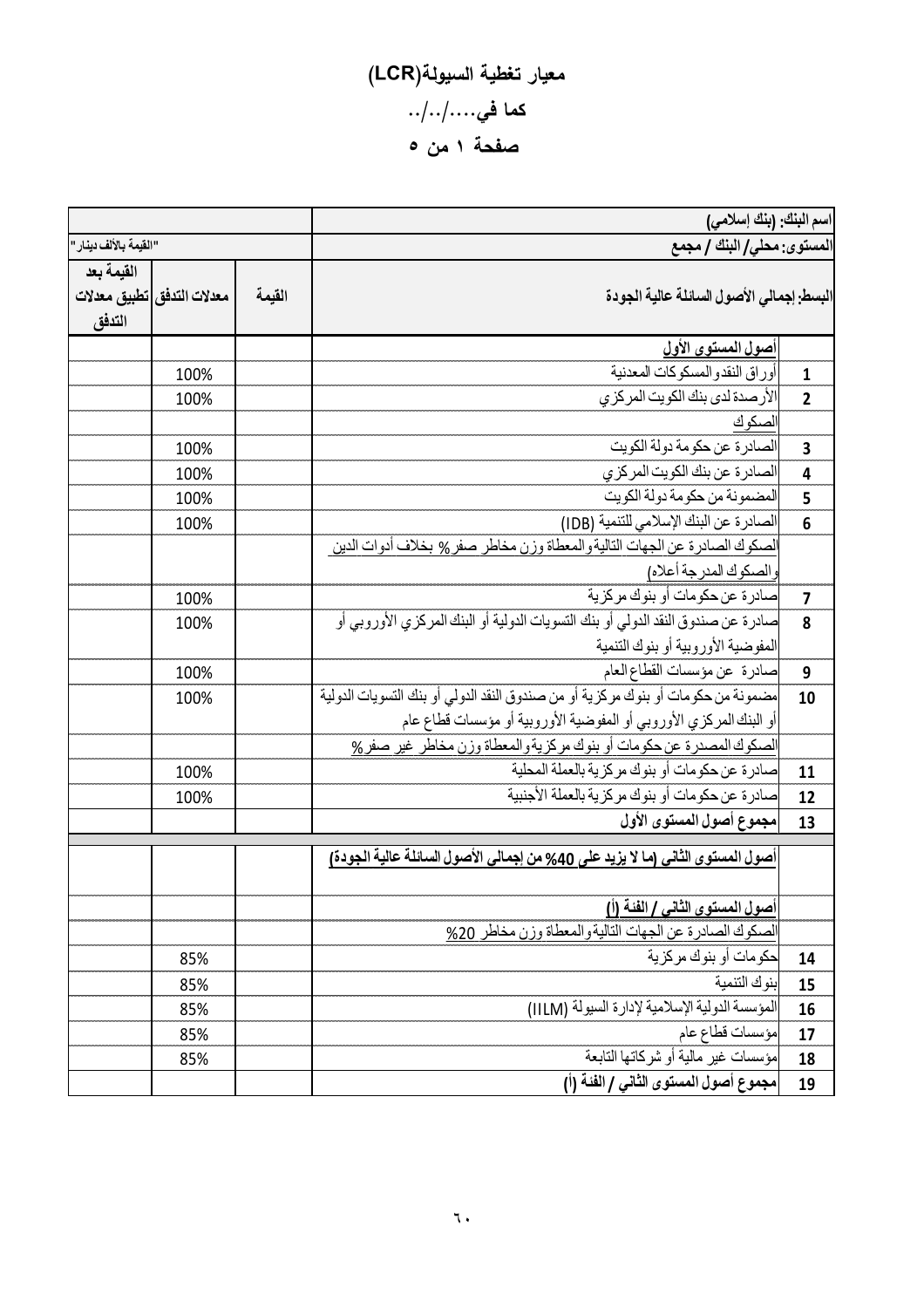# معيار تغطية السيولة(LCR)

## كما في..../../..

## صفحة ١ من ٥

| | اسم البنك: (بنك إسلامي) | | | |
|---|---|---|---|---|
| | المستوى: محلي/ البنك / مجمع | "القيمة بالألف دينار" | | |
| | البسط: إجمالي الأصول السائلة عالية الجودة | القيمة | معدلات التدفق | القيمة بعد تطبيق معدلات التدفق |
| | أصول المستوى الأول | | | |
| 1 | أوراق النقد والمسكوكات المعدنية | | 100% | |
| 2 | الأرصدة لدى بنك الكويت المركزي | | 100% | |
| | الصكوك | | | |
| 3 | الصادرة عن حكومة دولة الكويت | | 100% | |
| 4 | الصادرة عن بنك الكويت المركزي | | 100% | |
| 5 | المضمونة من حكومة دولة الكويت | | 100% | |
| 6 | الصادرة عن البنك الإسلامي للتنمية (IDB) | | 100% | |
| | الصكوك الصادرة عن الجهات التالية والمعطاة وزن مخاطر صفر% بخلاف أدوات الدين والصكوك المدرجة أعلاه) | | | |
| 7 | صادرة عن حكومات أو بنوك مركزية | | 100% | |
| 8 | صادرة عن صندوق النقد الدولي أو بنك التسويات الدولية أو البنك المركزي الأوروبي أو المفوضية الأوروبية أو بنوك التنمية | | 100% | |
| 9 | صادرة عن مؤسسات القطاع العام | | 100% | |
| 10 | مضمونة من حكومات أو بنوك مركزية أو من صندوق النقد الدولي أو بنك التسويات الدولية أو البنك المركزي الأوروبي أو المفوضية الأوروبية أو مؤسسات قطاع عام | | 100% | |
| | الصكوك المصدرة عن حكومات أو بنوك مركزية والمعطاة وزن مخاطر غير صفر% | | | |
| 11 | صادرة عن حكومات أو بنوك مركزية بالعملة المحلية | | 100% | |
| 12 | صادرة عن حكومات أو بنوك مركزية بالعملة الأجنبية | | 100% | |
| 13 | مجموع أصول المستوى الأول | | | |
| | أصول المستوى الثاني (ما لا يزيد على 40% من إجمالي الأصول السائلة عالية الجودة) | | | |
| | أصول المستوى الثاني / الفئة (أ) | | | |
| | الصكوك الصادرة عن الجهات التالية والمعطاة وزن مخاطر 20% | | | |
| 14 | حكومات أو بنوك مركزية | | 85% | |
| 15 | بنوك التنمية | | 85% | |
| 16 | المؤسسة الدولية الإسلامية لإدارة السيولة (IILM) | | 85% | |
| 17 | مؤسسات قطاع عام | | 85% | |
| 18 | مؤسسات غير مالية أو شركاتها التابعة | | 85% | |
| 19 | مجموع أصول المستوى الثاني / الفئة (أ) | | | |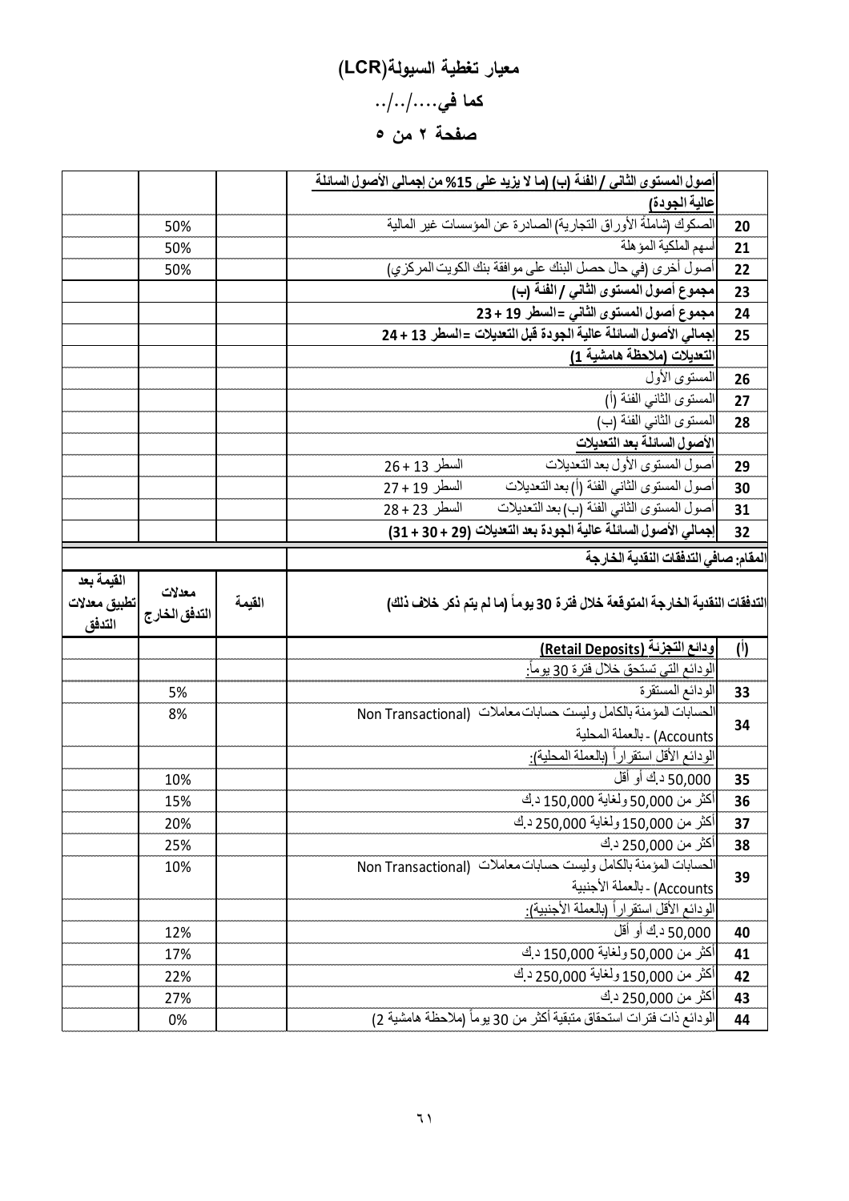# معيار تغطية السيولة(LCR)

## كما في..../../..

## صفحة ٢ من ٥

| | | | | |
|---|---|---|---|---|
| | **أصول المستوى الثاني / الفئة (ب) (ما لا يزيد على 15% من إجمالي الأصول السائلة عالية الجودة)** | | | |
| 20 | الصكوك (شاملةً الأوراق التجارية) الصادرة عن المؤسسات غير المالية | | 50% | |
| 21 | أسهم الملكية المؤهلة | | 50% | |
| 22 | أصول أخرى (في حال حصل البنك على موافقة بنك الكويت المركزي) | | 50% | |
| 23 | **مجموع أصول المستوى الثاني / الفئة (ب)** | | | |
| 24 | **مجموع أصول المستوى الثاني =السطر 19 + 23** | | | |
| 25 | **إجمالي الأصول السائلة عالية الجودة قبل التعديلات =السطر 13 + 24** | | | |
| | **التعديلات (ملاحظة هامشية 1)** | | | |
| 26 | المستوى الأول | | | |
| 27 | المستوى الثاني الفئة (أ) | | | |
| 28 | المستوى الثاني الفئة (ب) | | | |
| | **الأصول السائلة بعد التعديلات** | | | |
| 29 | أصول المستوى الأول بعد التعديلات السطر 13 + 26 | | | |
| 30 | أصول المستوى الثاني الفئة (أ) بعد التعديلات السطر 19 + 27 | | | |
| 31 | أصول المستوى الثاني الفئة (ب) بعد التعديلات السطر 23 + 28 | | | |
| 32 | **إجمالي الأصول السائلة عالية الجودة بعد التعديلات (29 + 30 + 31)** | | | |
| | **المقام: صافي التدفقات النقدية الخارجة** | | | |
| | **التدفقات النقدية الخارجة المتوقعة خلال فترة 30 يوماً (ما لم يتم ذكر خلاف ذلك)** | **القيمة** | **معدلات التدفق الخارج** | **القيمة بعد تطبيق معدلات التدفق** |
| (أ) | **ودائع التجزئة (Retail Deposits)** | | | |
| | الودائع التي تستحق خلال فترة 30 يوماً: | | | |
| 33 | الودائع المستقرة | | 5% | |
| 34 | الحسابات المؤمنة بالكامل وليست حسابات معاملات (Non Transactional Accounts) - بالعملة المحلية | | 8% | |
| | الودائع الأقل استقراراً (بالعملة المحلية): | | | |
| 35 | 50,000 د.ك أو أقل | | 10% | |
| 36 | أكثر من 50,000 ولغاية 150,000 د.ك | | 15% | |
| 37 | أكثر من 150,000 ولغاية 250,000 د.ك | | 20% | |
| 38 | أكثر من 250,000 د.ك | | 25% | |
| 39 | الحسابات المؤمنة بالكامل وليست حسابات معاملات (Non Transactional Accounts) - بالعملة الأجنبية | | 10% | |
| | الودائع الأقل استقراراً (بالعملة الأجنبية): | | | |
| 40 | 50,000 د.ك أو أقل | | 12% | |
| 41 | أكثر من 50,000 ولغاية 150,000 د.ك | | 17% | |
| 42 | أكثر من 150,000 ولغاية 250,000 د.ك | | 22% | |
| 43 | أكثر من 250,000 د.ك | | 27% | |
| 44 | الودائع ذات فترات استحقاق متبقية أكثر من 30 يوماً (ملاحظة هامشية 2) | | 0% | |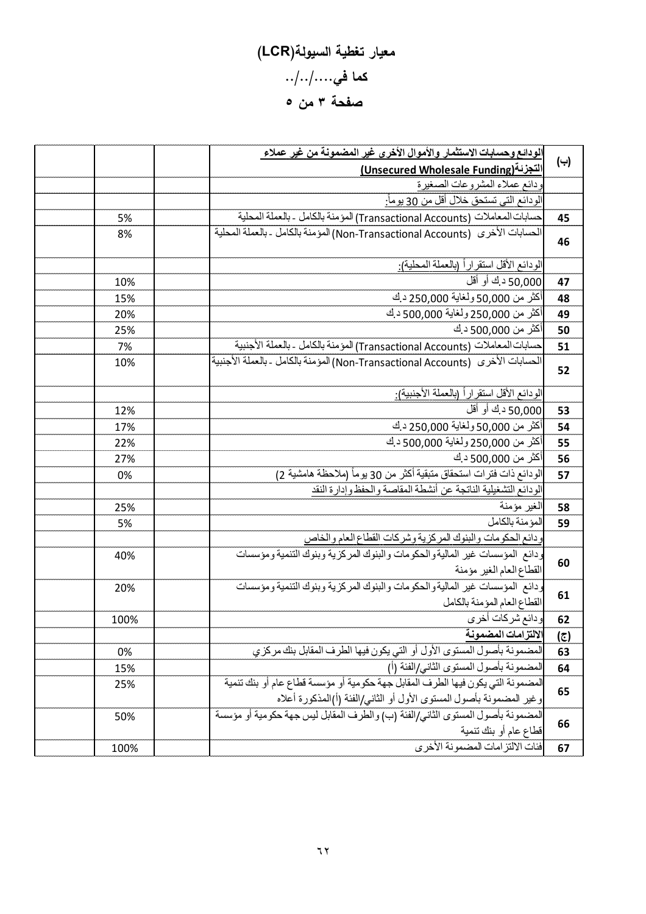# معيار تغطية السيولة(LCR)

## كما في..../../..

## صفحة ٣ من ٥

| | | | | |
|---|---|---|---|---|
| **(ب)** | **الودائع وحسابات الاستثمار والأموال الأخرى غير المضمونة من غير عملاء التجزئة(Unsecured Wholesale Funding)** | | | |
| | ودائع عملاء المشروعات الصغيرة | | | |
| | الودائع التي تستحق خلال أقل من 30 يوماً: | | | |
| 45 | حسابات المعاملات (Transactional Accounts) المؤمنة بالكامل - بالعملة المحلية | | 5% | |
| 46 | الحسابات الأخرى (Non-Transactional Accounts) المؤمنة بالكامل - بالعملة المحلية | | 8% | |
| | الودائع الأقل استقراراً (بالعملة المحلية): | | | |
| 47 | 50,000 د.ك أو أقل | | 10% | |
| 48 | أكثر من 50,000 ولغاية 250,000 د.ك | | 15% | |
| 49 | أكثر من 250,000 ولغاية 500,000 د.ك | | 20% | |
| 50 | أكثر من 500,000 د.ك | | 25% | |
| 51 | حسابات المعاملات (Transactional Accounts) المؤمنة بالكامل - بالعملة الأجنبية | | 7% | |
| 52 | الحسابات الأخرى (Non-Transactional Accounts) المؤمنة بالكامل - بالعملة الأجنبية | | 10% | |
| | الودائع الأقل استقراراً (بالعملة الأجنبية): | | | |
| 53 | 50,000 د.ك أو أقل | | 12% | |
| 54 | أكثر من 50,000 ولغاية 250,000 د.ك | | 17% | |
| 55 | أكثر من 250,000 ولغاية 500,000 د.ك | | 22% | |
| 56 | أكثر من 500,000 د.ك | | 27% | |
| 57 | الودائع ذات فترات استحقاق متبقية أكثر من 30 يوماً (ملاحظة هامشية 2) | | 0% | |
| | الودائع التشغيلية الناتجة عن أنشطة المقاصة والحفظ وإدارة النقد | | | |
| 58 | الغير مؤمنة | | 25% | |
| 59 | المؤمنة بالكامل | | 5% | |
| | ودائع الحكومات والبنوك المركزية وشركات القطاع العام والخاص | | | |
| 60 | ودائع المؤسسات غير المالية والحكومات والبنوك المركزية وبنوك التنمية ومؤسسات القطاع العام الغير مؤمنة | | 40% | |
| 61 | ودائع المؤسسات غير المالية والحكومات والبنوك المركزية وبنوك التنمية ومؤسسات القطاع العام المؤمنة بالكامل | | 20% | |
| 62 | ودائع شركات أخرى | | 100% | |
| **(ج)** | **الالتزامات المضمونة** | | | |
| 63 | المضمونة بأصول المستوى الأول أو التي يكون فيها الطرف المقابل بنك مركزي | | 0% | |
| 64 | المضمونة بأصول المستوى الثاني/الفئة (أ) | | 15% | |
| 65 | المضمونة التي يكون فيها الطرف المقابل جهة حكومية أو مؤسسة قطاع عام أو بنك تنمية وغير المضمونة بأصول المستوى الأول أو الثاني/الفئة (أ)المذكورة أعلاه | | 25% | |
| 66 | المضمونة بأصول المستوى الثاني/الفئة (ب) والطرف المقابل ليس جهة حكومية أو مؤسسة قطاع عام أو بنك تنمية | | 50% | |
| 67 | فئات الالتزامات المضمونة الأخرى | | 100% | |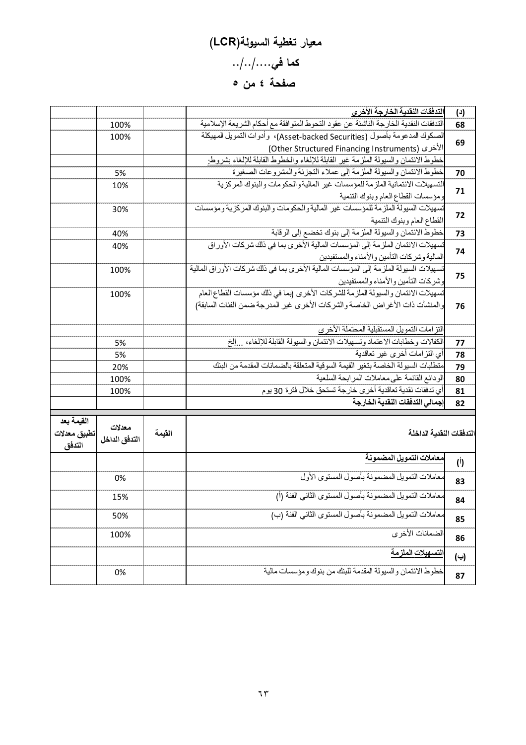# معيار تغطية السيولة(LCR)

## كما في..../../..

## صفحة ٤ من ٥

| | | | | |
|---|---|---|---|---|
| (د) | **التدفقات النقدية الخارجة الأخرى** | | | |
| 68 | التدفقات النقدية الخارجة الناشئة عن عقود التحوط المتوافقة مع أحكام الشريعة الإسلامية | | 100% | |
| 69 | الصكوك المدعومة بأصول (Asset-backed Securities)، وأدوات التمويل المهيكلة الأخرى (Other Structured Financing Instruments) | | 100% | |
| | خطوط الائتمان والسيولة الملزمة غير القابلة للالغاء والخطوط القابلة للإلغاء بشروط: | | | |
| 70 | خطوط الائتمان والسيولة الملزمة إلى عملاء التجزئة والمشروعات الصغيرة | | 5% | |
| 71 | التسهيلات الائتمانية الملزمة للمؤسسات غير المالية والحكومات والبنوك المركزية ومؤسسات القطاع العام وبنوك التنمية | | 10% | |
| 72 | تسهيلات السيولة الملزمة للمؤسسات غير المالية والحكومات والبنوك المركزية ومؤسسات القطاع العام وبنوك التنمية | | 30% | |
| 73 | خطوط الائتمان والسيولة الملزمة إلى بنوك تخضع إلى الرقابة | | 40% | |
| 74 | تسهيلات الائتمان الملزمة إلى المؤسسات المالية الأخرى بما في ذلك شركات الأوراق المالية وشركات التأمين والأمناء والمستفيدين | | 40% | |
| 75 | تسهيلات السيولة الملزمة إلى المؤسسات المالية الأخرى بما في ذلك شركات الأوراق المالية وشركات التأمين والأمناء والمستفيدين | | 100% | |
| 76 | تسهيلات الائتمان والسيولة الملزمة للشركات الأخرى (بما في ذلك مؤسسات القطاع العام والمنشآت ذات الأغراض الخاصة والشركات الأخرى غير المدرجة ضمن الفئات السابقة) | | 100% | |
| | التزامات التمويل المستقبلية المحتملة الأخرى | | | |
| 77 | الكفالات وخطابات الاعتماد وتسهيلات الائتمان والسيولة القابلة للإلغاء، ...إلخ | | 5% | |
| 78 | أي التزامات أخرى غير تعاقدية | | 5% | |
| 79 | متطلبات السيولة الخاصة بتغير القيمة السوقية المتعلقة بالضمانات المقدمة من البنك | | 20% | |
| 80 | الودائع القائمة على معاملات المرابحة السلعية | | 100% | |
| 81 | أي تدفقات نقدية تعاقدية أخرى خارجة تستحق خلال فترة 30 يوم | | 100% | |
| 82 | **إجمالي التدفقات النقدية الخارجة** | | | |
| **التدفقات النقدية الداخلة** | | **القيمة** | **معدلات التدفق الداخل** | **القيمة بعد تطبيق معدلات التدفق** |
| (أ) | **معاملات التمويل المضمونة** | | | |
| 83 | معاملات التمويل المضمونة بأصول المستوى الأول | | 0% | |
| 84 | معاملات التمويل المضمونة بأصول المستوى الثاني الفئة (أ) | | 15% | |
| 85 | معاملات التمويل المضمونة بأصول المستوى الثاني الفئة (ب) | | 50% | |
| 86 | الضمانات الأخرى | | 100% | |
| (ب) | **التسهيلات الملزمة** | | | |
| 87 | خطوط الائتمان والسيولة المقدمة للبنك من بنوك ومؤسسات مالية | | 0% | |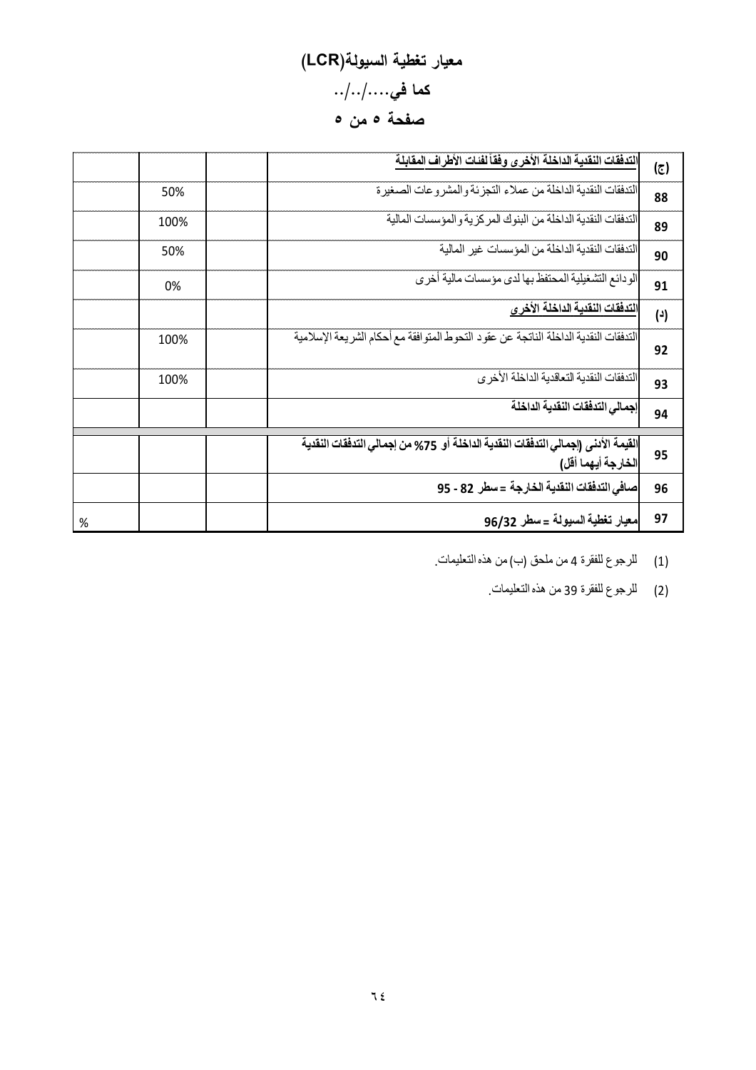# معيار تغطية السيولة(LCR)

## كما في..../../..

## صفحة ٥ من ٥

| | | | | |
|---|---|---|---|---|
| (ج) | **التدفقات النقدية الداخلة الأخرى وفقاً لفئات الأطراف المقابلة** | | | |
| 88 | التدفقات النقدية الداخلة من عملاء التجزئة والمشروعات الصغيرة | | 50% | |
| 89 | التدفقات النقدية الداخلة من البنوك المركزية والمؤسسات المالية | | 100% | |
| 90 | التدفقات النقدية الداخلة من المؤسسات غير المالية | | 50% | |
| 91 | الودائع التشغيلية المحتفظ بها لدى مؤسسات مالية أخرى | | 0% | |
| (د) | **التدفقات النقدية الداخلة الأخرى** | | | |
| 92 | التدفقات النقدية الداخلة الناتجة عن عقود التحوط المتوافقة مع أحكام الشريعة الإسلامية | | 100% | |
| 93 | التدفقات النقدية التعاقدية الداخلة الأخرى | | 100% | |
| 94 | **إجمالي التدفقات النقدية الداخلة** | | | |
| 95 | **القيمة الأدنى (إجمالي التدفقات النقدية الداخلة أو 75% من إجمالي التدفقات النقدية الخارجة أيهما أقل)** | | | |
| 96 | **صافي التدفقات النقدية الخارجة = سطر 82 - 95** | | | |
| 97 | **معيار تغطية السيولة = سطر 96/32** | | | % |

(1) للرجوع للفقرة 4 من ملحق (ب) من هذه التعليمات.

(2) للرجوع للفقرة 39 من هذه التعليمات.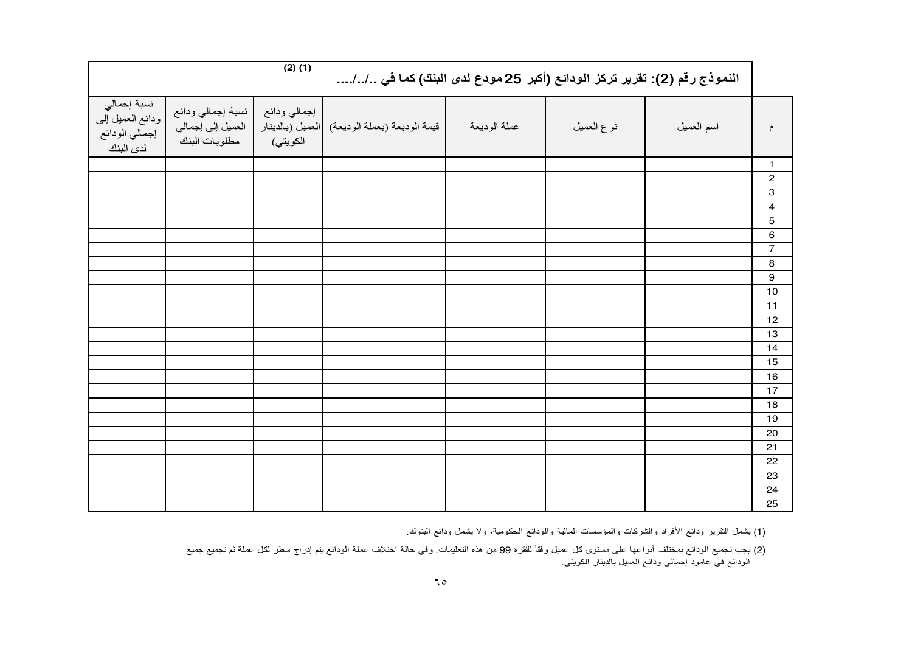## النموذج رقم (2): تقرير تركز الودائع (أكبر 25 مودع لدى البنك) كما في ../../.... (1) (2)

| م | اسم العميل | نوع العميل | عملة الوديعة | قيمة الوديعة (بعملة الوديعة) | إجمالي ودائع العميل (بالدينار الكويتي) | نسبة إجمالي ودائع العميل إلى إجمالي مطلوبات البنك | نسبة إجمالي ودائع العميل إلى إجمالي الودائع لدى البنك |
|---|---|---|---|---|---|---|---|
| 1 | | | | | | | |
| 2 | | | | | | | |
| 3 | | | | | | | |
| 4 | | | | | | | |
| 5 | | | | | | | |
| 6 | | | | | | | |
| 7 | | | | | | | |
| 8 | | | | | | | |
| 9 | | | | | | | |
| 10 | | | | | | | |
| 11 | | | | | | | |
| 12 | | | | | | | |
| 13 | | | | | | | |
| 14 | | | | | | | |
| 15 | | | | | | | |
| 16 | | | | | | | |
| 17 | | | | | | | |
| 18 | | | | | | | |
| 19 | | | | | | | |
| 20 | | | | | | | |
| 21 | | | | | | | |
| 22 | | | | | | | |
| 23 | | | | | | | |
| 24 | | | | | | | |
| 25 | | | | | | | |

(1) يشمل التقرير ودائع الأفراد والشركات والمؤسسات المالية والودائع الحكومية، ولا يشمل ودائع البنوك.

(2) يجب تجميع الودائع بمختلف أنواعها على مستوى كل عميل وفقاً للفقرة 99 من هذه التعليمات. وفي حالة اختلاف عملة الودائع يتم إدراج سطر لكل عملة ثم تجميع جميع الودائع في عامود إجمالي ودائع العميل بالدينار الكويتي.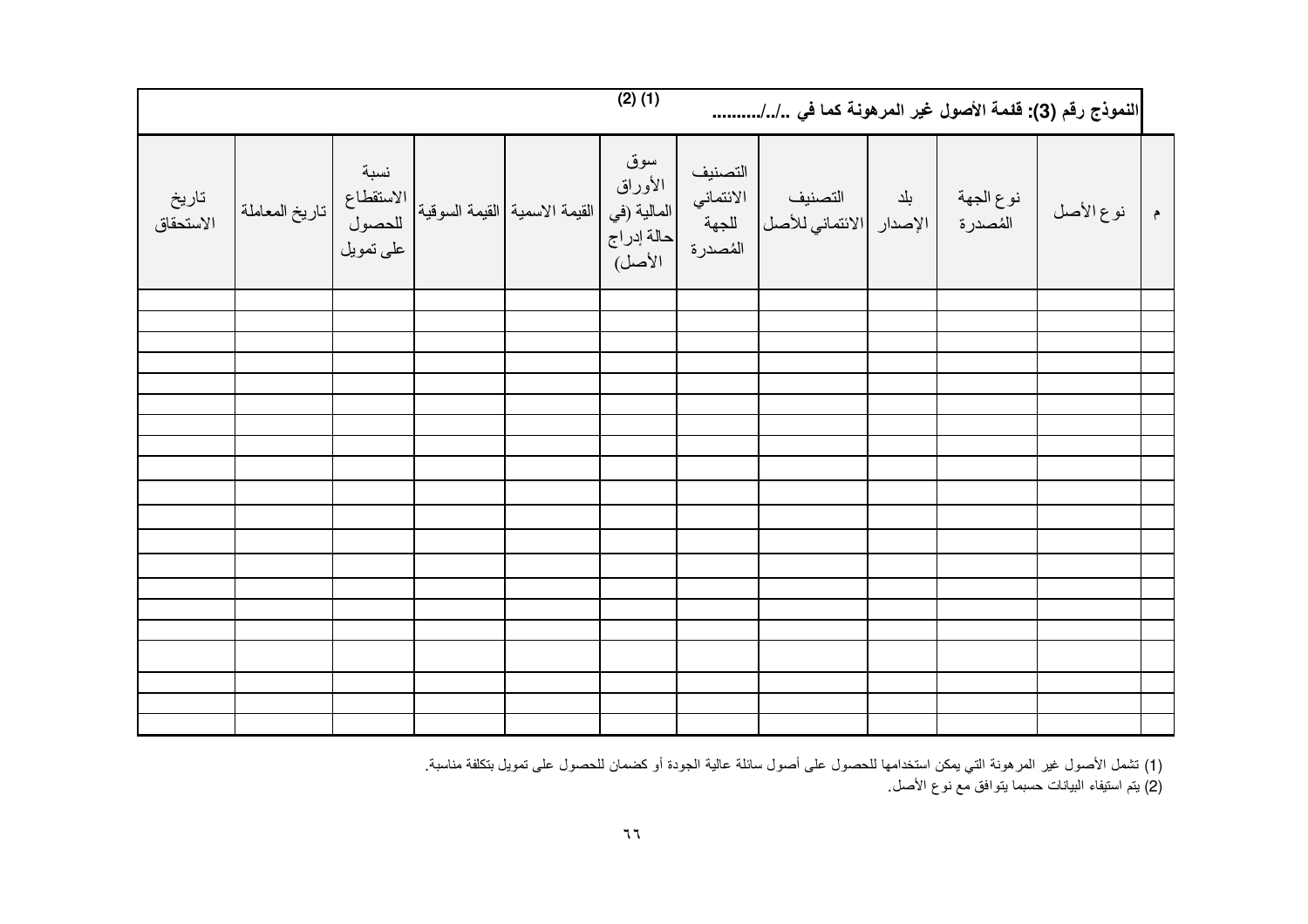**النموذج رقم (3): قائمة الأصول غير المرهونة كما في ../../.......... (1) (2)**

| م | نوع الأصل | نوع الجهة المُصدرة | بلد الإصدار | التصنيف الائتماني للأصل | التصنيف الائتماني للجهة المُصدرة | سوق الأوراق المالية (في حالة إدراج الأصل) | القيمة الاسمية | القيمة السوقية | نسبة الاستقطاع للحصول على تمويل | تاريخ المعاملة | تاريخ الاستحقاق |
|---|---|---|---|---|---|---|---|---|---|---|---|
| | | | | | | | | | | | |
| | | | | | | | | | | | |
| | | | | | | | | | | | |
| | | | | | | | | | | | |
| | | | | | | | | | | | |
| | | | | | | | | | | | |
| | | | | | | | | | | | |
| | | | | | | | | | | | |
| | | | | | | | | | | | |
| | | | | | | | | | | | |
| | | | | | | | | | | | |
| | | | | | | | | | | | |
| | | | | | | | | | | | |
| | | | | | | | | | | | |
| | | | | | | | | | | | |
| | | | | | | | | | | | |
| | | | | | | | | | | | |
| | | | | | | | | | | | |
| | | | | | | | | | | | |
| | | | | | | | | | | | |
| | | | | | | | | | | | |

(1) تشمل الأصول غير المرهونة التي يمكن استخدامها للحصول على أصول سائلة عالية الجودة أو كضمان للحصول على تمويل بتكلفة مناسبة.

(2) يتم استيفاء البيانات حسبما يتوافق مع نوع الأصل.